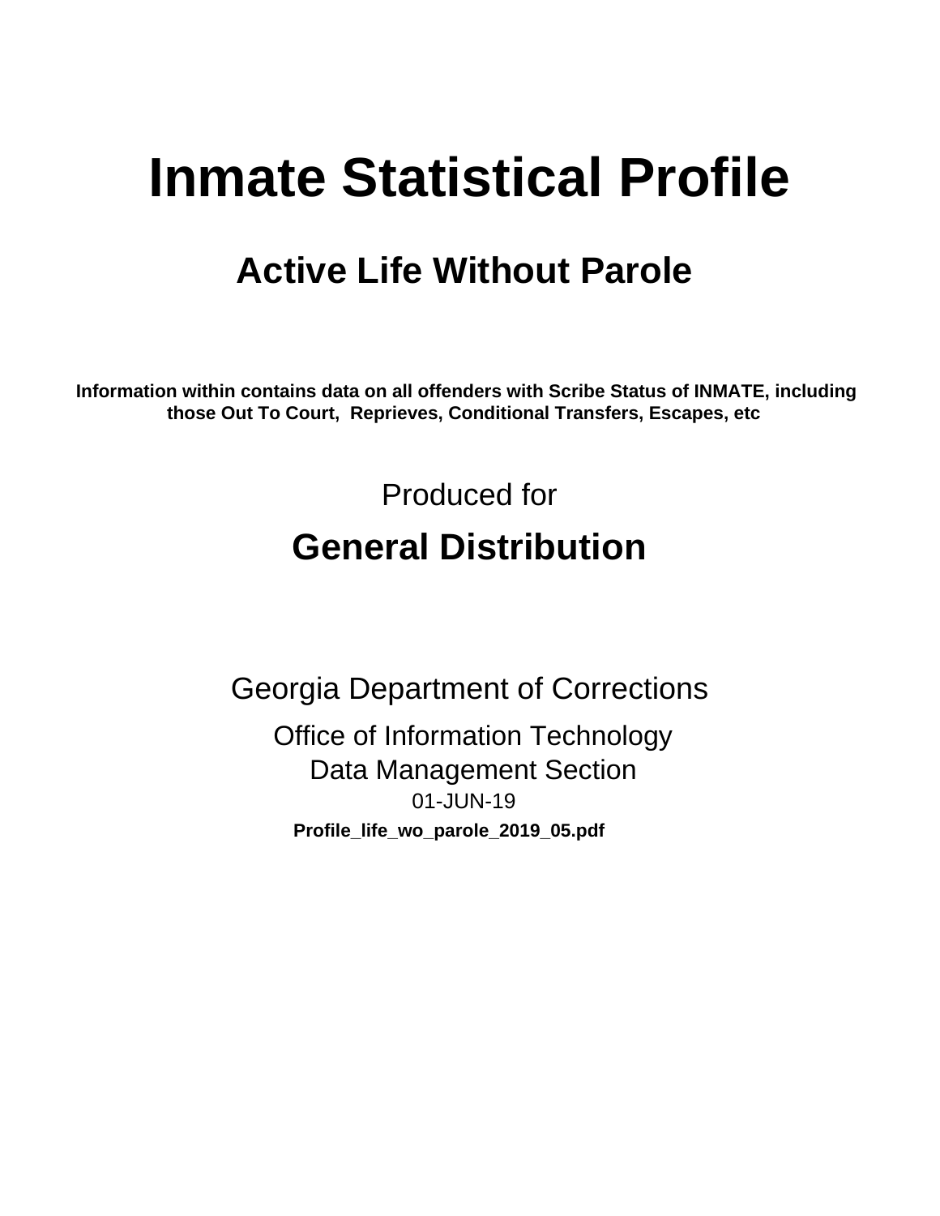# Inmate Statistical Profile

## Active Life Without Parole

**Information within contains data on all offenders with Scribe Status of INMATE, including those Out To Court, Reprieves, Conditional Transfers, Escapes, etc**

Produced for

## General Distribution

Georgia Department of Corrections

Office of Information Technology
Data Management Section
01-JUN-19

**Profile_life_wo_parole_2019_05.pdf**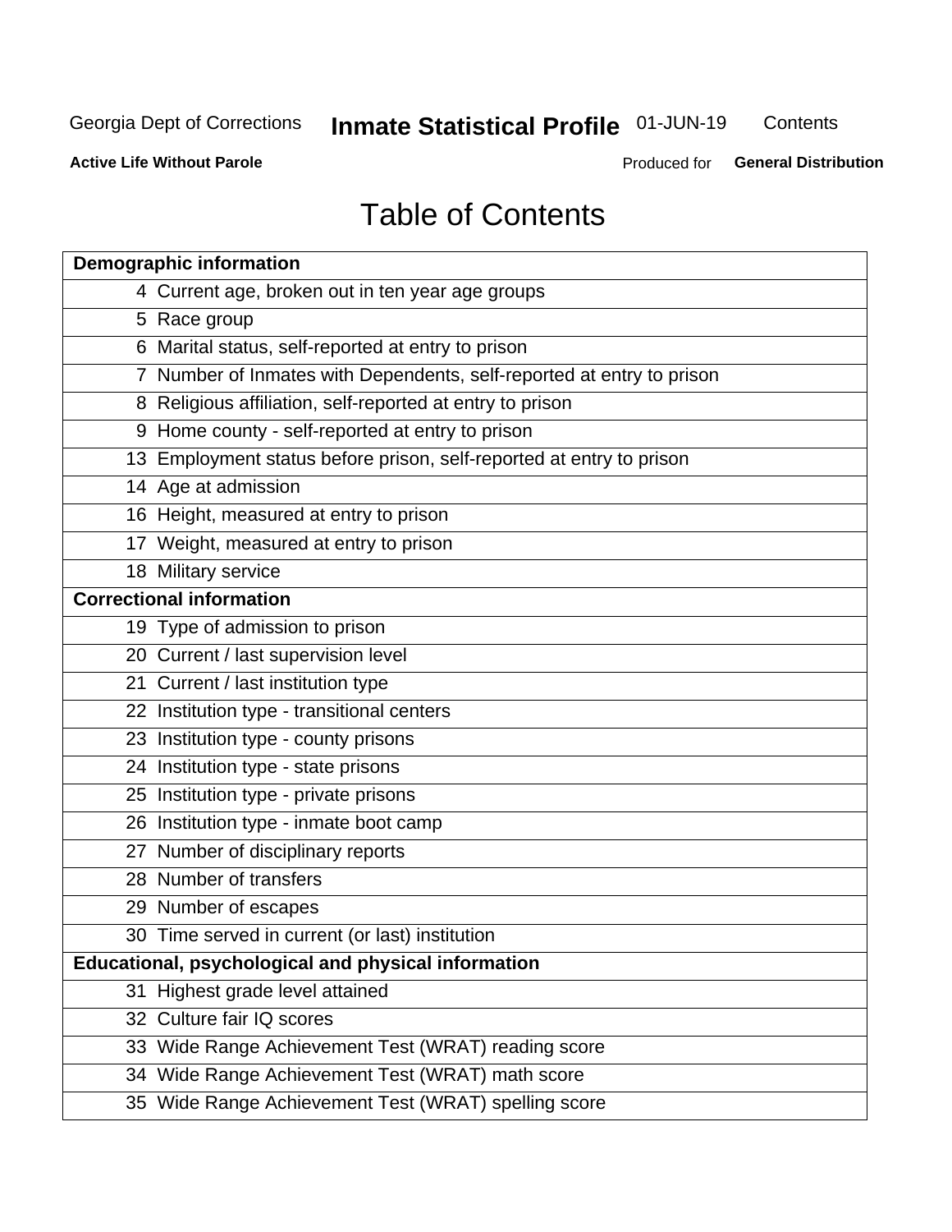# Table of Contents

| Demographic information | |
|---|---|
| 4 | Current age, broken out in ten year age groups |
| 5 | Race group |
| 6 | Marital status, self-reported at entry to prison |
| 7 | Number of Inmates with Dependents, self-reported at entry to prison |
| 8 | Religious affiliation, self-reported at entry to prison |
| 9 | Home county - self-reported at entry to prison |
| 13 | Employment status before prison, self-reported at entry to prison |
| 14 | Age at admission |
| 16 | Height, measured at entry to prison |
| 17 | Weight, measured at entry to prison |
| 18 | Military service |
| **Correctional information** | |
| 19 | Type of admission to prison |
| 20 | Current / last supervision level |
| 21 | Current / last institution type |
| 22 | Institution type - transitional centers |
| 23 | Institution type - county prisons |
| 24 | Institution type - state prisons |
| 25 | Institution type - private prisons |
| 26 | Institution type - inmate boot camp |
| 27 | Number of disciplinary reports |
| 28 | Number of transfers |
| 29 | Number of escapes |
| 30 | Time served in current (or last) institution |
| **Educational, psychological and physical information** | |
| 31 | Highest grade level attained |
| 32 | Culture fair IQ scores |
| 33 | Wide Range Achievement Test (WRAT) reading score |
| 34 | Wide Range Achievement Test (WRAT) math score |
| 35 | Wide Range Achievement Test (WRAT) spelling score |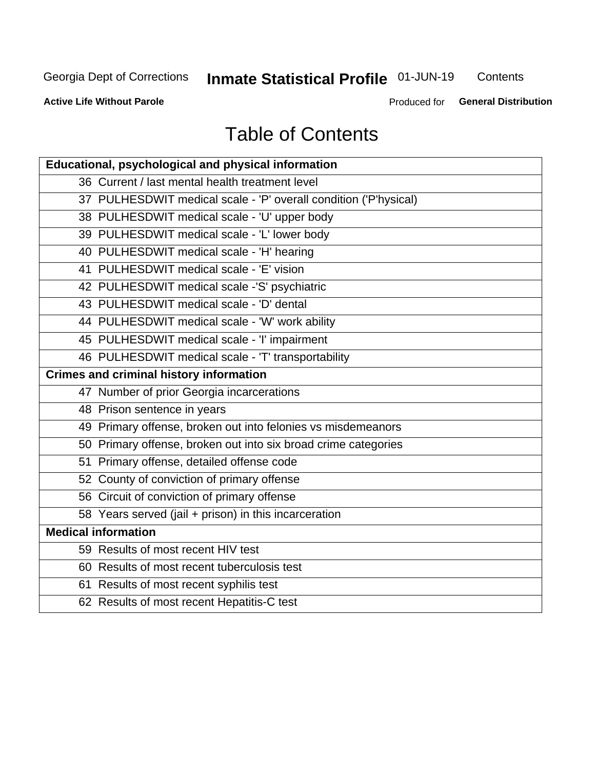# Table of Contents

| Educational, psychological and physical information |
|---|
| 36 Current / last mental health treatment level |
| 37 PULHESDWIT medical scale - 'P' overall condition ('P'hysical) |
| 38 PULHESDWIT medical scale - 'U' upper body |
| 39 PULHESDWIT medical scale - 'L' lower body |
| 40 PULHESDWIT medical scale - 'H' hearing |
| 41 PULHESDWIT medical scale - 'E' vision |
| 42 PULHESDWIT medical scale -'S' psychiatric |
| 43 PULHESDWIT medical scale - 'D' dental |
| 44 PULHESDWIT medical scale - 'W' work ability |
| 45 PULHESDWIT medical scale - 'I' impairment |
| 46 PULHESDWIT medical scale - 'T' transportability |
| **Crimes and criminal history information** |
| 47 Number of prior Georgia incarcerations |
| 48 Prison sentence in years |
| 49 Primary offense, broken out into felonies vs misdemeanors |
| 50 Primary offense, broken out into six broad crime categories |
| 51 Primary offense, detailed offense code |
| 52 County of conviction of primary offense |
| 56 Circuit of conviction of primary offense |
| 58 Years served (jail + prison) in this incarceration |
| **Medical information** |
| 59 Results of most recent HIV test |
| 60 Results of most recent tuberculosis test |
| 61 Results of most recent syphilis test |
| 62 Results of most recent Hepatitis-C test |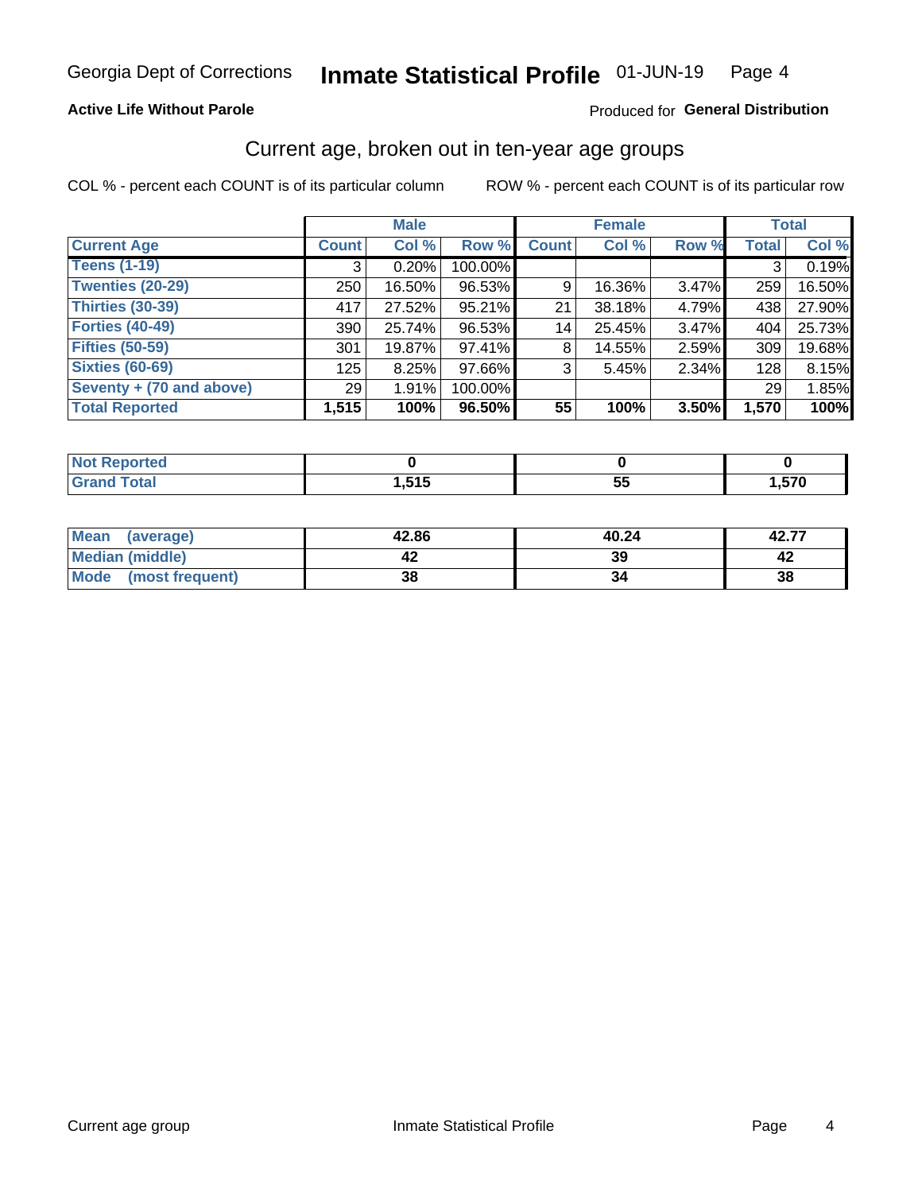Georgia Dept of Corrections **Inmate Statistical Profile** 01-JUN-19

**Active Life Without Parole**

Produced for **General Distribution**

## Current age, broken out in ten-year age groups

COL % - percent each COUNT is of its particular column    ROW % - percent each COUNT is of its particular row

| | Male | | | Female | | | Total | |
|---|---|---|---|---|---|---|---|---|
| **Current Age** | **Count** | **Col %** | **Row %** | **Count** | **Col %** | **Row %** | **Total** | **Col %** |
| **Teens (1-19)** | 3 | 0.20% | 100.00% | | | | 3 | 0.19% |
| **Twenties (20-29)** | 250 | 16.50% | 96.53% | 9 | 16.36% | 3.47% | 259 | 16.50% |
| **Thirties (30-39)** | 417 | 27.52% | 95.21% | 21 | 38.18% | 4.79% | 438 | 27.90% |
| **Forties (40-49)** | 390 | 25.74% | 96.53% | 14 | 25.45% | 3.47% | 404 | 25.73% |
| **Fifties (50-59)** | 301 | 19.87% | 97.41% | 8 | 14.55% | 2.59% | 309 | 19.68% |
| **Sixties (60-69)** | 125 | 8.25% | 97.66% | 3 | 5.45% | 2.34% | 128 | 8.15% |
| **Seventy + (70 and above)** | 29 | 1.91% | 100.00% | | | | 29 | 1.85% |
| **Total Reported** | **1,515** | **100%** | **96.50%** | **55** | **100%** | **3.50%** | **1,570** | **100%** |

| | Male | Female | Total |
|---|---|---|---|
| **Not Reported** | **0** | **0** | **0** |
| **Grand Total** | **1,515** | **55** | **1,570** |

| | Male | Female | Total |
|---|---|---|---|
| **Mean (average)** | **42.86** | **40.24** | **42.77** |
| **Median (middle)** | **42** | **39** | **42** |
| **Mode (most frequent)** | **38** | **34** | **38** |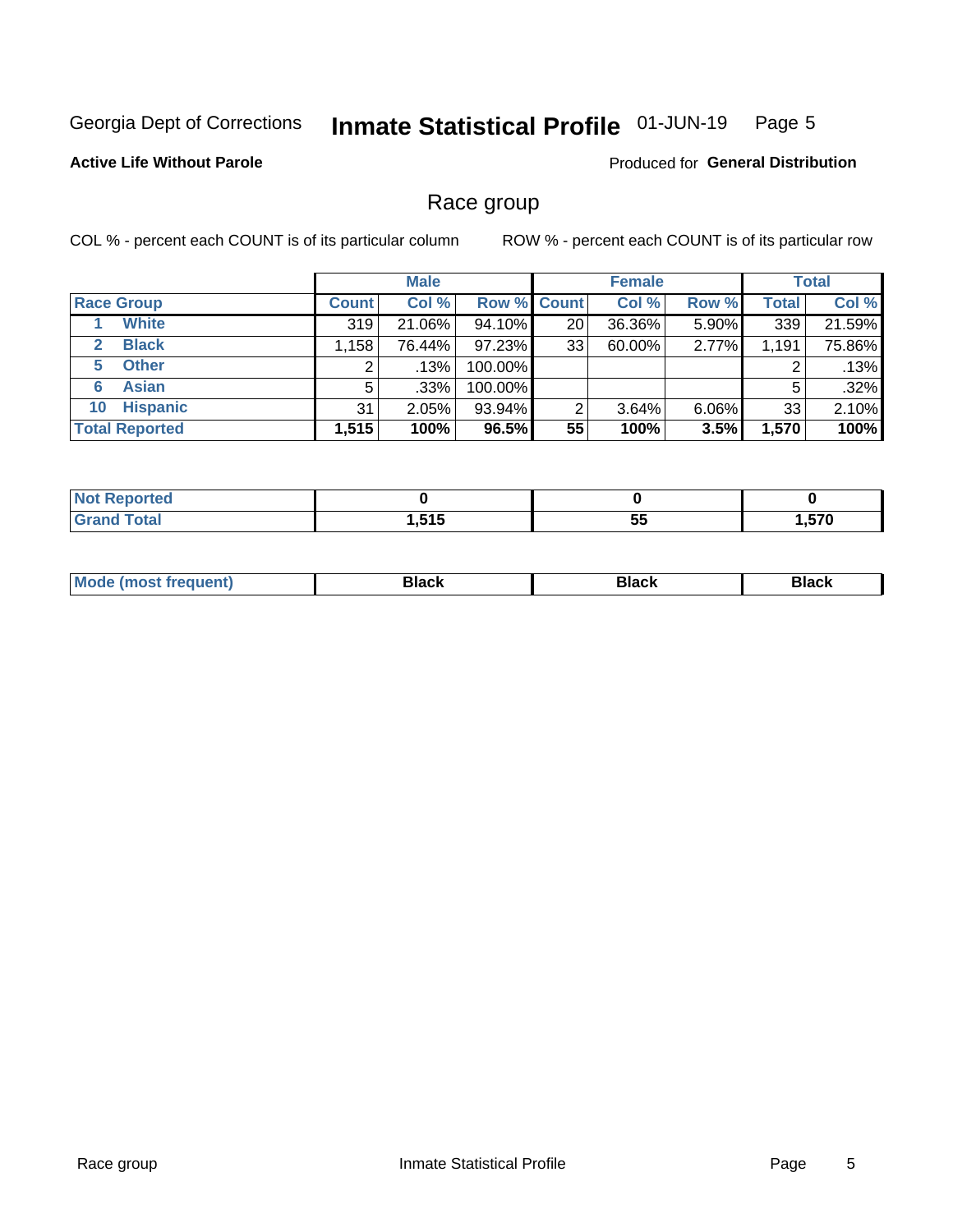Georgia Dept of Corrections **Inmate Statistical Profile** 01-JUN-19 Page 5

**Active Life Without Parole**

Produced for **General Distribution**

## Race group

COL % - percent each COUNT is of its particular column ROW % - percent each COUNT is of its particular row

| | Male | | | Female | | | Total | |
|---|---|---|---|---|---|---|---|---|
| **Race Group** | **Count** | **Col %** | **Row %** | **Count** | **Col %** | **Row %** | **Total** | **Col %** |
| 1 White | 319 | 21.06% | 94.10% | 20 | 36.36% | 5.90% | 339 | 21.59% |
| 2 Black | 1,158 | 76.44% | 97.23% | 33 | 60.00% | 2.77% | 1,191 | 75.86% |
| 5 Other | 2 | .13% | 100.00% | | | | 2 | .13% |
| 6 Asian | 5 | .33% | 100.00% | | | | 5 | .32% |
| 10 Hispanic | 31 | 2.05% | 93.94% | 2 | 3.64% | 6.06% | 33 | 2.10% |
| **Total Reported** | **1,515** | **100%** | **96.5%** | **55** | **100%** | **3.5%** | **1,570** | **100%** |

| | Male | Female | Total |
|---|---|---|---|
| **Not Reported** | **0** | **0** | **0** |
| **Grand Total** | **1,515** | **55** | **1,570** |

| | Male | Female | Total |
|---|---|---|---|
| **Mode (most frequent)** | **Black** | **Black** | **Black** |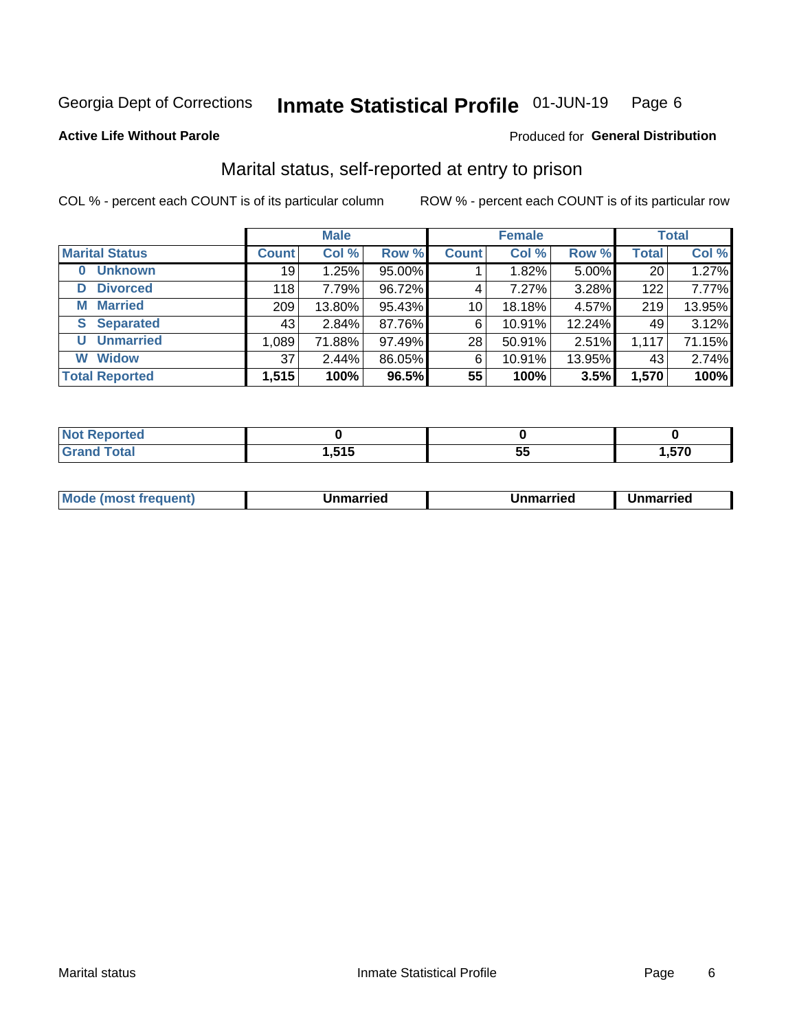Georgia Dept of Corrections **Inmate Statistical Profile** 01-JUN-19 Page 6

**Active Life Without Parole**

Produced for **General Distribution**

## Marital status, self-reported at entry to prison

COL % - percent each COUNT is of its particular column

ROW % - percent each COUNT is of its particular row

| | Male | | | Female | | | Total | |
|---|---|---|---|---|---|---|---|---|
| **Marital Status** | **Count** | **Col %** | **Row %** | **Count** | **Col %** | **Row %** | **Total** | **Col %** |
| **0 Unknown** | 19 | 1.25% | 95.00% | 1 | 1.82% | 5.00% | 20 | 1.27% |
| **D Divorced** | 118 | 7.79% | 96.72% | 4 | 7.27% | 3.28% | 122 | 7.77% |
| **M Married** | 209 | 13.80% | 95.43% | 10 | 18.18% | 4.57% | 219 | 13.95% |
| **S Separated** | 43 | 2.84% | 87.76% | 6 | 10.91% | 12.24% | 49 | 3.12% |
| **U Unmarried** | 1,089 | 71.88% | 97.49% | 28 | 50.91% | 2.51% | 1,117 | 71.15% |
| **W Widow** | 37 | 2.44% | 86.05% | 6 | 10.91% | 13.95% | 43 | 2.74% |
| **Total Reported** | **1,515** | **100%** | **96.5%** | **55** | **100%** | **3.5%** | **1,570** | **100%** |

| | Male | Female | Total |
|---|---|---|---|
| **Not Reported** | **0** | **0** | **0** |
| **Grand Total** | **1,515** | **55** | **1,570** |

| | Male | Female | Total |
|---|---|---|---|
| **Mode (most frequent)** | **Unmarried** | **Unmarried** | **Unmarried** |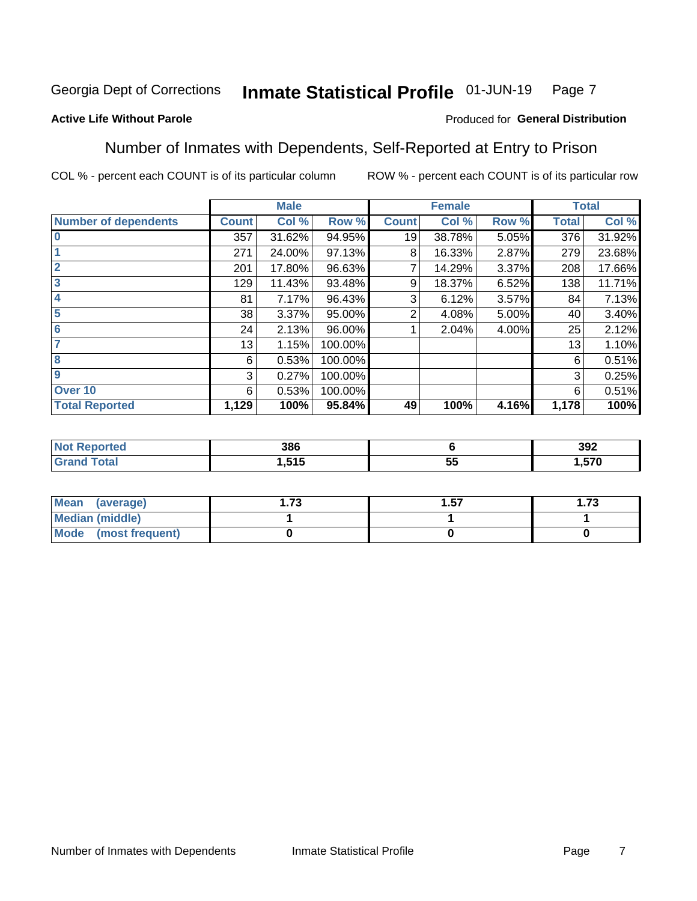Georgia Dept of Corrections **Inmate Statistical Profile** 01-JUN-19 Page 7

**Active Life Without Parole**

Produced for **General Distribution**

## Number of Inmates with Dependents, Self-Reported at Entry to Prison

COL % - percent each COUNT is of its particular column ROW % - percent each COUNT is of its particular row

| | Male | | | Female | | | Total | |
|---|---|---|---|---|---|---|---|---|
| Number of dependents | Count | Col % | Row % | Count | Col % | Row % | Total | Col % |
| 0 | 357 | 31.62% | 94.95% | 19 | 38.78% | 5.05% | 376 | 31.92% |
| 1 | 271 | 24.00% | 97.13% | 8 | 16.33% | 2.87% | 279 | 23.68% |
| 2 | 201 | 17.80% | 96.63% | 7 | 14.29% | 3.37% | 208 | 17.66% |
| 3 | 129 | 11.43% | 93.48% | 9 | 18.37% | 6.52% | 138 | 11.71% |
| 4 | 81 | 7.17% | 96.43% | 3 | 6.12% | 3.57% | 84 | 7.13% |
| 5 | 38 | 3.37% | 95.00% | 2 | 4.08% | 5.00% | 40 | 3.40% |
| 6 | 24 | 2.13% | 96.00% | 1 | 2.04% | 4.00% | 25 | 2.12% |
| 7 | 13 | 1.15% | 100.00% | | | | 13 | 1.10% |
| 8 | 6 | 0.53% | 100.00% | | | | 6 | 0.51% |
| 9 | 3 | 0.27% | 100.00% | | | | 3 | 0.25% |
| Over 10 | 6 | 0.53% | 100.00% | | | | 6 | 0.51% |
| **Total Reported** | **1,129** | **100%** | **95.84%** | **49** | **100%** | **4.16%** | **1,178** | **100%** |

| | Male | Female | Total |
|---|---|---|---|
| Not Reported | **386** | **6** | **392** |
| Grand Total | **1,515** | **55** | **1,570** |

| | Male | Female | Total |
|---|---|---|---|
| Mean (average) | **1.73** | **1.57** | **1.73** |
| Median (middle) | **1** | **1** | **1** |
| Mode (most frequent) | **0** | **0** | **0** |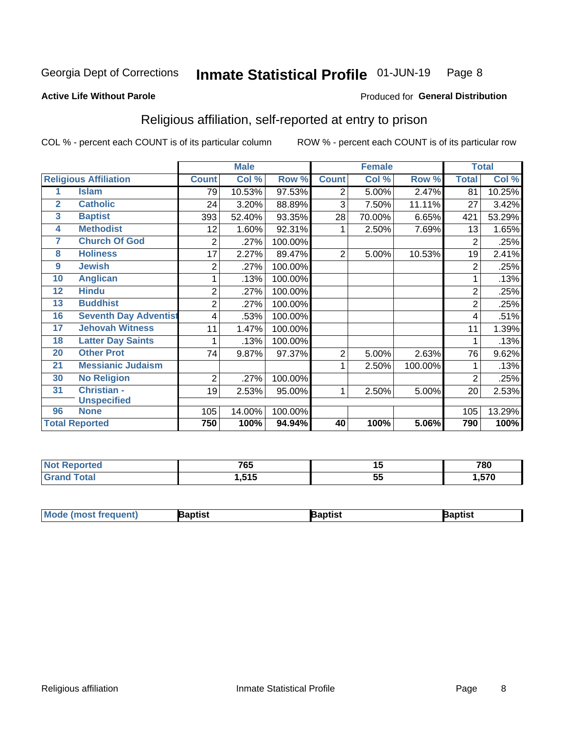Georgia Dept of Corrections **Inmate Statistical Profile** 01-JUN-19 Page 8

**Active Life Without Parole**

Produced for **General Distribution**

## Religious affiliation, self-reported at entry to prison

COL % - percent each COUNT is of its particular column ROW % - percent each COUNT is of its particular row

| | | Male | | | Female | | | Total | |
|---|---|---|---|---|---|---|---|---|---|
| **Religious Affiliation** | | **Count** | **Col %** | **Row %** | **Count** | **Col %** | **Row %** | **Total** | **Col %** |
| 1 | Islam | 79 | 10.53% | 97.53% | 2 | 5.00% | 2.47% | 81 | 10.25% |
| 2 | Catholic | 24 | 3.20% | 88.89% | 3 | 7.50% | 11.11% | 27 | 3.42% |
| 3 | Baptist | 393 | 52.40% | 93.35% | 28 | 70.00% | 6.65% | 421 | 53.29% |
| 4 | Methodist | 12 | 1.60% | 92.31% | 1 | 2.50% | 7.69% | 13 | 1.65% |
| 7 | Church Of God | 2 | .27% | 100.00% | | | | 2 | .25% |
| 8 | Holiness | 17 | 2.27% | 89.47% | 2 | 5.00% | 10.53% | 19 | 2.41% |
| 9 | Jewish | 2 | .27% | 100.00% | | | | 2 | .25% |
| 10 | Anglican | 1 | .13% | 100.00% | | | | 1 | .13% |
| 12 | Hindu | 2 | .27% | 100.00% | | | | 2 | .25% |
| 13 | Buddhist | 2 | .27% | 100.00% | | | | 2 | .25% |
| 16 | Seventh Day Adventist | 4 | .53% | 100.00% | | | | 4 | .51% |
| 17 | Jehovah Witness | 11 | 1.47% | 100.00% | | | | 11 | 1.39% |
| 18 | Latter Day Saints | 1 | .13% | 100.00% | | | | 1 | .13% |
| 20 | Other Prot | 74 | 9.87% | 97.37% | 2 | 5.00% | 2.63% | 76 | 9.62% |
| 21 | Messianic Judaism | | | | 1 | 2.50% | 100.00% | 1 | .13% |
| 30 | No Religion | 2 | .27% | 100.00% | | | | 2 | .25% |
| 31 | Christian - Unspecified | 19 | 2.53% | 95.00% | 1 | 2.50% | 5.00% | 20 | 2.53% |
| 96 | None | 105 | 14.00% | 100.00% | | | | 105 | 13.29% |
| **Total Reported** | | **750** | **100%** | **94.94%** | **40** | **100%** | **5.06%** | **790** | **100%** |

| | Male | Female | Total |
|---|---|---|---|
| **Not Reported** | **765** | **15** | **780** |
| **Grand Total** | **1,515** | **55** | **1,570** |

| | Male | Female | Total |
|---|---|---|---|
| **Mode (most frequent)** | **Baptist** | **Baptist** | **Baptist** |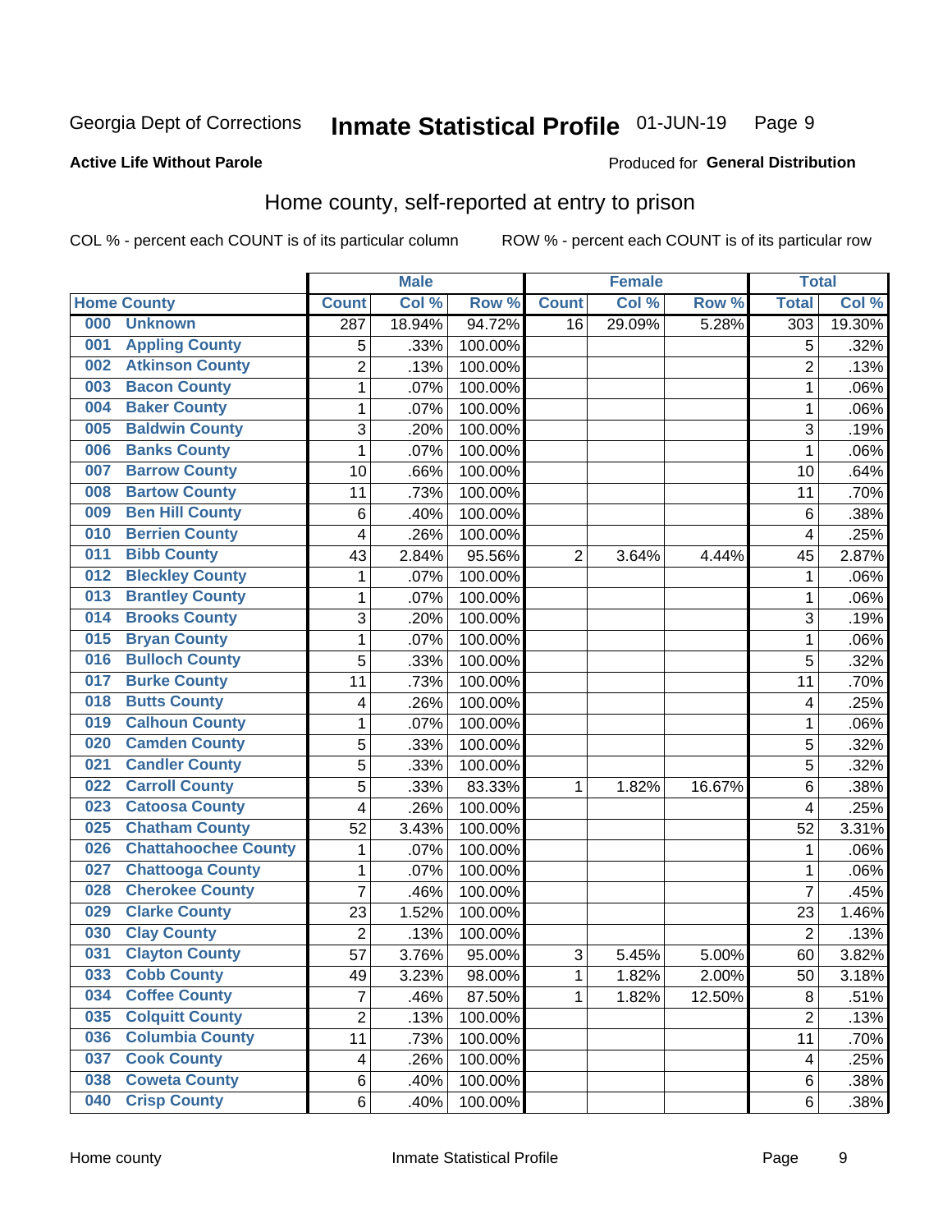Georgia Dept of Corrections **Inmate Statistical Profile** 01-JUN-19

**Active Life Without Parole**

Produced for **General Distribution**

## Home county, self-reported at entry to prison

COL % - percent each COUNT is of its particular column ROW % - percent each COUNT is of its particular row

| Home County | | Male | | | Female | | | Total | |
|---|---|---|---|---|---|---|---|---|---|
| | | Count | Col % | Row % | Count | Col % | Row % | Total | Col % |
| 000 | Unknown | 287 | 18.94% | 94.72% | 16 | 29.09% | 5.28% | 303 | 19.30% |
| 001 | Appling County | 5 | .33% | 100.00% | | | | 5 | .32% |
| 002 | Atkinson County | 2 | .13% | 100.00% | | | | 2 | .13% |
| 003 | Bacon County | 1 | .07% | 100.00% | | | | 1 | .06% |
| 004 | Baker County | 1 | .07% | 100.00% | | | | 1 | .06% |
| 005 | Baldwin County | 3 | .20% | 100.00% | | | | 3 | .19% |
| 006 | Banks County | 1 | .07% | 100.00% | | | | 1 | .06% |
| 007 | Barrow County | 10 | .66% | 100.00% | | | | 10 | .64% |
| 008 | Bartow County | 11 | .73% | 100.00% | | | | 11 | .70% |
| 009 | Ben Hill County | 6 | .40% | 100.00% | | | | 6 | .38% |
| 010 | Berrien County | 4 | .26% | 100.00% | | | | 4 | .25% |
| 011 | Bibb County | 43 | 2.84% | 95.56% | 2 | 3.64% | 4.44% | 45 | 2.87% |
| 012 | Bleckley County | 1 | .07% | 100.00% | | | | 1 | .06% |
| 013 | Brantley County | 1 | .07% | 100.00% | | | | 1 | .06% |
| 014 | Brooks County | 3 | .20% | 100.00% | | | | 3 | .19% |
| 015 | Bryan County | 1 | .07% | 100.00% | | | | 1 | .06% |
| 016 | Bulloch County | 5 | .33% | 100.00% | | | | 5 | .32% |
| 017 | Burke County | 11 | .73% | 100.00% | | | | 11 | .70% |
| 018 | Butts County | 4 | .26% | 100.00% | | | | 4 | .25% |
| 019 | Calhoun County | 1 | .07% | 100.00% | | | | 1 | .06% |
| 020 | Camden County | 5 | .33% | 100.00% | | | | 5 | .32% |
| 021 | Candler County | 5 | .33% | 100.00% | | | | 5 | .32% |
| 022 | Carroll County | 5 | .33% | 83.33% | 1 | 1.82% | 16.67% | 6 | .38% |
| 023 | Catoosa County | 4 | .26% | 100.00% | | | | 4 | .25% |
| 025 | Chatham County | 52 | 3.43% | 100.00% | | | | 52 | 3.31% |
| 026 | Chattahoochee County | 1 | .07% | 100.00% | | | | 1 | .06% |
| 027 | Chattooga County | 1 | .07% | 100.00% | | | | 1 | .06% |
| 028 | Cherokee County | 7 | .46% | 100.00% | | | | 7 | .45% |
| 029 | Clarke County | 23 | 1.52% | 100.00% | | | | 23 | 1.46% |
| 030 | Clay County | 2 | .13% | 100.00% | | | | 2 | .13% |
| 031 | Clayton County | 57 | 3.76% | 95.00% | 3 | 5.45% | 5.00% | 60 | 3.82% |
| 033 | Cobb County | 49 | 3.23% | 98.00% | 1 | 1.82% | 2.00% | 50 | 3.18% |
| 034 | Coffee County | 7 | .46% | 87.50% | 1 | 1.82% | 12.50% | 8 | .51% |
| 035 | Colquitt County | 2 | .13% | 100.00% | | | | 2 | .13% |
| 036 | Columbia County | 11 | .73% | 100.00% | | | | 11 | .70% |
| 037 | Cook County | 4 | .26% | 100.00% | | | | 4 | .25% |
| 038 | Coweta County | 6 | .40% | 100.00% | | | | 6 | .38% |
| 040 | Crisp County | 6 | .40% | 100.00% | | | | 6 | .38% |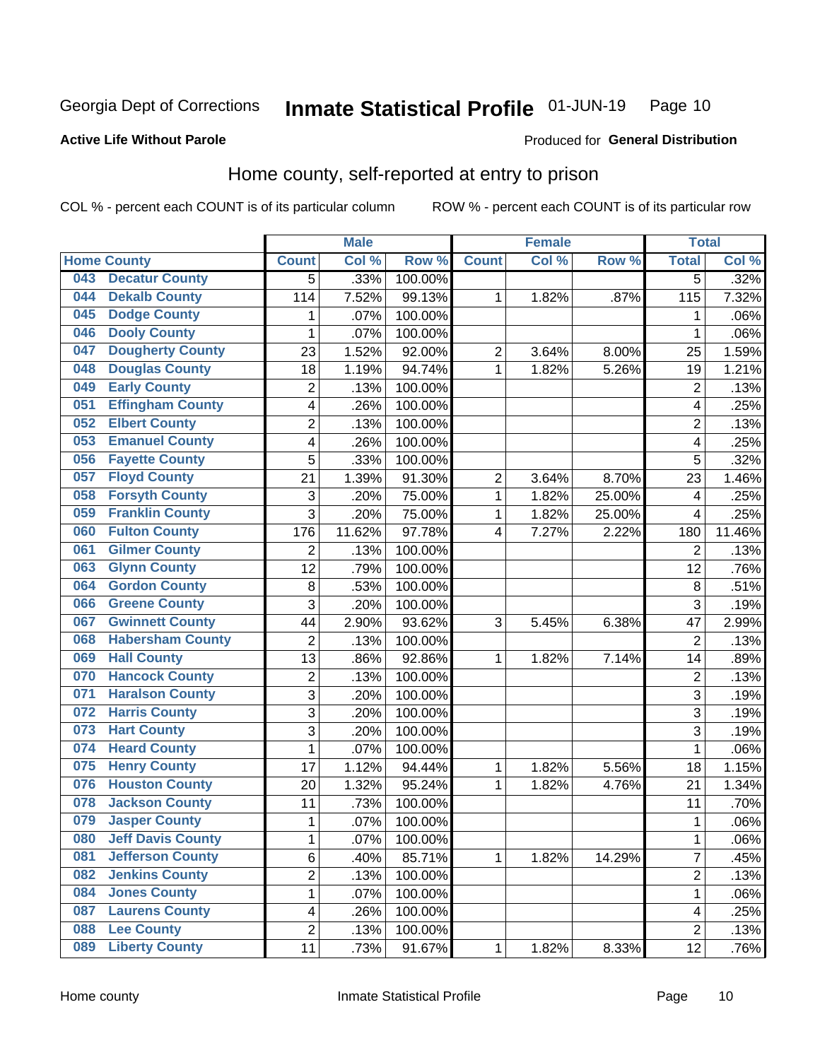# Georgia Dept of Corrections — Inmate Statistical Profile — 01-JUN-19

**Active Life Without Parole**

Produced for **General Distribution**

## Home county, self-reported at entry to prison

COL % - percent each COUNT is of its particular column

ROW % - percent each COUNT is of its particular row

| Home County | | Male | | | Female | | | Total | |
|---|---|---|---|---|---|---|---|---|---|
| | | Count | Col % | Row % | Count | Col % | Row % | Total | Col % |
| 043 | Decatur County | 5 | .33% | 100.00% | | | | 5 | .32% |
| 044 | Dekalb County | 114 | 7.52% | 99.13% | 1 | 1.82% | .87% | 115 | 7.32% |
| 045 | Dodge County | 1 | .07% | 100.00% | | | | 1 | .06% |
| 046 | Dooly County | 1 | .07% | 100.00% | | | | 1 | .06% |
| 047 | Dougherty County | 23 | 1.52% | 92.00% | 2 | 3.64% | 8.00% | 25 | 1.59% |
| 048 | Douglas County | 18 | 1.19% | 94.74% | 1 | 1.82% | 5.26% | 19 | 1.21% |
| 049 | Early County | 2 | .13% | 100.00% | | | | 2 | .13% |
| 051 | Effingham County | 4 | .26% | 100.00% | | | | 4 | .25% |
| 052 | Elbert County | 2 | .13% | 100.00% | | | | 2 | .13% |
| 053 | Emanuel County | 4 | .26% | 100.00% | | | | 4 | .25% |
| 056 | Fayette County | 5 | .33% | 100.00% | | | | 5 | .32% |
| 057 | Floyd County | 21 | 1.39% | 91.30% | 2 | 3.64% | 8.70% | 23 | 1.46% |
| 058 | Forsyth County | 3 | .20% | 75.00% | 1 | 1.82% | 25.00% | 4 | .25% |
| 059 | Franklin County | 3 | .20% | 75.00% | 1 | 1.82% | 25.00% | 4 | .25% |
| 060 | Fulton County | 176 | 11.62% | 97.78% | 4 | 7.27% | 2.22% | 180 | 11.46% |
| 061 | Gilmer County | 2 | .13% | 100.00% | | | | 2 | .13% |
| 063 | Glynn County | 12 | .79% | 100.00% | | | | 12 | .76% |
| 064 | Gordon County | 8 | .53% | 100.00% | | | | 8 | .51% |
| 066 | Greene County | 3 | .20% | 100.00% | | | | 3 | .19% |
| 067 | Gwinnett County | 44 | 2.90% | 93.62% | 3 | 5.45% | 6.38% | 47 | 2.99% |
| 068 | Habersham County | 2 | .13% | 100.00% | | | | 2 | .13% |
| 069 | Hall County | 13 | .86% | 92.86% | 1 | 1.82% | 7.14% | 14 | .89% |
| 070 | Hancock County | 2 | .13% | 100.00% | | | | 2 | .13% |
| 071 | Haralson County | 3 | .20% | 100.00% | | | | 3 | .19% |
| 072 | Harris County | 3 | .20% | 100.00% | | | | 3 | .19% |
| 073 | Hart County | 3 | .20% | 100.00% | | | | 3 | .19% |
| 074 | Heard County | 1 | .07% | 100.00% | | | | 1 | .06% |
| 075 | Henry County | 17 | 1.12% | 94.44% | 1 | 1.82% | 5.56% | 18 | 1.15% |
| 076 | Houston County | 20 | 1.32% | 95.24% | 1 | 1.82% | 4.76% | 21 | 1.34% |
| 078 | Jackson County | 11 | .73% | 100.00% | | | | 11 | .70% |
| 079 | Jasper County | 1 | .07% | 100.00% | | | | 1 | .06% |
| 080 | Jeff Davis County | 1 | .07% | 100.00% | | | | 1 | .06% |
| 081 | Jefferson County | 6 | .40% | 85.71% | 1 | 1.82% | 14.29% | 7 | .45% |
| 082 | Jenkins County | 2 | .13% | 100.00% | | | | 2 | .13% |
| 084 | Jones County | 1 | .07% | 100.00% | | | | 1 | .06% |
| 087 | Laurens County | 4 | .26% | 100.00% | | | | 4 | .25% |
| 088 | Lee County | 2 | .13% | 100.00% | | | | 2 | .13% |
| 089 | Liberty County | 11 | .73% | 91.67% | 1 | 1.82% | 8.33% | 12 | .76% |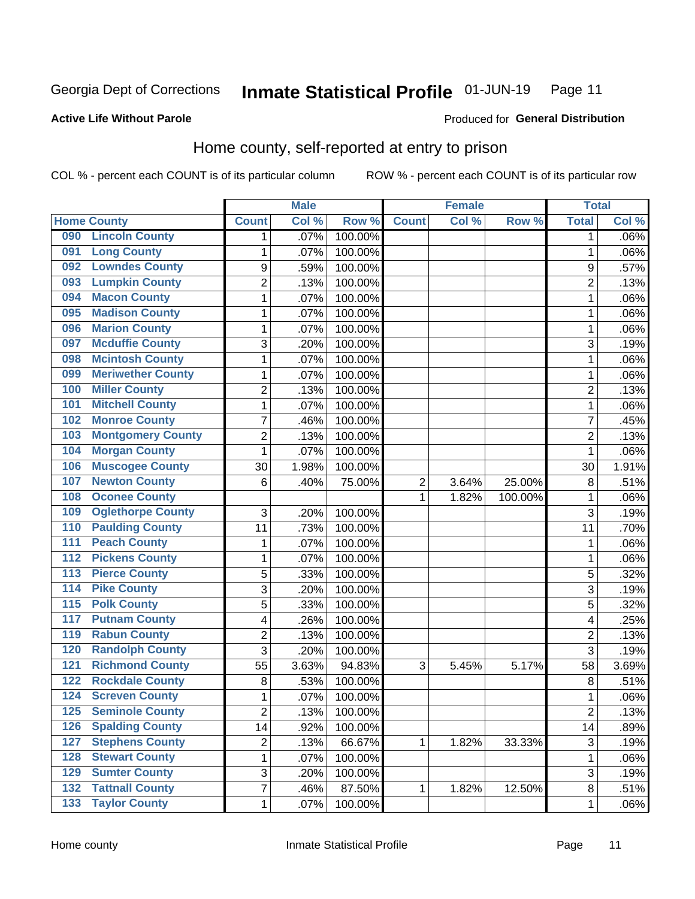Georgia Dept of Corrections **Inmate Statistical Profile** 01-JUN-19

**Active Life Without Parole**

Produced for **General Distribution**

## Home county, self-reported at entry to prison

COL % - percent each COUNT is of its particular column ROW % - percent each COUNT is of its particular row

| Home County | | Male | | | Female | | | Total | |
|---|---|---|---|---|---|---|---|---|---|
| | | Count | Col % | Row % | Count | Col % | Row % | Total | Col % |
| 090 | Lincoln County | 1 | .07% | 100.00% | | | | 1 | .06% |
| 091 | Long County | 1 | .07% | 100.00% | | | | 1 | .06% |
| 092 | Lowndes County | 9 | .59% | 100.00% | | | | 9 | .57% |
| 093 | Lumpkin County | 2 | .13% | 100.00% | | | | 2 | .13% |
| 094 | Macon County | 1 | .07% | 100.00% | | | | 1 | .06% |
| 095 | Madison County | 1 | .07% | 100.00% | | | | 1 | .06% |
| 096 | Marion County | 1 | .07% | 100.00% | | | | 1 | .06% |
| 097 | Mcduffie County | 3 | .20% | 100.00% | | | | 3 | .19% |
| 098 | Mcintosh County | 1 | .07% | 100.00% | | | | 1 | .06% |
| 099 | Meriwether County | 1 | .07% | 100.00% | | | | 1 | .06% |
| 100 | Miller County | 2 | .13% | 100.00% | | | | 2 | .13% |
| 101 | Mitchell County | 1 | .07% | 100.00% | | | | 1 | .06% |
| 102 | Monroe County | 7 | .46% | 100.00% | | | | 7 | .45% |
| 103 | Montgomery County | 2 | .13% | 100.00% | | | | 2 | .13% |
| 104 | Morgan County | 1 | .07% | 100.00% | | | | 1 | .06% |
| 106 | Muscogee County | 30 | 1.98% | 100.00% | | | | 30 | 1.91% |
| 107 | Newton County | 6 | .40% | 75.00% | 2 | 3.64% | 25.00% | 8 | .51% |
| 108 | Oconee County | | | | 1 | 1.82% | 100.00% | 1 | .06% |
| 109 | Oglethorpe County | 3 | .20% | 100.00% | | | | 3 | .19% |
| 110 | Paulding County | 11 | .73% | 100.00% | | | | 11 | .70% |
| 111 | Peach County | 1 | .07% | 100.00% | | | | 1 | .06% |
| 112 | Pickens County | 1 | .07% | 100.00% | | | | 1 | .06% |
| 113 | Pierce County | 5 | .33% | 100.00% | | | | 5 | .32% |
| 114 | Pike County | 3 | .20% | 100.00% | | | | 3 | .19% |
| 115 | Polk County | 5 | .33% | 100.00% | | | | 5 | .32% |
| 117 | Putnam County | 4 | .26% | 100.00% | | | | 4 | .25% |
| 119 | Rabun County | 2 | .13% | 100.00% | | | | 2 | .13% |
| 120 | Randolph County | 3 | .20% | 100.00% | | | | 3 | .19% |
| 121 | Richmond County | 55 | 3.63% | 94.83% | 3 | 5.45% | 5.17% | 58 | 3.69% |
| 122 | Rockdale County | 8 | .53% | 100.00% | | | | 8 | .51% |
| 124 | Screven County | 1 | .07% | 100.00% | | | | 1 | .06% |
| 125 | Seminole County | 2 | .13% | 100.00% | | | | 2 | .13% |
| 126 | Spalding County | 14 | .92% | 100.00% | | | | 14 | .89% |
| 127 | Stephens County | 2 | .13% | 66.67% | 1 | 1.82% | 33.33% | 3 | .19% |
| 128 | Stewart County | 1 | .07% | 100.00% | | | | 1 | .06% |
| 129 | Sumter County | 3 | .20% | 100.00% | | | | 3 | .19% |
| 132 | Tattnall County | 7 | .46% | 87.50% | 1 | 1.82% | 12.50% | 8 | .51% |
| 133 | Taylor County | 1 | .07% | 100.00% | | | | 1 | .06% |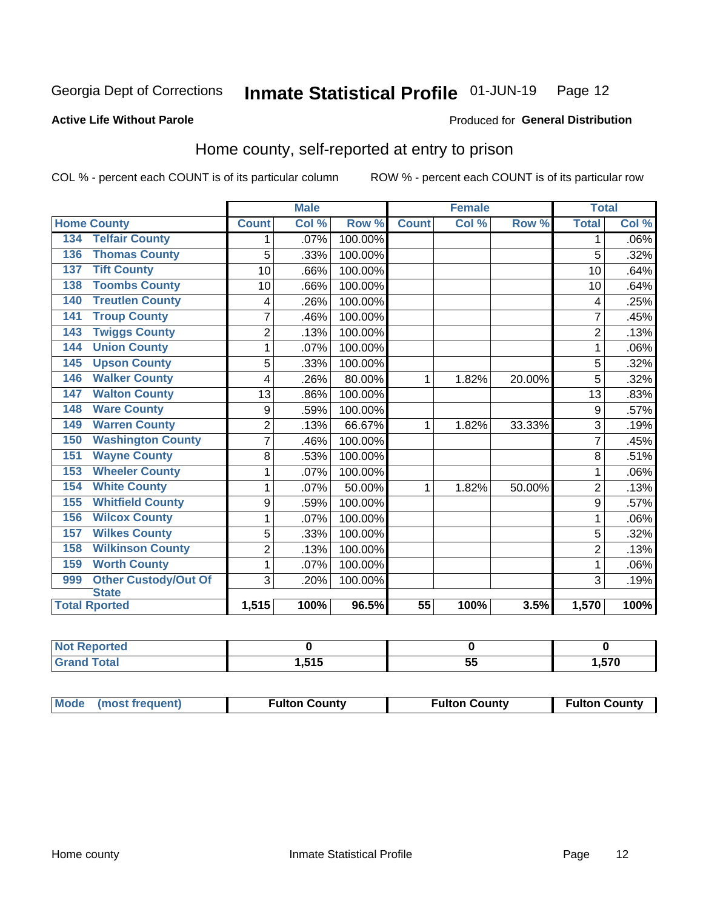# Georgia Dept of Corrections — Inmate Statistical Profile 01-JUN-19

**Active Life Without Parole** — Produced for **General Distribution**

## Home county, self-reported at entry to prison

COL % - percent each COUNT is of its particular column     ROW % - percent each COUNT is of its particular row

| Home County | | Male | | | Female | | | Total | |
|---|---|---|---|---|---|---|---|---|---|
| | | Count | Col % | Row % | Count | Col % | Row % | Total | Col % |
| 134 | Telfair County | 1 | .07% | 100.00% | | | | 1 | .06% |
| 136 | Thomas County | 5 | .33% | 100.00% | | | | 5 | .32% |
| 137 | Tift County | 10 | .66% | 100.00% | | | | 10 | .64% |
| 138 | Toombs County | 10 | .66% | 100.00% | | | | 10 | .64% |
| 140 | Treutlen County | 4 | .26% | 100.00% | | | | 4 | .25% |
| 141 | Troup County | 7 | .46% | 100.00% | | | | 7 | .45% |
| 143 | Twiggs County | 2 | .13% | 100.00% | | | | 2 | .13% |
| 144 | Union County | 1 | .07% | 100.00% | | | | 1 | .06% |
| 145 | Upson County | 5 | .33% | 100.00% | | | | 5 | .32% |
| 146 | Walker County | 4 | .26% | 80.00% | 1 | 1.82% | 20.00% | 5 | .32% |
| 147 | Walton County | 13 | .86% | 100.00% | | | | 13 | .83% |
| 148 | Ware County | 9 | .59% | 100.00% | | | | 9 | .57% |
| 149 | Warren County | 2 | .13% | 66.67% | 1 | 1.82% | 33.33% | 3 | .19% |
| 150 | Washington County | 7 | .46% | 100.00% | | | | 7 | .45% |
| 151 | Wayne County | 8 | .53% | 100.00% | | | | 8 | .51% |
| 153 | Wheeler County | 1 | .07% | 100.00% | | | | 1 | .06% |
| 154 | White County | 1 | .07% | 50.00% | 1 | 1.82% | 50.00% | 2 | .13% |
| 155 | Whitfield County | 9 | .59% | 100.00% | | | | 9 | .57% |
| 156 | Wilcox County | 1 | .07% | 100.00% | | | | 1 | .06% |
| 157 | Wilkes County | 5 | .33% | 100.00% | | | | 5 | .32% |
| 158 | Wilkinson County | 2 | .13% | 100.00% | | | | 2 | .13% |
| 159 | Worth County | 1 | .07% | 100.00% | | | | 1 | .06% |
| 999 | Other Custody/Out Of State | 3 | .20% | 100.00% | | | | 3 | .19% |
| Total Rported | | 1,515 | 100% | 96.5% | 55 | 100% | 3.5% | 1,570 | 100% |

| | Male | Female | Total |
|---|---|---|---|
| Not Reported | 0 | 0 | 0 |
| Grand Total | 1,515 | 55 | 1,570 |

| | Male | Female | Total |
|---|---|---|---|
| Mode (most frequent) | Fulton County | Fulton County | Fulton County |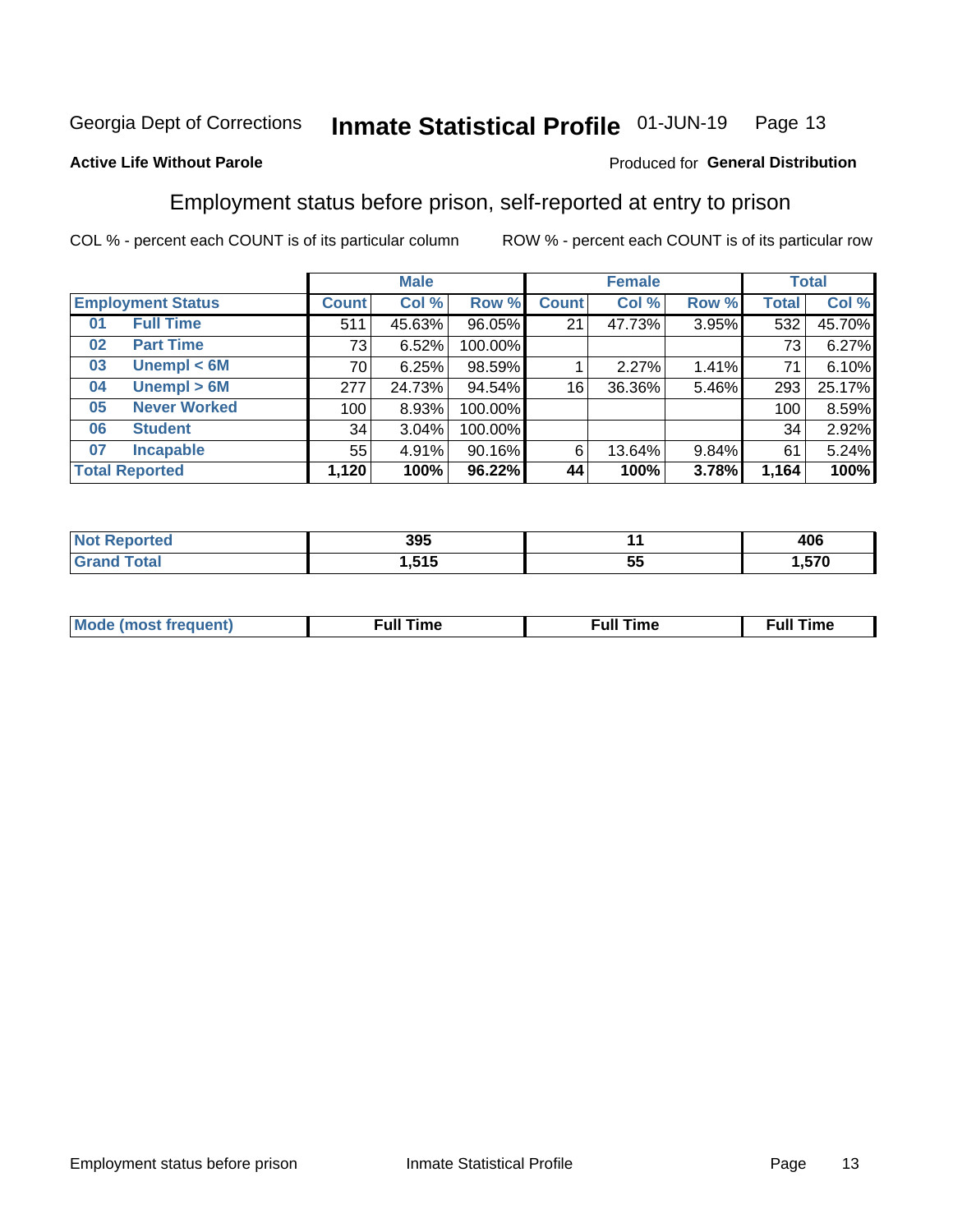Georgia Dept of Corrections **Inmate Statistical Profile** 01-JUN-19 Page 13

**Active Life Without Parole**

Produced for **General Distribution**

## Employment status before prison, self-reported at entry to prison

COL % - percent each COUNT is of its particular column ROW % - percent each COUNT is of its particular row

| | | Male | | | Female | | | Total | |
|---|---|---|---|---|---|---|---|---|---|
| **Employment Status** | | **Count** | **Col %** | **Row %** | **Count** | **Col %** | **Row %** | **Total** | **Col %** |
| 01 | Full Time | 511 | 45.63% | 96.05% | 21 | 47.73% | 3.95% | 532 | 45.70% |
| 02 | Part Time | 73 | 6.52% | 100.00% | | | | 73 | 6.27% |
| 03 | Unempl < 6M | 70 | 6.25% | 98.59% | 1 | 2.27% | 1.41% | 71 | 6.10% |
| 04 | Unempl > 6M | 277 | 24.73% | 94.54% | 16 | 36.36% | 5.46% | 293 | 25.17% |
| 05 | Never Worked | 100 | 8.93% | 100.00% | | | | 100 | 8.59% |
| 06 | Student | 34 | 3.04% | 100.00% | | | | 34 | 2.92% |
| 07 | Incapable | 55 | 4.91% | 90.16% | 6 | 13.64% | 9.84% | 61 | 5.24% |
| **Total Reported** | | **1,120** | **100%** | **96.22%** | **44** | **100%** | **3.78%** | **1,164** | **100%** |

| | Male | Female | Total |
|---|---|---|---|
| Not Reported | 395 | 11 | 406 |
| Grand Total | 1,515 | 55 | 1,570 |

| | Male | Female | Total |
|---|---|---|---|
| Mode (most frequent) | Full Time | Full Time | Full Time |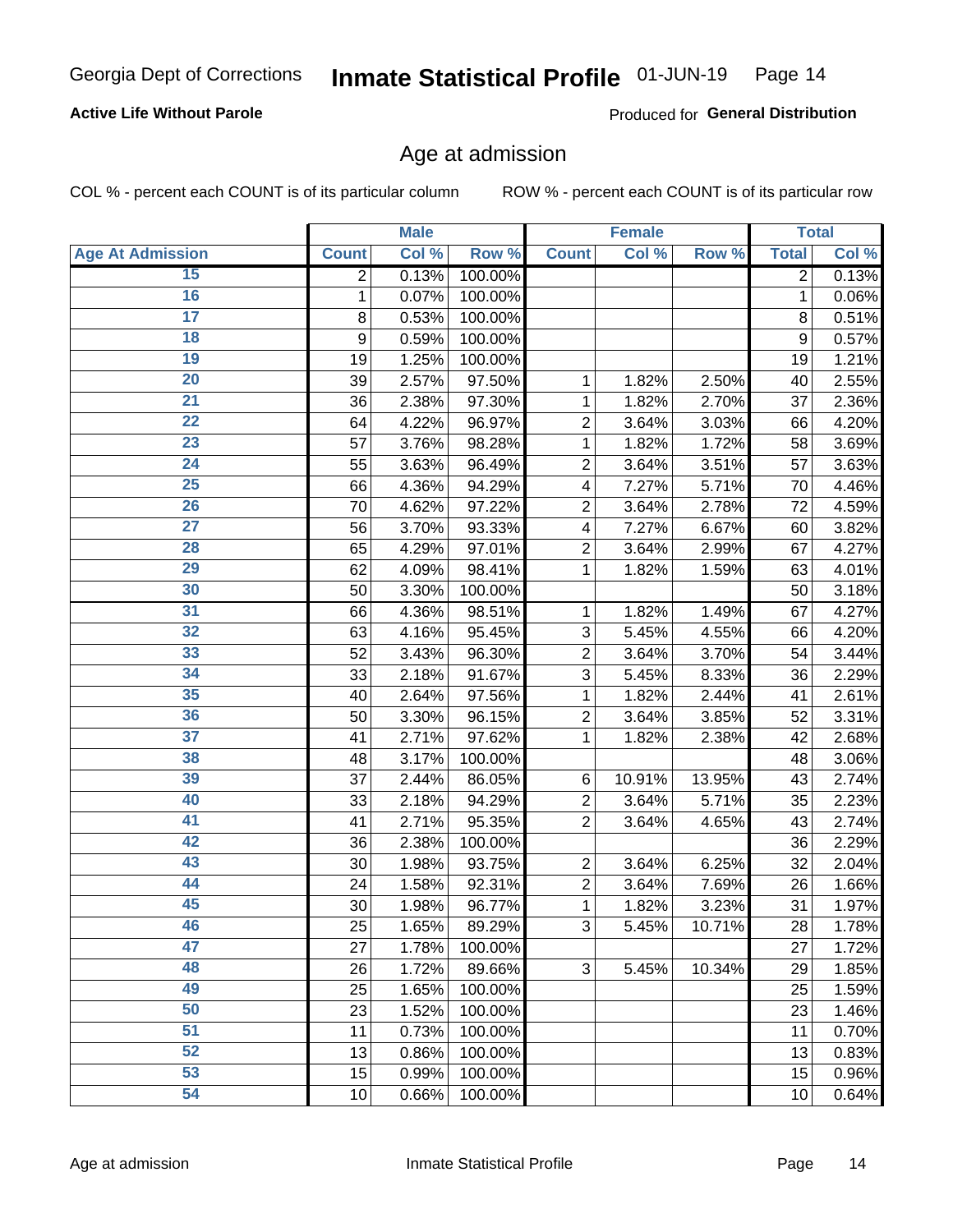Georgia Dept of Corrections **Inmate Statistical Profile** 01-JUN-19

**Active Life Without Parole**

Produced for **General Distribution**

## Age at admission

COL % - percent each COUNT is of its particular column

ROW % - percent each COUNT is of its particular row

| | Male | | | Female | | | Total | |
|---|---|---|---|---|---|---|---|---|
| **Age At Admission** | **Count** | **Col %** | **Row %** | **Count** | **Col %** | **Row %** | **Total** | **Col %** |
| 15 | 2 | 0.13% | 100.00% | | | | 2 | 0.13% |
| 16 | 1 | 0.07% | 100.00% | | | | 1 | 0.06% |
| 17 | 8 | 0.53% | 100.00% | | | | 8 | 0.51% |
| 18 | 9 | 0.59% | 100.00% | | | | 9 | 0.57% |
| 19 | 19 | 1.25% | 100.00% | | | | 19 | 1.21% |
| 20 | 39 | 2.57% | 97.50% | 1 | 1.82% | 2.50% | 40 | 2.55% |
| 21 | 36 | 2.38% | 97.30% | 1 | 1.82% | 2.70% | 37 | 2.36% |
| 22 | 64 | 4.22% | 96.97% | 2 | 3.64% | 3.03% | 66 | 4.20% |
| 23 | 57 | 3.76% | 98.28% | 1 | 1.82% | 1.72% | 58 | 3.69% |
| 24 | 55 | 3.63% | 96.49% | 2 | 3.64% | 3.51% | 57 | 3.63% |
| 25 | 66 | 4.36% | 94.29% | 4 | 7.27% | 5.71% | 70 | 4.46% |
| 26 | 70 | 4.62% | 97.22% | 2 | 3.64% | 2.78% | 72 | 4.59% |
| 27 | 56 | 3.70% | 93.33% | 4 | 7.27% | 6.67% | 60 | 3.82% |
| 28 | 65 | 4.29% | 97.01% | 2 | 3.64% | 2.99% | 67 | 4.27% |
| 29 | 62 | 4.09% | 98.41% | 1 | 1.82% | 1.59% | 63 | 4.01% |
| 30 | 50 | 3.30% | 100.00% | | | | 50 | 3.18% |
| 31 | 66 | 4.36% | 98.51% | 1 | 1.82% | 1.49% | 67 | 4.27% |
| 32 | 63 | 4.16% | 95.45% | 3 | 5.45% | 4.55% | 66 | 4.20% |
| 33 | 52 | 3.43% | 96.30% | 2 | 3.64% | 3.70% | 54 | 3.44% |
| 34 | 33 | 2.18% | 91.67% | 3 | 5.45% | 8.33% | 36 | 2.29% |
| 35 | 40 | 2.64% | 97.56% | 1 | 1.82% | 2.44% | 41 | 2.61% |
| 36 | 50 | 3.30% | 96.15% | 2 | 3.64% | 3.85% | 52 | 3.31% |
| 37 | 41 | 2.71% | 97.62% | 1 | 1.82% | 2.38% | 42 | 2.68% |
| 38 | 48 | 3.17% | 100.00% | | | | 48 | 3.06% |
| 39 | 37 | 2.44% | 86.05% | 6 | 10.91% | 13.95% | 43 | 2.74% |
| 40 | 33 | 2.18% | 94.29% | 2 | 3.64% | 5.71% | 35 | 2.23% |
| 41 | 41 | 2.71% | 95.35% | 2 | 3.64% | 4.65% | 43 | 2.74% |
| 42 | 36 | 2.38% | 100.00% | | | | 36 | 2.29% |
| 43 | 30 | 1.98% | 93.75% | 2 | 3.64% | 6.25% | 32 | 2.04% |
| 44 | 24 | 1.58% | 92.31% | 2 | 3.64% | 7.69% | 26 | 1.66% |
| 45 | 30 | 1.98% | 96.77% | 1 | 1.82% | 3.23% | 31 | 1.97% |
| 46 | 25 | 1.65% | 89.29% | 3 | 5.45% | 10.71% | 28 | 1.78% |
| 47 | 27 | 1.78% | 100.00% | | | | 27 | 1.72% |
| 48 | 26 | 1.72% | 89.66% | 3 | 5.45% | 10.34% | 29 | 1.85% |
| 49 | 25 | 1.65% | 100.00% | | | | 25 | 1.59% |
| 50 | 23 | 1.52% | 100.00% | | | | 23 | 1.46% |
| 51 | 11 | 0.73% | 100.00% | | | | 11 | 0.70% |
| 52 | 13 | 0.86% | 100.00% | | | | 13 | 0.83% |
| 53 | 15 | 0.99% | 100.00% | | | | 15 | 0.96% |
| 54 | 10 | 0.66% | 100.00% | | | | 10 | 0.64% |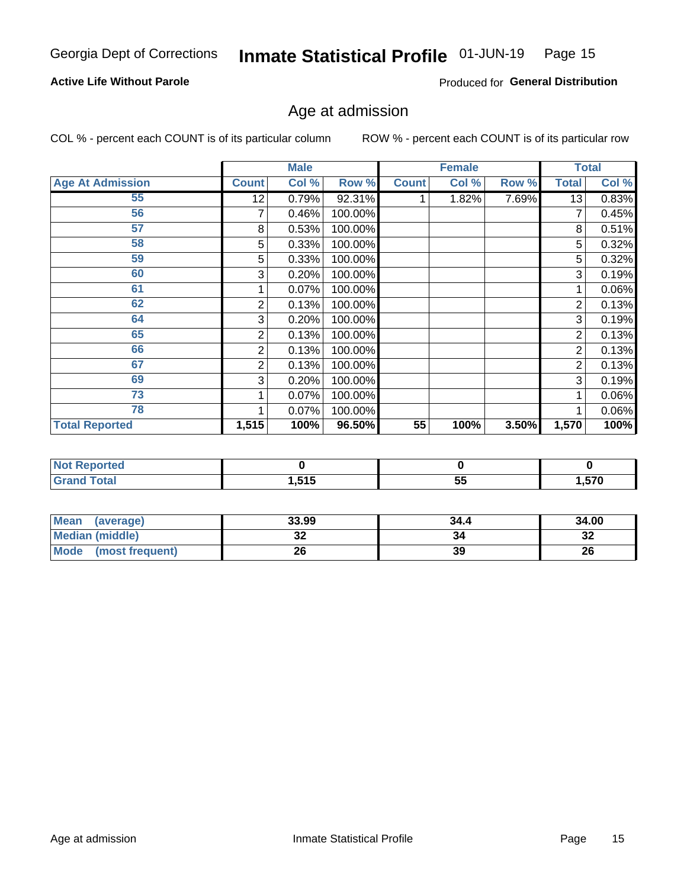Georgia Dept of Corrections **Inmate Statistical Profile** 01-JUN-19

**Active Life Without Parole**

Produced for **General Distribution**

## Age at admission

COL % - percent each COUNT is of its particular column ROW % - percent each COUNT is of its particular row

| | Male | | | Female | | | Total | |
|---|---|---|---|---|---|---|---|---|
| Age At Admission | Count | Col % | Row % | Count | Col % | Row % | Total | Col % |
| 55 | 12 | 0.79% | 92.31% | 1 | 1.82% | 7.69% | 13 | 0.83% |
| 56 | 7 | 0.46% | 100.00% | | | | 7 | 0.45% |
| 57 | 8 | 0.53% | 100.00% | | | | 8 | 0.51% |
| 58 | 5 | 0.33% | 100.00% | | | | 5 | 0.32% |
| 59 | 5 | 0.33% | 100.00% | | | | 5 | 0.32% |
| 60 | 3 | 0.20% | 100.00% | | | | 3 | 0.19% |
| 61 | 1 | 0.07% | 100.00% | | | | 1 | 0.06% |
| 62 | 2 | 0.13% | 100.00% | | | | 2 | 0.13% |
| 64 | 3 | 0.20% | 100.00% | | | | 3 | 0.19% |
| 65 | 2 | 0.13% | 100.00% | | | | 2 | 0.13% |
| 66 | 2 | 0.13% | 100.00% | | | | 2 | 0.13% |
| 67 | 2 | 0.13% | 100.00% | | | | 2 | 0.13% |
| 69 | 3 | 0.20% | 100.00% | | | | 3 | 0.19% |
| 73 | 1 | 0.07% | 100.00% | | | | 1 | 0.06% |
| 78 | 1 | 0.07% | 100.00% | | | | 1 | 0.06% |
| **Total Reported** | **1,515** | **100%** | **96.50%** | **55** | **100%** | **3.50%** | **1,570** | **100%** |

| | Male | Female | Total |
|---|---|---|---|
| Not Reported | 0 | 0 | 0 |
| Grand Total | 1,515 | 55 | 1,570 |

| | Male | Female | Total |
|---|---|---|---|
| Mean (average) | 33.99 | 34.4 | 34.00 |
| Median (middle) | 32 | 34 | 32 |
| Mode (most frequent) | 26 | 39 | 26 |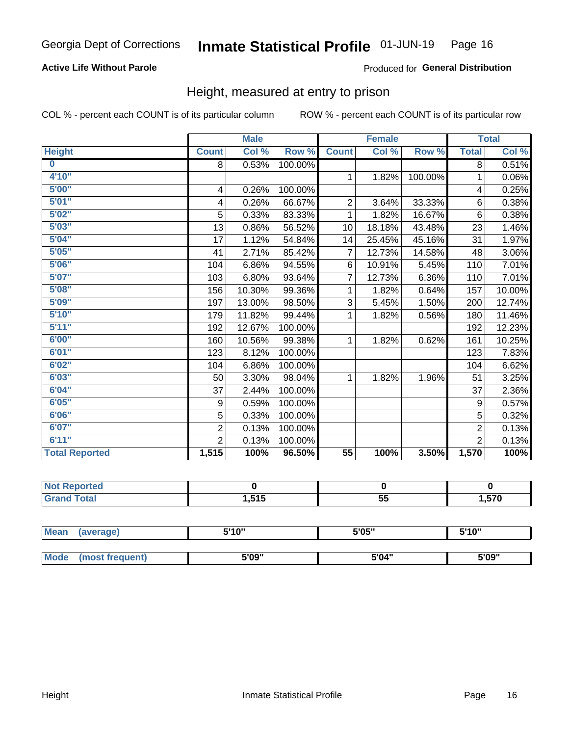Georgia Dept of Corrections **Inmate Statistical Profile** 01-JUN-19

**Active Life Without Parole**

Produced for **General Distribution**

## Height, measured at entry to prison

COL % - percent each COUNT is of its particular column

ROW % - percent each COUNT is of its particular row

| | Male | | | Female | | | Total | |
|---|---|---|---|---|---|---|---|---|
| **Height** | **Count** | **Col %** | **Row %** | **Count** | **Col %** | **Row %** | **Total** | **Col %** |
| **0** | 8 | 0.53% | 100.00% | | | | 8 | 0.51% |
| **4'10"** | | | | 1 | 1.82% | 100.00% | 1 | 0.06% |
| **5'00"** | 4 | 0.26% | 100.00% | | | | 4 | 0.25% |
| **5'01"** | 4 | 0.26% | 66.67% | 2 | 3.64% | 33.33% | 6 | 0.38% |
| **5'02"** | 5 | 0.33% | 83.33% | 1 | 1.82% | 16.67% | 6 | 0.38% |
| **5'03"** | 13 | 0.86% | 56.52% | 10 | 18.18% | 43.48% | 23 | 1.46% |
| **5'04"** | 17 | 1.12% | 54.84% | 14 | 25.45% | 45.16% | 31 | 1.97% |
| **5'05"** | 41 | 2.71% | 85.42% | 7 | 12.73% | 14.58% | 48 | 3.06% |
| **5'06"** | 104 | 6.86% | 94.55% | 6 | 10.91% | 5.45% | 110 | 7.01% |
| **5'07"** | 103 | 6.80% | 93.64% | 7 | 12.73% | 6.36% | 110 | 7.01% |
| **5'08"** | 156 | 10.30% | 99.36% | 1 | 1.82% | 0.64% | 157 | 10.00% |
| **5'09"** | 197 | 13.00% | 98.50% | 3 | 5.45% | 1.50% | 200 | 12.74% |
| **5'10"** | 179 | 11.82% | 99.44% | 1 | 1.82% | 0.56% | 180 | 11.46% |
| **5'11"** | 192 | 12.67% | 100.00% | | | | 192 | 12.23% |
| **6'00"** | 160 | 10.56% | 99.38% | 1 | 1.82% | 0.62% | 161 | 10.25% |
| **6'01"** | 123 | 8.12% | 100.00% | | | | 123 | 7.83% |
| **6'02"** | 104 | 6.86% | 100.00% | | | | 104 | 6.62% |
| **6'03"** | 50 | 3.30% | 98.04% | 1 | 1.82% | 1.96% | 51 | 3.25% |
| **6'04"** | 37 | 2.44% | 100.00% | | | | 37 | 2.36% |
| **6'05"** | 9 | 0.59% | 100.00% | | | | 9 | 0.57% |
| **6'06"** | 5 | 0.33% | 100.00% | | | | 5 | 0.32% |
| **6'07"** | 2 | 0.13% | 100.00% | | | | 2 | 0.13% |
| **6'11"** | 2 | 0.13% | 100.00% | | | | 2 | 0.13% |
| **Total Reported** | **1,515** | **100%** | **96.50%** | **55** | **100%** | **3.50%** | **1,570** | **100%** |

| | Male | Female | Total |
|---|---|---|---|
| **Not Reported** | **0** | **0** | **0** |
| **Grand Total** | **1,515** | **55** | **1,570** |

| | Male | Female | Total |
|---|---|---|---|
| **Mean (average)** | **5'10"** | **5'05"** | **5'10"** |
| **Mode (most frequent)** | **5'09"** | **5'04"** | **5'09"** |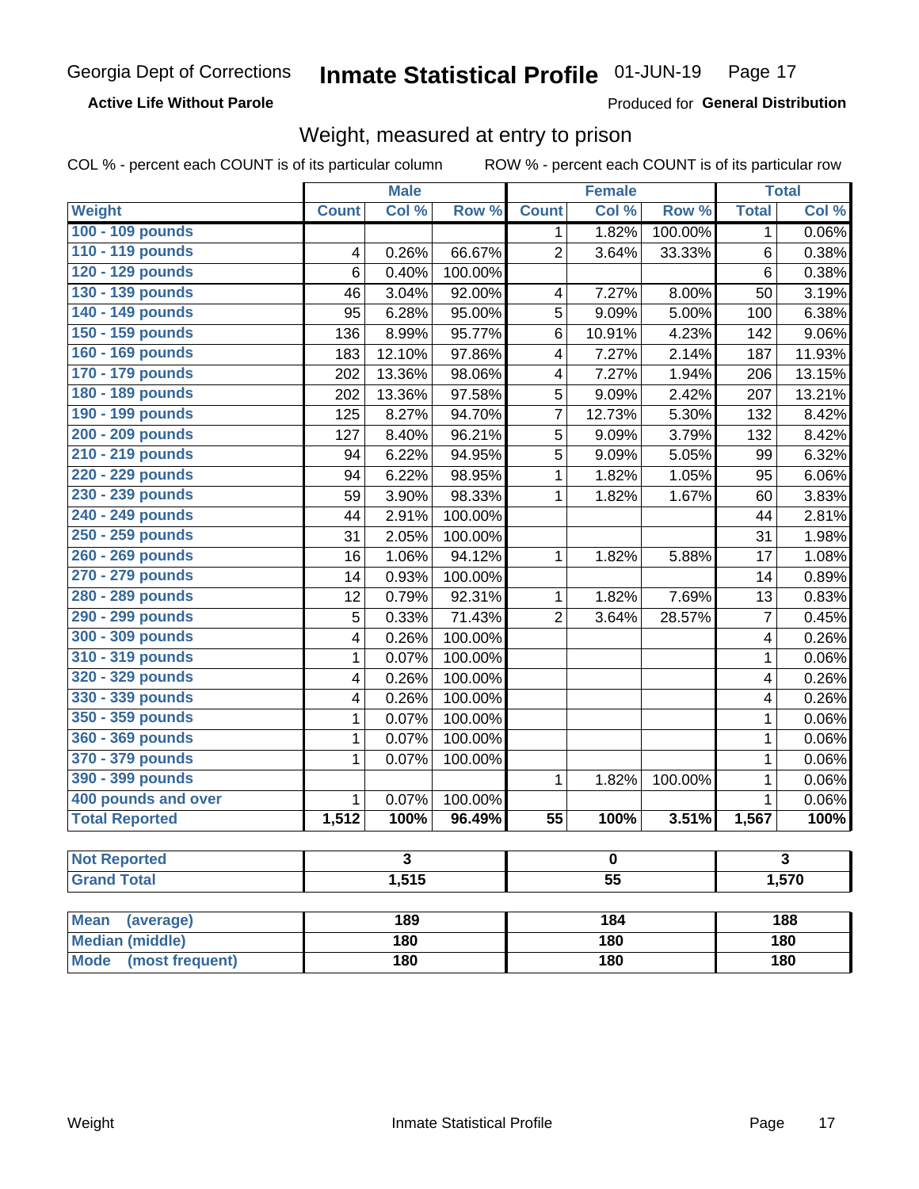Georgia Dept of Corrections **Inmate Statistical Profile** 01-JUN-19

**Active Life Without Parole** Produced for **General Distribution**

## Weight, measured at entry to prison

COL % - percent each COUNT is of its particular column    ROW % - percent each COUNT is of its particular row

| | Male | | | Female | | | Total | |
|---|---|---|---|---|---|---|---|---|
| **Weight** | **Count** | **Col %** | **Row %** | **Count** | **Col %** | **Row %** | **Total** | **Col %** |
| 100 - 109 pounds | | | | 1 | 1.82% | 100.00% | 1 | 0.06% |
| 110 - 119 pounds | 4 | 0.26% | 66.67% | 2 | 3.64% | 33.33% | 6 | 0.38% |
| 120 - 129 pounds | 6 | 0.40% | 100.00% | | | | 6 | 0.38% |
| 130 - 139 pounds | 46 | 3.04% | 92.00% | 4 | 7.27% | 8.00% | 50 | 3.19% |
| 140 - 149 pounds | 95 | 6.28% | 95.00% | 5 | 9.09% | 5.00% | 100 | 6.38% |
| 150 - 159 pounds | 136 | 8.99% | 95.77% | 6 | 10.91% | 4.23% | 142 | 9.06% |
| 160 - 169 pounds | 183 | 12.10% | 97.86% | 4 | 7.27% | 2.14% | 187 | 11.93% |
| 170 - 179 pounds | 202 | 13.36% | 98.06% | 4 | 7.27% | 1.94% | 206 | 13.15% |
| 180 - 189 pounds | 202 | 13.36% | 97.58% | 5 | 9.09% | 2.42% | 207 | 13.21% |
| 190 - 199 pounds | 125 | 8.27% | 94.70% | 7 | 12.73% | 5.30% | 132 | 8.42% |
| 200 - 209 pounds | 127 | 8.40% | 96.21% | 5 | 9.09% | 3.79% | 132 | 8.42% |
| 210 - 219 pounds | 94 | 6.22% | 94.95% | 5 | 9.09% | 5.05% | 99 | 6.32% |
| 220 - 229 pounds | 94 | 6.22% | 98.95% | 1 | 1.82% | 1.05% | 95 | 6.06% |
| 230 - 239 pounds | 59 | 3.90% | 98.33% | 1 | 1.82% | 1.67% | 60 | 3.83% |
| 240 - 249 pounds | 44 | 2.91% | 100.00% | | | | 44 | 2.81% |
| 250 - 259 pounds | 31 | 2.05% | 100.00% | | | | 31 | 1.98% |
| 260 - 269 pounds | 16 | 1.06% | 94.12% | 1 | 1.82% | 5.88% | 17 | 1.08% |
| 270 - 279 pounds | 14 | 0.93% | 100.00% | | | | 14 | 0.89% |
| 280 - 289 pounds | 12 | 0.79% | 92.31% | 1 | 1.82% | 7.69% | 13 | 0.83% |
| 290 - 299 pounds | 5 | 0.33% | 71.43% | 2 | 3.64% | 28.57% | 7 | 0.45% |
| 300 - 309 pounds | 4 | 0.26% | 100.00% | | | | 4 | 0.26% |
| 310 - 319 pounds | 1 | 0.07% | 100.00% | | | | 1 | 0.06% |
| 320 - 329 pounds | 4 | 0.26% | 100.00% | | | | 4 | 0.26% |
| 330 - 339 pounds | 4 | 0.26% | 100.00% | | | | 4 | 0.26% |
| 350 - 359 pounds | 1 | 0.07% | 100.00% | | | | 1 | 0.06% |
| 360 - 369 pounds | 1 | 0.07% | 100.00% | | | | 1 | 0.06% |
| 370 - 379 pounds | 1 | 0.07% | 100.00% | | | | 1 | 0.06% |
| 390 - 399 pounds | | | | 1 | 1.82% | 100.00% | 1 | 0.06% |
| 400 pounds and over | 1 | 0.07% | 100.00% | | | | 1 | 0.06% |
| **Total Reported** | **1,512** | **100%** | **96.49%** | **55** | **100%** | **3.51%** | **1,567** | **100%** |

| | Male | Female | Total |
|---|---|---|---|
| **Not Reported** | **3** | **0** | **3** |
| **Grand Total** | **1,515** | **55** | **1,570** |

| | Male | Female | Total |
|---|---|---|---|
| **Mean (average)** | **189** | **184** | **188** |
| **Median (middle)** | **180** | **180** | **180** |
| **Mode (most frequent)** | **180** | **180** | **180** |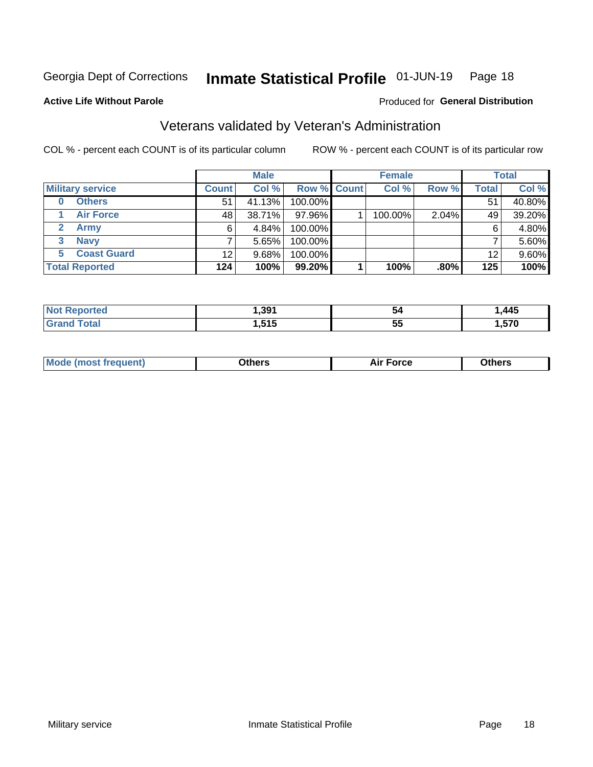Georgia Dept of Corrections **Inmate Statistical Profile** 01-JUN-19 Page 18

**Active Life Without Parole**

Produced for **General Distribution**

## Veterans validated by Veteran's Administration

COL % - percent each COUNT is of its particular column

ROW % - percent each COUNT is of its particular row

| | Male | | | Female | | | Total | |
|---|---|---|---|---|---|---|---|---|
| **Military service** | **Count** | **Col %** | **Row %** | **Count** | **Col %** | **Row %** | **Total** | **Col %** |
| **0 Others** | 51 | 41.13% | 100.00% | | | | 51 | 40.80% |
| **1 Air Force** | 48 | 38.71% | 97.96% | 1 | 100.00% | 2.04% | 49 | 39.20% |
| **2 Army** | 6 | 4.84% | 100.00% | | | | 6 | 4.80% |
| **3 Navy** | 7 | 5.65% | 100.00% | | | | 7 | 5.60% |
| **5 Coast Guard** | 12 | 9.68% | 100.00% | | | | 12 | 9.60% |
| **Total Reported** | **124** | **100%** | **99.20%** | **1** | **100%** | **.80%** | **125** | **100%** |

| | Male | Female | Total |
|---|---|---|---|
| **Not Reported** | **1,391** | **54** | **1,445** |
| **Grand Total** | **1,515** | **55** | **1,570** |

| | Male | Female | Total |
|---|---|---|---|
| **Mode (most frequent)** | **Others** | **Air Force** | **Others** |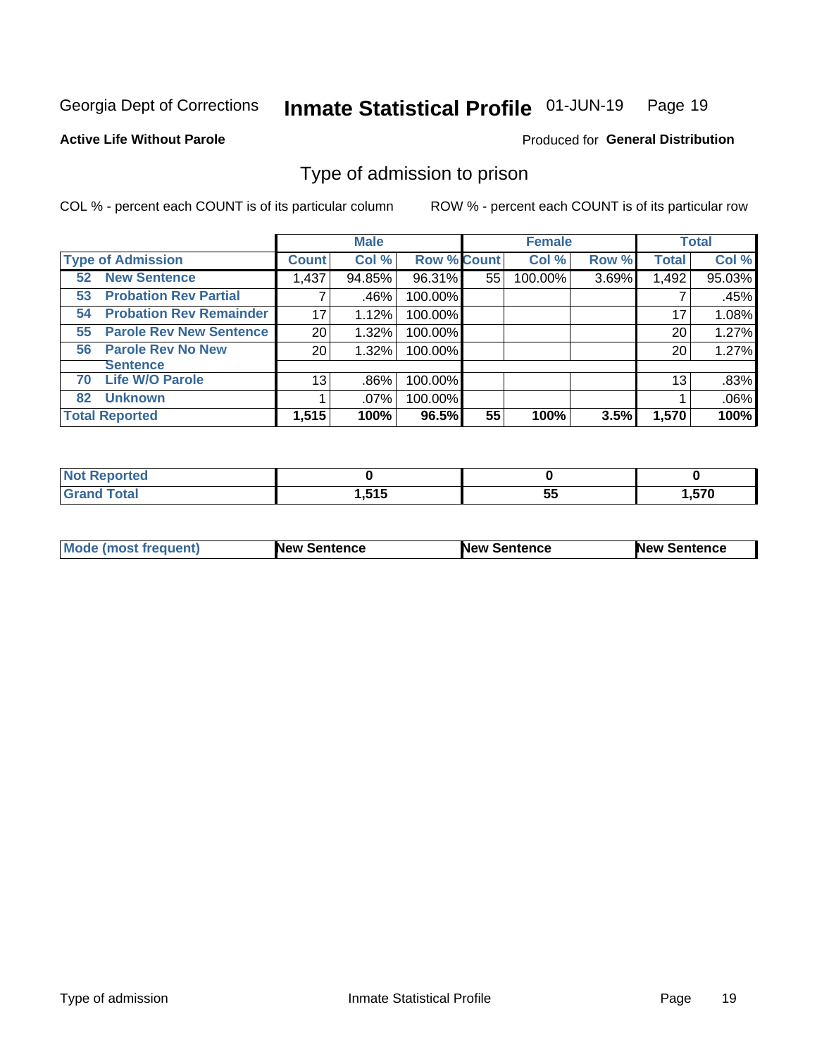Georgia Dept of Corrections **Inmate Statistical Profile** 01-JUN-19 Page 19

**Active Life Without Parole**

Produced for **General Distribution**

## Type of admission to prison

COL % - percent each COUNT is of its particular column ROW % - percent each COUNT is of its particular row

| | Male | | | Female | | | Total | |
|---|---|---|---|---|---|---|---|---|
| **Type of Admission** | **Count** | **Col %** | **Row %** | **Count** | **Col %** | **Row %** | **Total** | **Col %** |
| **52 New Sentence** | 1,437 | 94.85% | 96.31% | 55 | 100.00% | 3.69% | 1,492 | 95.03% |
| **53 Probation Rev Partial** | 7 | .46% | 100.00% | | | | 7 | .45% |
| **54 Probation Rev Remainder** | 17 | 1.12% | 100.00% | | | | 17 | 1.08% |
| **55 Parole Rev New Sentence** | 20 | 1.32% | 100.00% | | | | 20 | 1.27% |
| **56 Parole Rev No New Sentence** | 20 | 1.32% | 100.00% | | | | 20 | 1.27% |
| **70 Life W/O Parole** | 13 | .86% | 100.00% | | | | 13 | .83% |
| **82 Unknown** | 1 | .07% | 100.00% | | | | 1 | .06% |
| **Total Reported** | **1,515** | **100%** | **96.5%** | **55** | **100%** | **3.5%** | **1,570** | **100%** |

| | Male | Female | Total |
|---|---|---|---|
| **Not Reported** | **0** | **0** | **0** |
| **Grand Total** | **1,515** | **55** | **1,570** |

| | Male | Female | Total |
|---|---|---|---|
| **Mode (most frequent)** | **New Sentence** | **New Sentence** | **New Sentence** |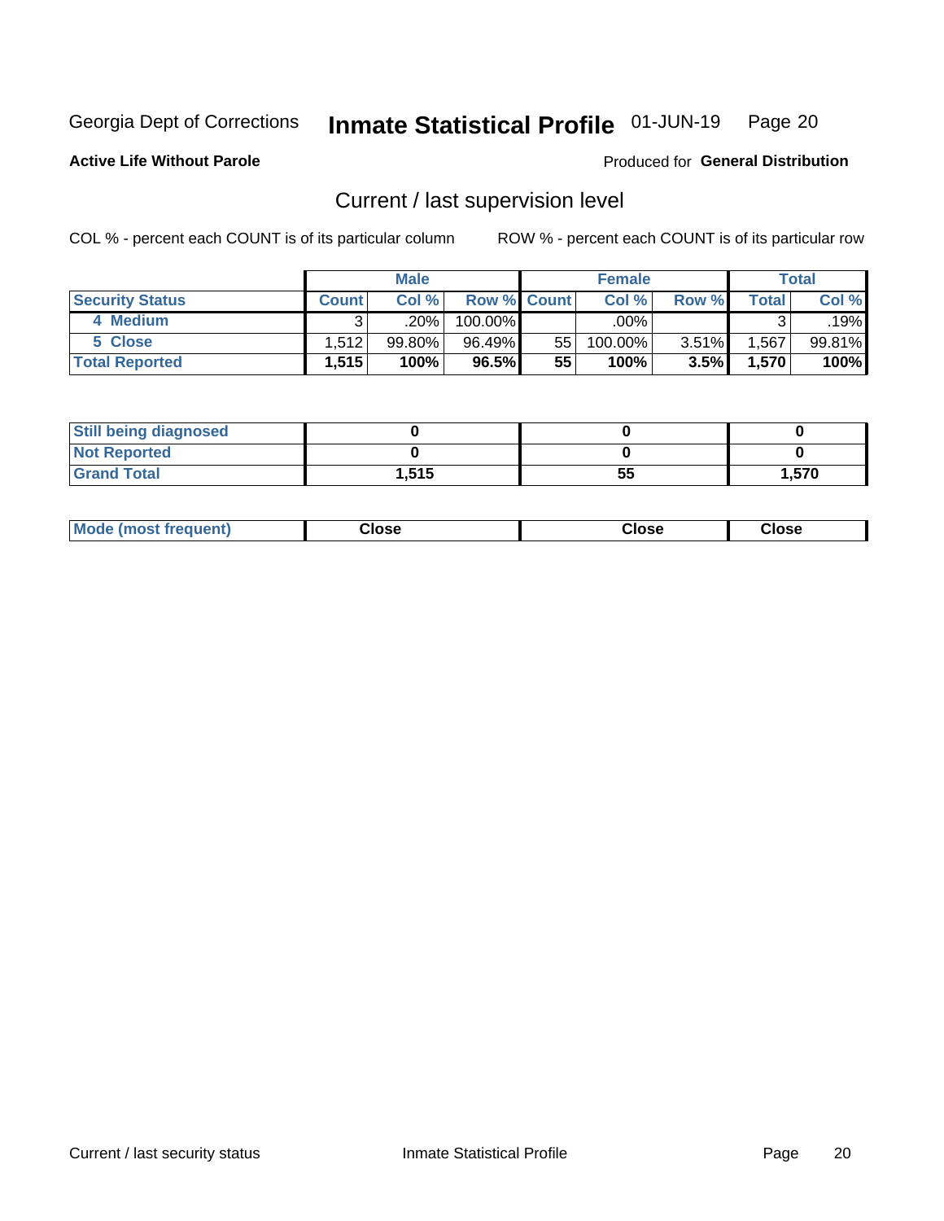Georgia Dept of Corrections **Inmate Statistical Profile** 01-JUN-19

**Active Life Without Parole**

Produced for **General Distribution**

## Current / last supervision level

COL % - percent each COUNT is of its particular column

ROW % - percent each COUNT is of its particular row

| | Male | | | Female | | | Total | |
|---|---|---|---|---|---|---|---|---|
| **Security Status** | **Count** | **Col %** | **Row %** | **Count** | **Col %** | **Row %** | **Total** | **Col %** |
| 4 Medium | 3 | .20% | 100.00% | | .00% | | 3 | .19% |
| 5 Close | 1,512 | 99.80% | 96.49% | 55 | 100.00% | 3.51% | 1,567 | 99.81% |
| **Total Reported** | **1,515** | **100%** | **96.5%** | **55** | **100%** | **3.5%** | **1,570** | **100%** |

| | Male | Female | Total |
|---|---|---|---|
| **Still being diagnosed** | **0** | **0** | **0** |
| **Not Reported** | **0** | **0** | **0** |
| **Grand Total** | **1,515** | **55** | **1,570** |

| | Male | Female | Total |
|---|---|---|---|
| **Mode (most frequent)** | **Close** | **Close** | **Close** |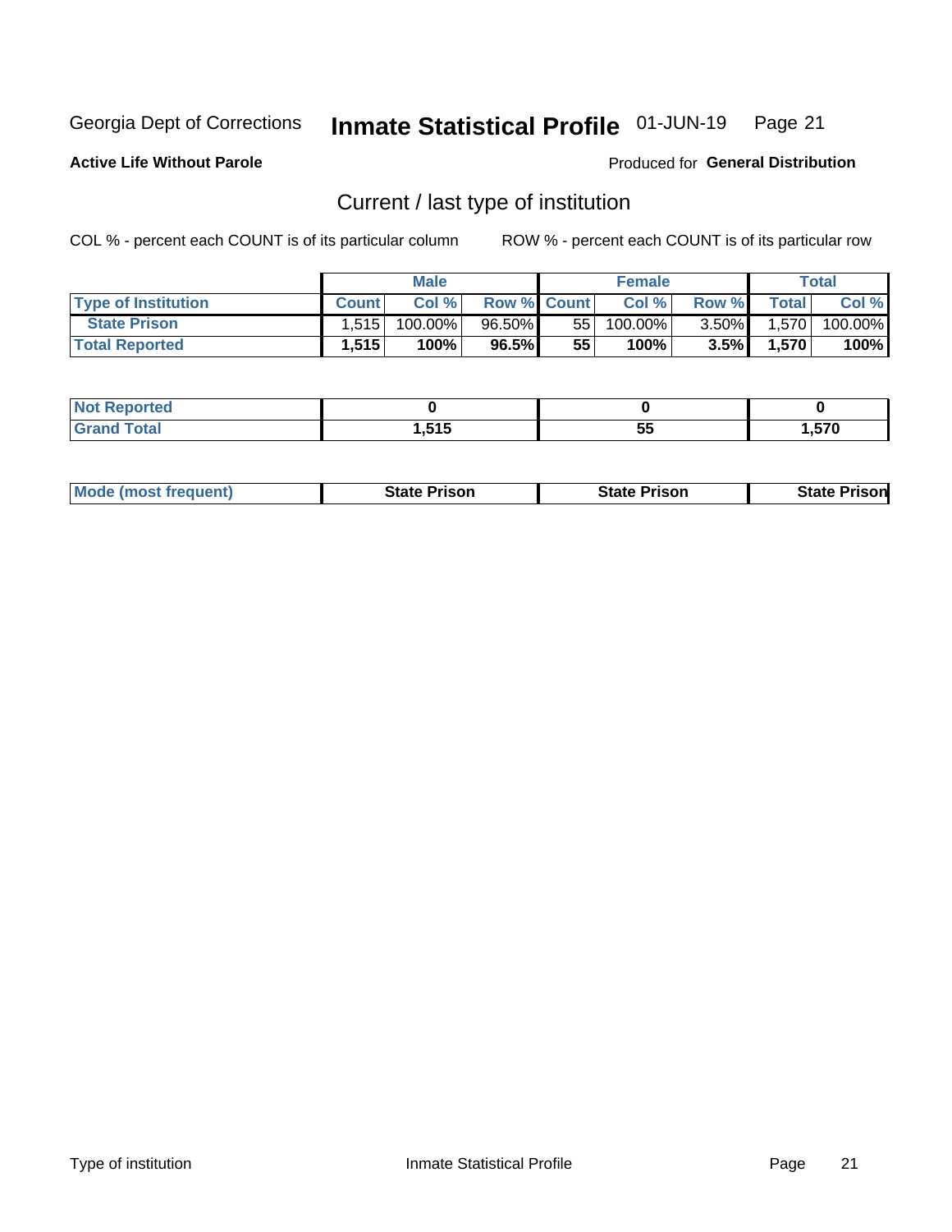Georgia Dept of Corrections **Inmate Statistical Profile** 01-JUN-19 Page 21

**Active Life Without Parole**

Produced for **General Distribution**

## Current / last type of institution

COL % - percent each COUNT is of its particular column ROW % - percent each COUNT is of its particular row

| | Male | | | Female | | | Total | |
|---|---|---|---|---|---|---|---|---|
| **Type of Institution** | **Count** | **Col %** | **Row %** | **Count** | **Col %** | **Row %** | **Total** | **Col %** |
| State Prison | 1,515 | 100.00% | 96.50% | 55 | 100.00% | 3.50% | 1,570 | 100.00% |
| **Total Reported** | **1,515** | **100%** | **96.5%** | **55** | **100%** | **3.5%** | **1,570** | **100%** |

| | Male | Female | Total |
|---|---|---|---|
| **Not Reported** | **0** | **0** | **0** |
| **Grand Total** | **1,515** | **55** | **1,570** |

| | Male | Female | Total |
|---|---|---|---|
| **Mode (most frequent)** | **State Prison** | **State Prison** | **State Prison** |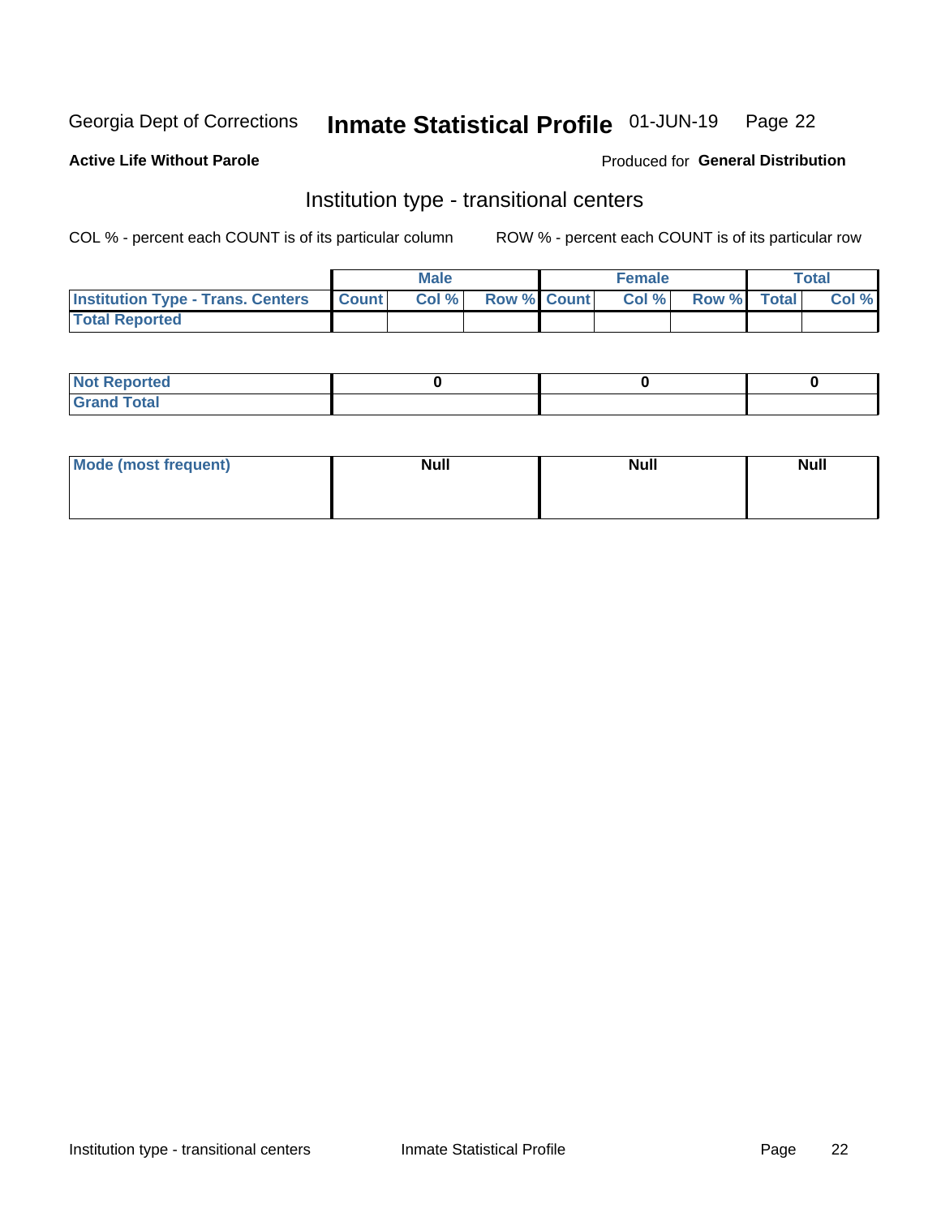Georgia Dept of Corrections **Inmate Statistical Profile** 01-JUN-19

**Active Life Without Parole**

Produced for **General Distribution**

## Institution type - transitional centers

COL % - percent each COUNT is of its particular column ROW % - percent each COUNT is of its particular row

| | Male | | | Female | | | Total | |
|---|---|---|---|---|---|---|---|---|
| **Institution Type - Trans. Centers** | **Count** | **Col %** | **Row %** | **Count** | **Col %** | **Row %** | **Total** | **Col %** |
| **Total Reported** | | | | | | | | |

| | Male | Female | Total |
|---|---|---|---|
| **Not Reported** | 0 | 0 | 0 |
| **Grand Total** | | | |

| | Male | Female | Total |
|---|---|---|---|
| **Mode (most frequent)** | Null | Null | Null |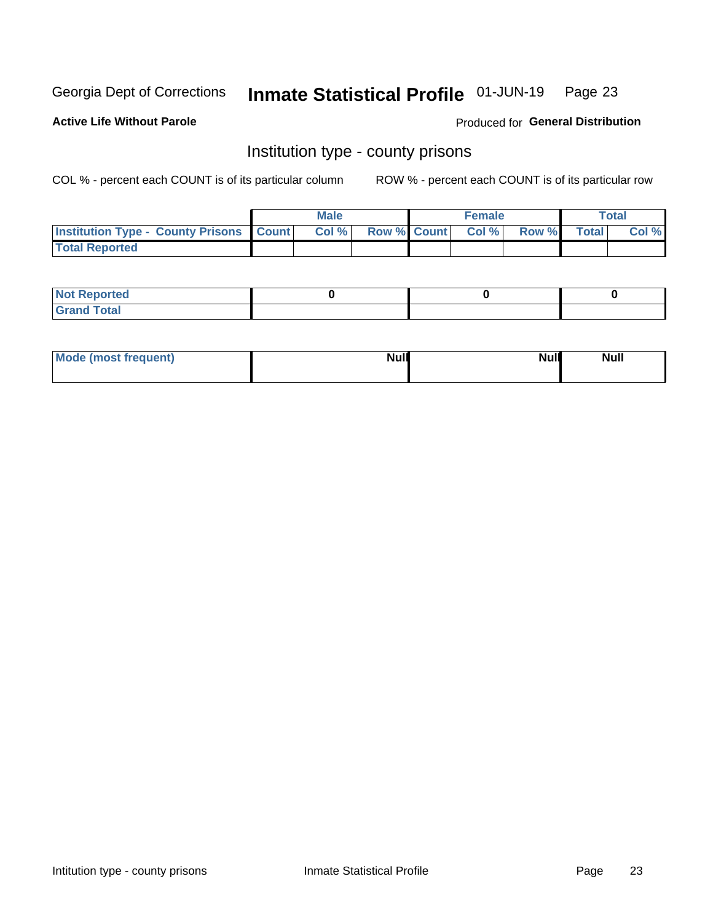Georgia Dept of Corrections **Inmate Statistical Profile** 01-JUN-19 Page 23

**Active Life Without Parole**

Produced for **General Distribution**

## Institution type - county prisons

COL % - percent each COUNT is of its particular column ROW % - percent each COUNT is of its particular row

| | Male | | | Female | | | Total | |
|---|---|---|---|---|---|---|---|---|
| **Institution Type - County Prisons** | **Count** | **Col %** | **Row %** | **Count** | **Col %** | **Row %** | **Total** | **Col %** |
| **Total Reported** | | | | | | | | |

| | Male | Female | Total |
|---|---|---|---|
| **Not Reported** | **0** | **0** | **0** |
| **Grand Total** | | | |

| | Male | Female | Total |
|---|---|---|---|
| **Mode (most frequent)** | **Null** | **Null** | **Null** |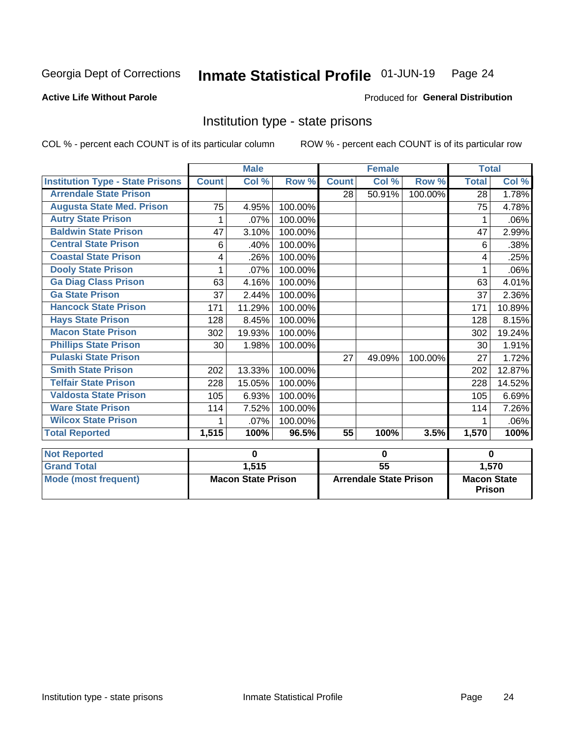Georgia Dept of Corrections **Inmate Statistical Profile** 01-JUN-19

**Active Life Without Parole**

Produced for **General Distribution**

## Institution type - state prisons

COL % - percent each COUNT is of its particular column ROW % - percent each COUNT is of its particular row

| | Male | | | Female | | | Total | |
|---|---|---|---|---|---|---|---|---|
| **Institution Type - State Prisons** | **Count** | **Col %** | **Row %** | **Count** | **Col %** | **Row %** | **Total** | **Col %** |
| Arrendale State Prison | | | | 28 | 50.91% | 100.00% | 28 | 1.78% |
| Augusta State Med. Prison | 75 | 4.95% | 100.00% | | | | 75 | 4.78% |
| Autry State Prison | 1 | .07% | 100.00% | | | | 1 | .06% |
| Baldwin State Prison | 47 | 3.10% | 100.00% | | | | 47 | 2.99% |
| Central State Prison | 6 | .40% | 100.00% | | | | 6 | .38% |
| Coastal State Prison | 4 | .26% | 100.00% | | | | 4 | .25% |
| Dooly State Prison | 1 | .07% | 100.00% | | | | 1 | .06% |
| Ga Diag Class Prison | 63 | 4.16% | 100.00% | | | | 63 | 4.01% |
| Ga State Prison | 37 | 2.44% | 100.00% | | | | 37 | 2.36% |
| Hancock State Prison | 171 | 11.29% | 100.00% | | | | 171 | 10.89% |
| Hays State Prison | 128 | 8.45% | 100.00% | | | | 128 | 8.15% |
| Macon State Prison | 302 | 19.93% | 100.00% | | | | 302 | 19.24% |
| Phillips State Prison | 30 | 1.98% | 100.00% | | | | 30 | 1.91% |
| Pulaski State Prison | | | | 27 | 49.09% | 100.00% | 27 | 1.72% |
| Smith State Prison | 202 | 13.33% | 100.00% | | | | 202 | 12.87% |
| Telfair State Prison | 228 | 15.05% | 100.00% | | | | 228 | 14.52% |
| Valdosta State Prison | 105 | 6.93% | 100.00% | | | | 105 | 6.69% |
| Ware State Prison | 114 | 7.52% | 100.00% | | | | 114 | 7.26% |
| Wilcox State Prison | 1 | .07% | 100.00% | | | | 1 | .06% |
| **Total Reported** | **1,515** | **100%** | **96.5%** | **55** | **100%** | **3.5%** | **1,570** | **100%** |

| | Male | Female | Total |
|---|---|---|---|
| **Not Reported** | **0** | **0** | **0** |
| **Grand Total** | **1,515** | **55** | **1,570** |
| **Mode (most frequent)** | **Macon State Prison** | **Arrendale State Prison** | **Macon State Prison** |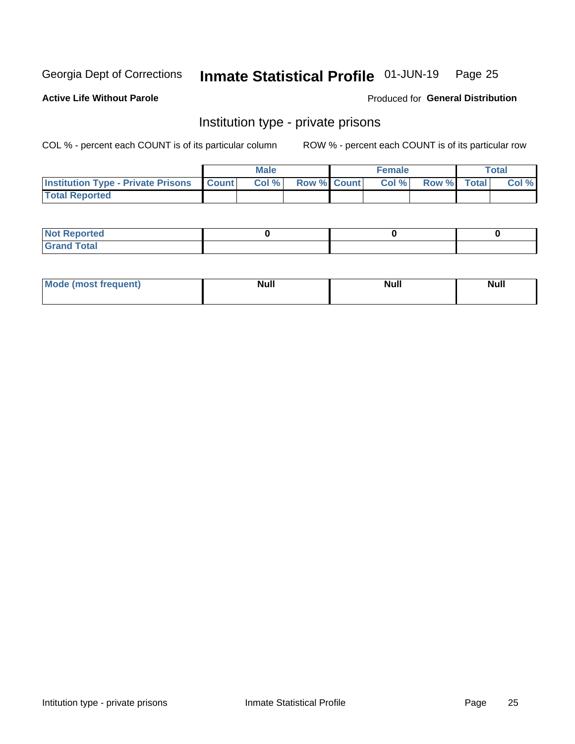Georgia Dept of Corrections **Inmate Statistical Profile** 01-JUN-19

**Active Life Without Parole**

Produced for **General Distribution**

## Institution type - private prisons

COL % - percent each COUNT is of its particular column

ROW % - percent each COUNT is of its particular row

| | Male | | | Female | | | Total | |
|---|---|---|---|---|---|---|---|---|
| **Institution Type - Private Prisons** | **Count** | **Col %** | **Row %** | **Count** | **Col %** | **Row %** | **Total** | **Col %** |
| **Total Reported** | | | | | | | | |

| | Male | Female | Total |
|---|---|---|---|
| **Not Reported** | 0 | 0 | 0 |
| **Grand Total** | | | |

| | Male | Female | Total |
|---|---|---|---|
| **Mode (most frequent)** | Null | Null | Null |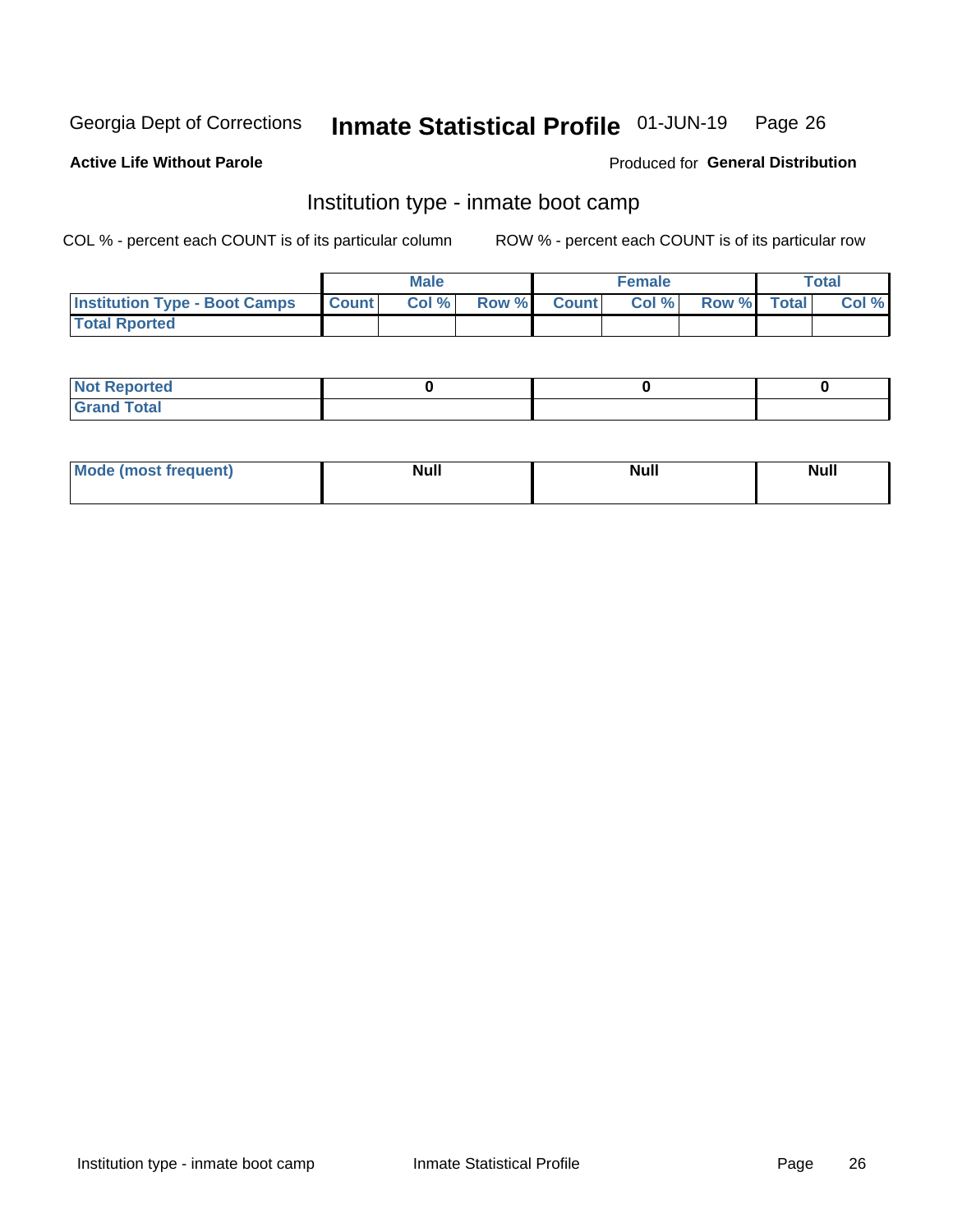Georgia Dept of Corrections **Inmate Statistical Profile** 01-JUN-19 Page 26

**Active Life Without Parole**

Produced for **General Distribution**

## Institution type - inmate boot camp

COL % - percent each COUNT is of its particular column

ROW % - percent each COUNT is of its particular row

| | Male | | | Female | | | Total | |
|---|---|---|---|---|---|---|---|---|
| **Institution Type - Boot Camps** | **Count** | **Col %** | **Row %** | **Count** | **Col %** | **Row %** | **Total** | **Col %** |
| **Total Rported** | | | | | | | | |

| | Male | Female | Total |
|---|---|---|---|
| **Not Reported** | **0** | **0** | **0** |
| **Grand Total** | | | |

| | Male | Female | Total |
|---|---|---|---|
| **Mode (most frequent)** | **Null** | **Null** | **Null** |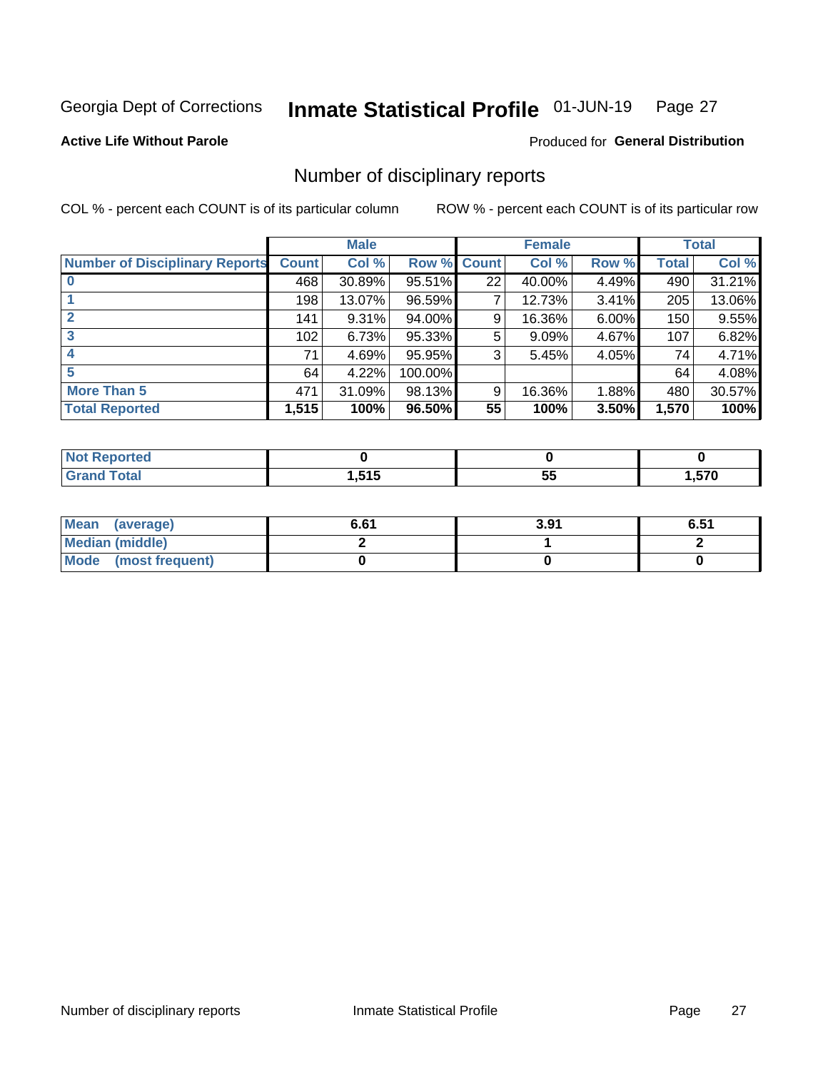Georgia Dept of Corrections **Inmate Statistical Profile** 01-JUN-19

**Active Life Without Parole**

Produced for **General Distribution**

## Number of disciplinary reports

COL % - percent each COUNT is of its particular column

ROW % - percent each COUNT is of its particular row

| | Male | | | Female | | | Total | |
|---|---|---|---|---|---|---|---|---|
| **Number of Disciplinary Reports** | **Count** | **Col %** | **Row %** | **Count** | **Col %** | **Row %** | **Total** | **Col %** |
| **0** | 468 | 30.89% | 95.51% | 22 | 40.00% | 4.49% | 490 | 31.21% |
| **1** | 198 | 13.07% | 96.59% | 7 | 12.73% | 3.41% | 205 | 13.06% |
| **2** | 141 | 9.31% | 94.00% | 9 | 16.36% | 6.00% | 150 | 9.55% |
| **3** | 102 | 6.73% | 95.33% | 5 | 9.09% | 4.67% | 107 | 6.82% |
| **4** | 71 | 4.69% | 95.95% | 3 | 5.45% | 4.05% | 74 | 4.71% |
| **5** | 64 | 4.22% | 100.00% | | | | 64 | 4.08% |
| **More Than 5** | 471 | 31.09% | 98.13% | 9 | 16.36% | 1.88% | 480 | 30.57% |
| **Total Reported** | **1,515** | **100%** | **96.50%** | **55** | **100%** | **3.50%** | **1,570** | **100%** |

| | Male | Female | Total |
|---|---|---|---|
| **Not Reported** | **0** | **0** | **0** |
| **Grand Total** | **1,515** | **55** | **1,570** |

| | Male | Female | Total |
|---|---|---|---|
| **Mean (average)** | **6.61** | **3.91** | **6.51** |
| **Median (middle)** | **2** | **1** | **2** |
| **Mode (most frequent)** | **0** | **0** | **0** |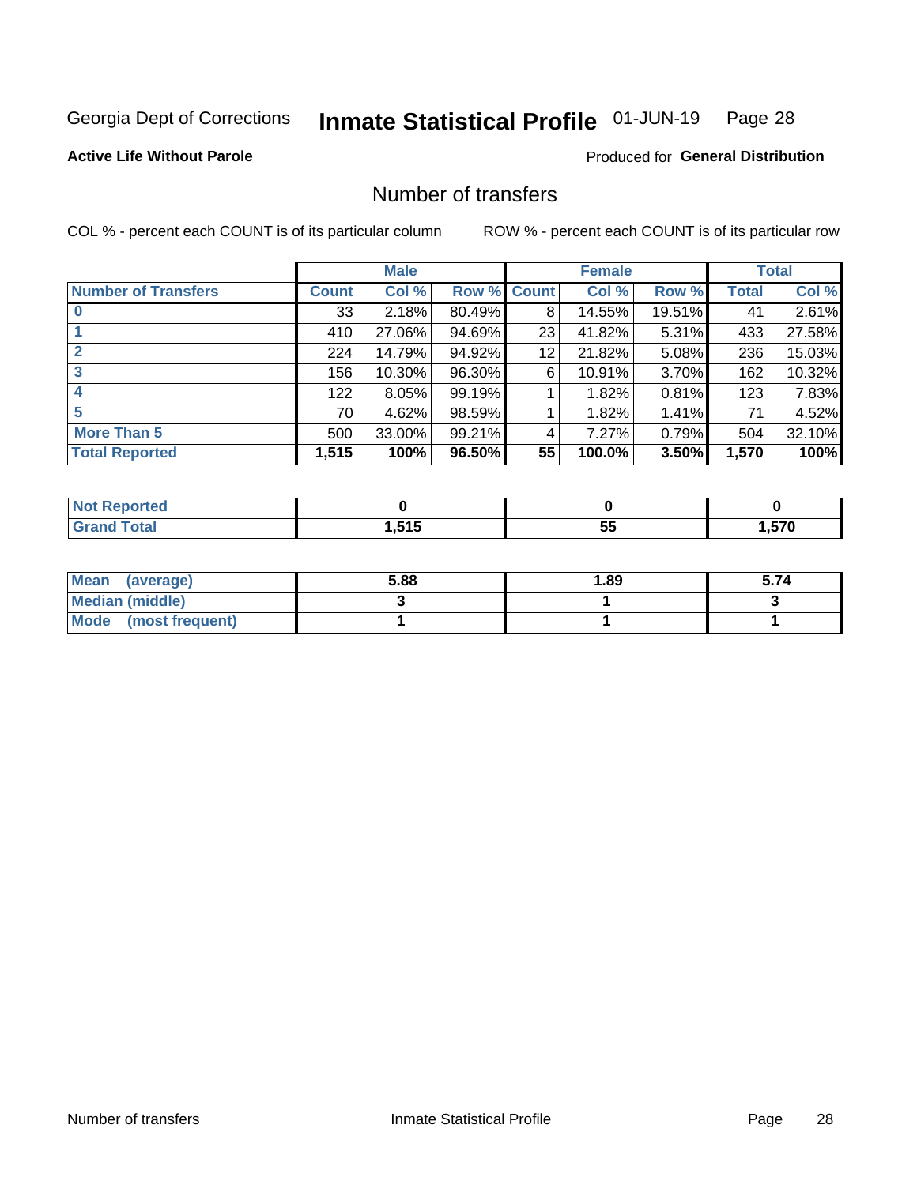Georgia Dept of Corrections **Inmate Statistical Profile** 01-JUN-19 Page 28

**Active Life Without Parole**

Produced for **General Distribution**

## Number of transfers

COL % - percent each COUNT is of its particular column ROW % - percent each COUNT is of its particular row

| | Male | | | Female | | | Total | |
|---|---|---|---|---|---|---|---|---|
| **Number of Transfers** | **Count** | **Col %** | **Row %** | **Count** | **Col %** | **Row %** | **Total** | **Col %** |
| **0** | 33 | 2.18% | 80.49% | 8 | 14.55% | 19.51% | 41 | 2.61% |
| **1** | 410 | 27.06% | 94.69% | 23 | 41.82% | 5.31% | 433 | 27.58% |
| **2** | 224 | 14.79% | 94.92% | 12 | 21.82% | 5.08% | 236 | 15.03% |
| **3** | 156 | 10.30% | 96.30% | 6 | 10.91% | 3.70% | 162 | 10.32% |
| **4** | 122 | 8.05% | 99.19% | 1 | 1.82% | 0.81% | 123 | 7.83% |
| **5** | 70 | 4.62% | 98.59% | 1 | 1.82% | 1.41% | 71 | 4.52% |
| **More Than 5** | 500 | 33.00% | 99.21% | 4 | 7.27% | 0.79% | 504 | 32.10% |
| **Total Reported** | **1,515** | **100%** | **96.50%** | **55** | **100.0%** | **3.50%** | **1,570** | **100%** |

| | Male | Female | Total |
|---|---|---|---|
| **Not Reported** | **0** | **0** | **0** |
| **Grand Total** | **1,515** | **55** | **1,570** |

| | Male | Female | Total |
|---|---|---|---|
| **Mean (average)** | **5.88** | **1.89** | **5.74** |
| **Median (middle)** | **3** | **1** | **3** |
| **Mode (most frequent)** | **1** | **1** | **1** |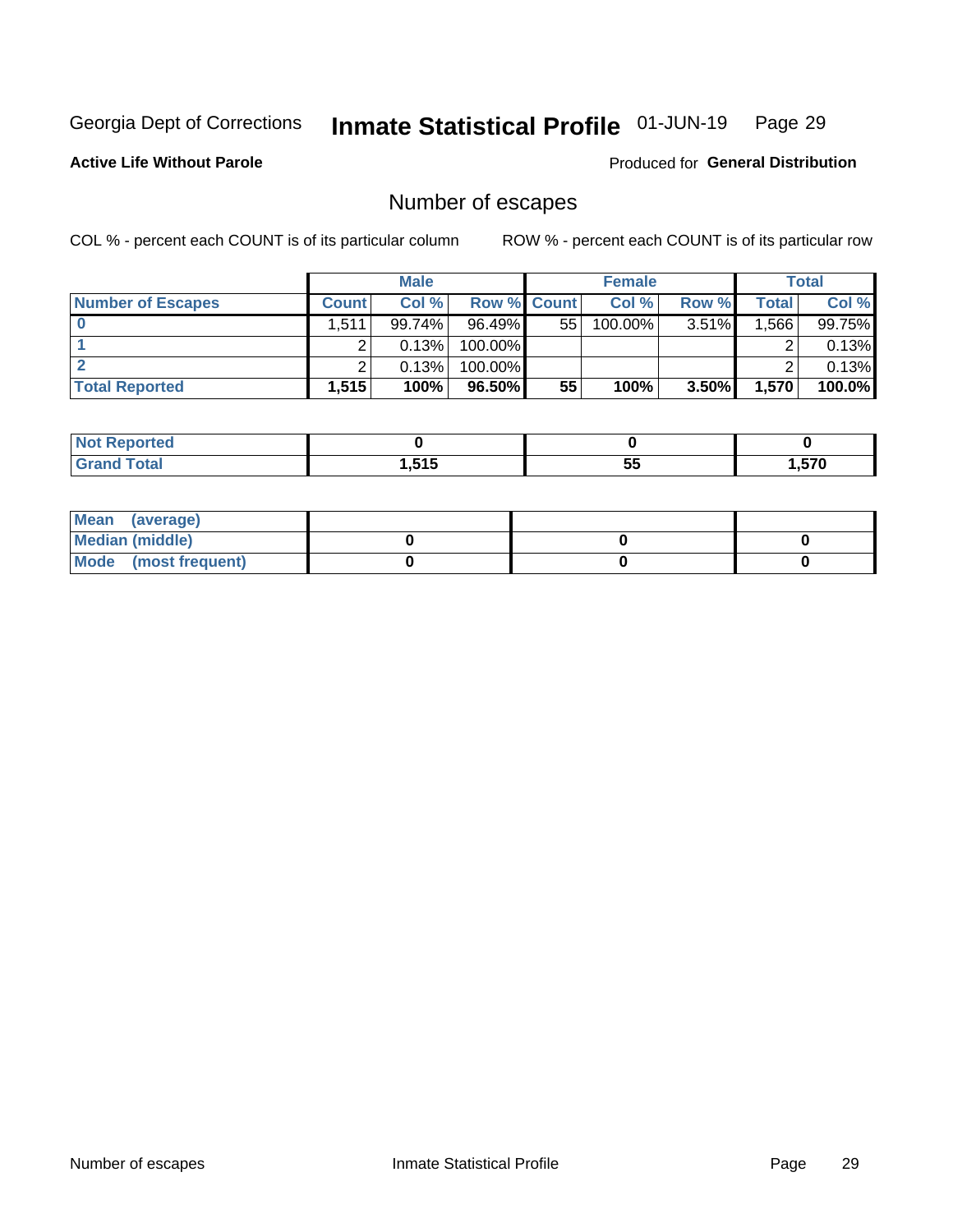Georgia Dept of Corrections **Inmate Statistical Profile** 01-JUN-19

**Active Life Without Parole**

Produced for **General Distribution**

## Number of escapes

COL % - percent each COUNT is of its particular column

ROW % - percent each COUNT is of its particular row

| | Male | | | Female | | | Total | |
|---|---|---|---|---|---|---|---|---|
| **Number of Escapes** | **Count** | **Col %** | **Row %** | **Count** | **Col %** | **Row %** | **Total** | **Col %** |
| **0** | 1,511 | 99.74% | 96.49% | 55 | 100.00% | 3.51% | 1,566 | 99.75% |
| **1** | 2 | 0.13% | 100.00% | | | | 2 | 0.13% |
| **2** | 2 | 0.13% | 100.00% | | | | 2 | 0.13% |
| **Total Reported** | **1,515** | **100%** | **96.50%** | **55** | **100%** | **3.50%** | **1,570** | **100.0%** |

| | Male | Female | Total |
|---|---|---|---|
| **Not Reported** | **0** | **0** | **0** |
| **Grand Total** | **1,515** | **55** | **1,570** |

| | Male | Female | Total |
|---|---|---|---|
| **Mean (average)** | | | |
| **Median (middle)** | **0** | **0** | **0** |
| **Mode (most frequent)** | **0** | **0** | **0** |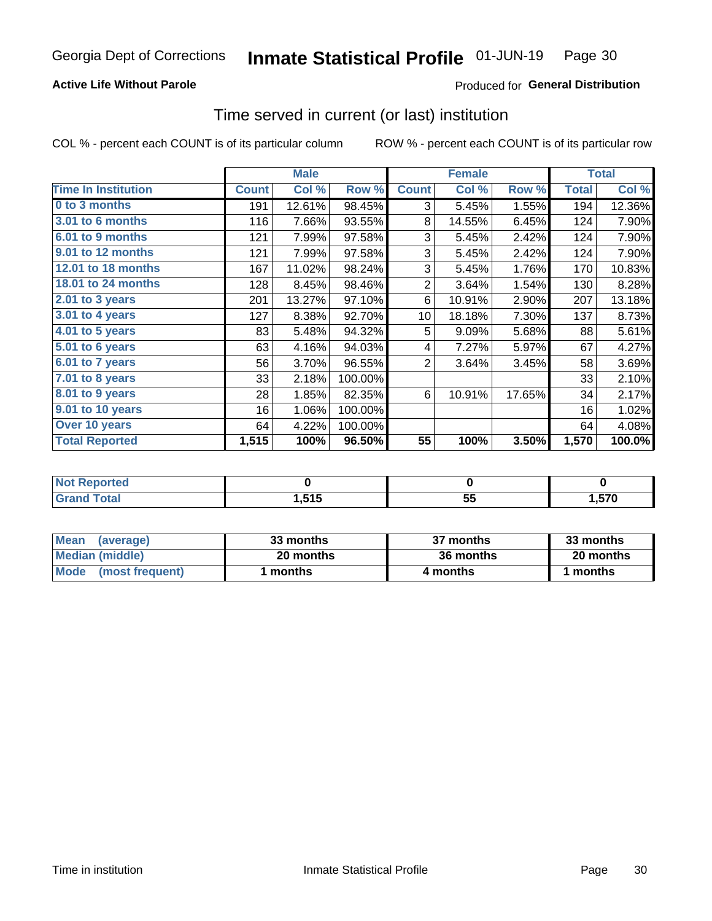Georgia Dept of Corrections **Inmate Statistical Profile** 01-JUN-19

**Active Life Without Parole**

Produced for **General Distribution**

## Time served in current (or last) institution

COL % - percent each COUNT is of its particular column ROW % - percent each COUNT is of its particular row

| | Male | | | Female | | | Total | |
|---|---|---|---|---|---|---|---|---|
| **Time In Institution** | **Count** | **Col %** | **Row %** | **Count** | **Col %** | **Row %** | **Total** | **Col %** |
| **0 to 3 months** | 191 | 12.61% | 98.45% | 3 | 5.45% | 1.55% | 194 | 12.36% |
| **3.01 to 6 months** | 116 | 7.66% | 93.55% | 8 | 14.55% | 6.45% | 124 | 7.90% |
| **6.01 to 9 months** | 121 | 7.99% | 97.58% | 3 | 5.45% | 2.42% | 124 | 7.90% |
| **9.01 to 12 months** | 121 | 7.99% | 97.58% | 3 | 5.45% | 2.42% | 124 | 7.90% |
| **12.01 to 18 months** | 167 | 11.02% | 98.24% | 3 | 5.45% | 1.76% | 170 | 10.83% |
| **18.01 to 24 months** | 128 | 8.45% | 98.46% | 2 | 3.64% | 1.54% | 130 | 8.28% |
| **2.01 to 3 years** | 201 | 13.27% | 97.10% | 6 | 10.91% | 2.90% | 207 | 13.18% |
| **3.01 to 4 years** | 127 | 8.38% | 92.70% | 10 | 18.18% | 7.30% | 137 | 8.73% |
| **4.01 to 5 years** | 83 | 5.48% | 94.32% | 5 | 9.09% | 5.68% | 88 | 5.61% |
| **5.01 to 6 years** | 63 | 4.16% | 94.03% | 4 | 7.27% | 5.97% | 67 | 4.27% |
| **6.01 to 7 years** | 56 | 3.70% | 96.55% | 2 | 3.64% | 3.45% | 58 | 3.69% |
| **7.01 to 8 years** | 33 | 2.18% | 100.00% | | | | 33 | 2.10% |
| **8.01 to 9 years** | 28 | 1.85% | 82.35% | 6 | 10.91% | 17.65% | 34 | 2.17% |
| **9.01 to 10 years** | 16 | 1.06% | 100.00% | | | | 16 | 1.02% |
| **Over 10 years** | 64 | 4.22% | 100.00% | | | | 64 | 4.08% |
| **Total Reported** | **1,515** | **100%** | **96.50%** | **55** | **100%** | **3.50%** | **1,570** | **100.0%** |

| | Male | Female | Total |
|---|---|---|---|
| **Not Reported** | **0** | **0** | **0** |
| **Grand Total** | **1,515** | **55** | **1,570** |

| | Male | Female | Total |
|---|---|---|---|
| **Mean (average)** | **33 months** | **37 months** | **33 months** |
| **Median (middle)** | **20 months** | **36 months** | **20 months** |
| **Mode (most frequent)** | **1 months** | **4 months** | **1 months** |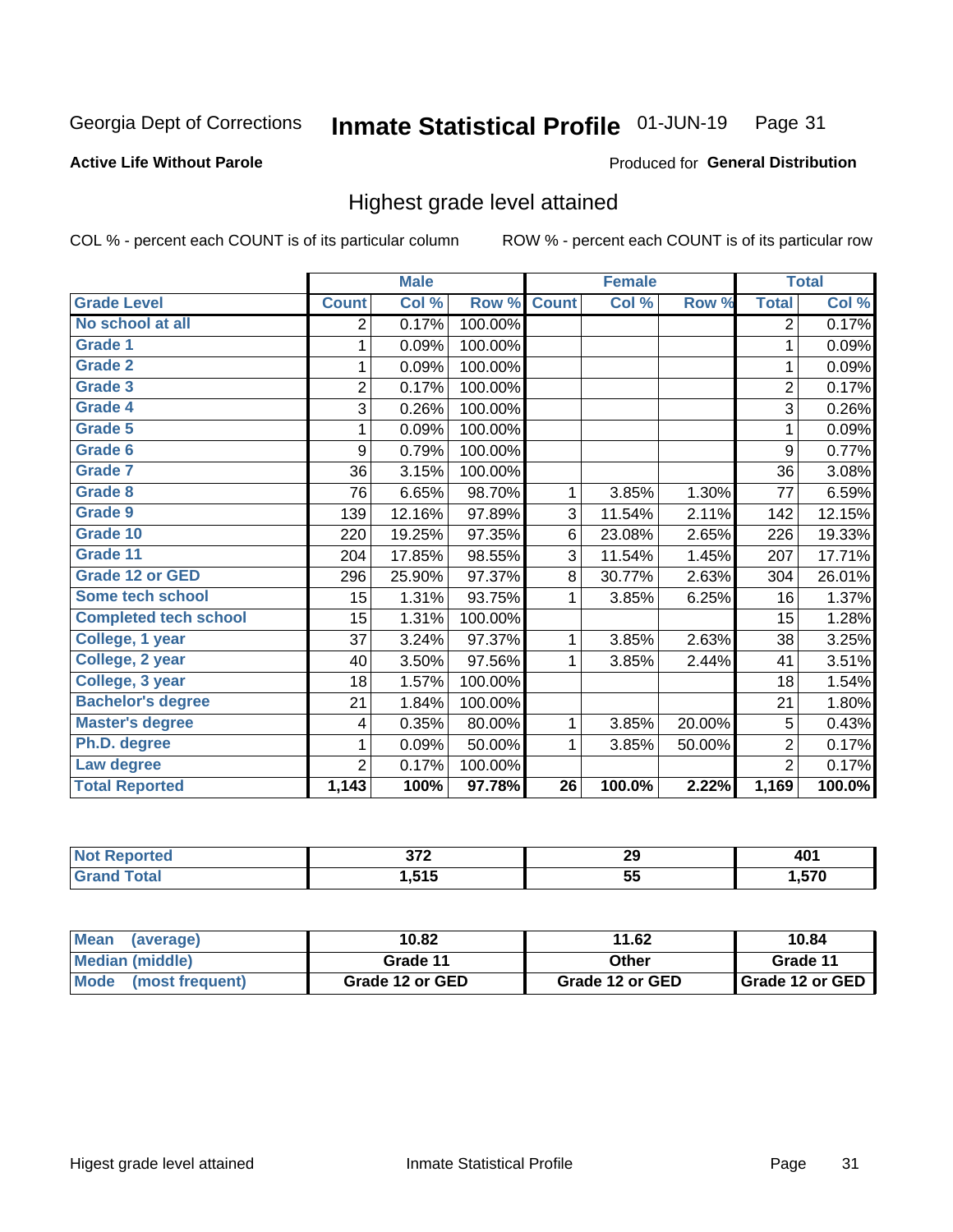Georgia Dept of Corrections **Inmate Statistical Profile** 01-JUN-19 Page 31

**Active Life Without Parole**

Produced for **General Distribution**

## Highest grade level attained

COL % - percent each COUNT is of its particular column ROW % - percent each COUNT is of its particular row

| | Male | | | Female | | | Total | |
|---|---|---|---|---|---|---|---|---|
| Grade Level | Count | Col % | Row % | Count | Col % | Row % | Total | Col % |
| No school at all | 2 | 0.17% | 100.00% | | | | 2 | 0.17% |
| Grade 1 | 1 | 0.09% | 100.00% | | | | 1 | 0.09% |
| Grade 2 | 1 | 0.09% | 100.00% | | | | 1 | 0.09% |
| Grade 3 | 2 | 0.17% | 100.00% | | | | 2 | 0.17% |
| Grade 4 | 3 | 0.26% | 100.00% | | | | 3 | 0.26% |
| Grade 5 | 1 | 0.09% | 100.00% | | | | 1 | 0.09% |
| Grade 6 | 9 | 0.79% | 100.00% | | | | 9 | 0.77% |
| Grade 7 | 36 | 3.15% | 100.00% | | | | 36 | 3.08% |
| Grade 8 | 76 | 6.65% | 98.70% | 1 | 3.85% | 1.30% | 77 | 6.59% |
| Grade 9 | 139 | 12.16% | 97.89% | 3 | 11.54% | 2.11% | 142 | 12.15% |
| Grade 10 | 220 | 19.25% | 97.35% | 6 | 23.08% | 2.65% | 226 | 19.33% |
| Grade 11 | 204 | 17.85% | 98.55% | 3 | 11.54% | 1.45% | 207 | 17.71% |
| Grade 12 or GED | 296 | 25.90% | 97.37% | 8 | 30.77% | 2.63% | 304 | 26.01% |
| Some tech school | 15 | 1.31% | 93.75% | 1 | 3.85% | 6.25% | 16 | 1.37% |
| Completed tech school | 15 | 1.31% | 100.00% | | | | 15 | 1.28% |
| College, 1 year | 37 | 3.24% | 97.37% | 1 | 3.85% | 2.63% | 38 | 3.25% |
| College, 2 year | 40 | 3.50% | 97.56% | 1 | 3.85% | 2.44% | 41 | 3.51% |
| College, 3 year | 18 | 1.57% | 100.00% | | | | 18 | 1.54% |
| Bachelor's degree | 21 | 1.84% | 100.00% | | | | 21 | 1.80% |
| Master's degree | 4 | 0.35% | 80.00% | 1 | 3.85% | 20.00% | 5 | 0.43% |
| Ph.D. degree | 1 | 0.09% | 50.00% | 1 | 3.85% | 50.00% | 2 | 0.17% |
| Law degree | 2 | 0.17% | 100.00% | | | | 2 | 0.17% |
| **Total Reported** | **1,143** | **100%** | **97.78%** | **26** | **100.0%** | **2.22%** | **1,169** | **100.0%** |

| | Male | Female | Total |
|---|---|---|---|
| Not Reported | 372 | 29 | 401 |
| Grand Total | 1,515 | 55 | 1,570 |

| | Male | Female | Total |
|---|---|---|---|
| Mean (average) | 10.82 | 11.62 | 10.84 |
| Median (middle) | Grade 11 | Other | Grade 11 |
| Mode (most frequent) | Grade 12 or GED | Grade 12 or GED | Grade 12 or GED |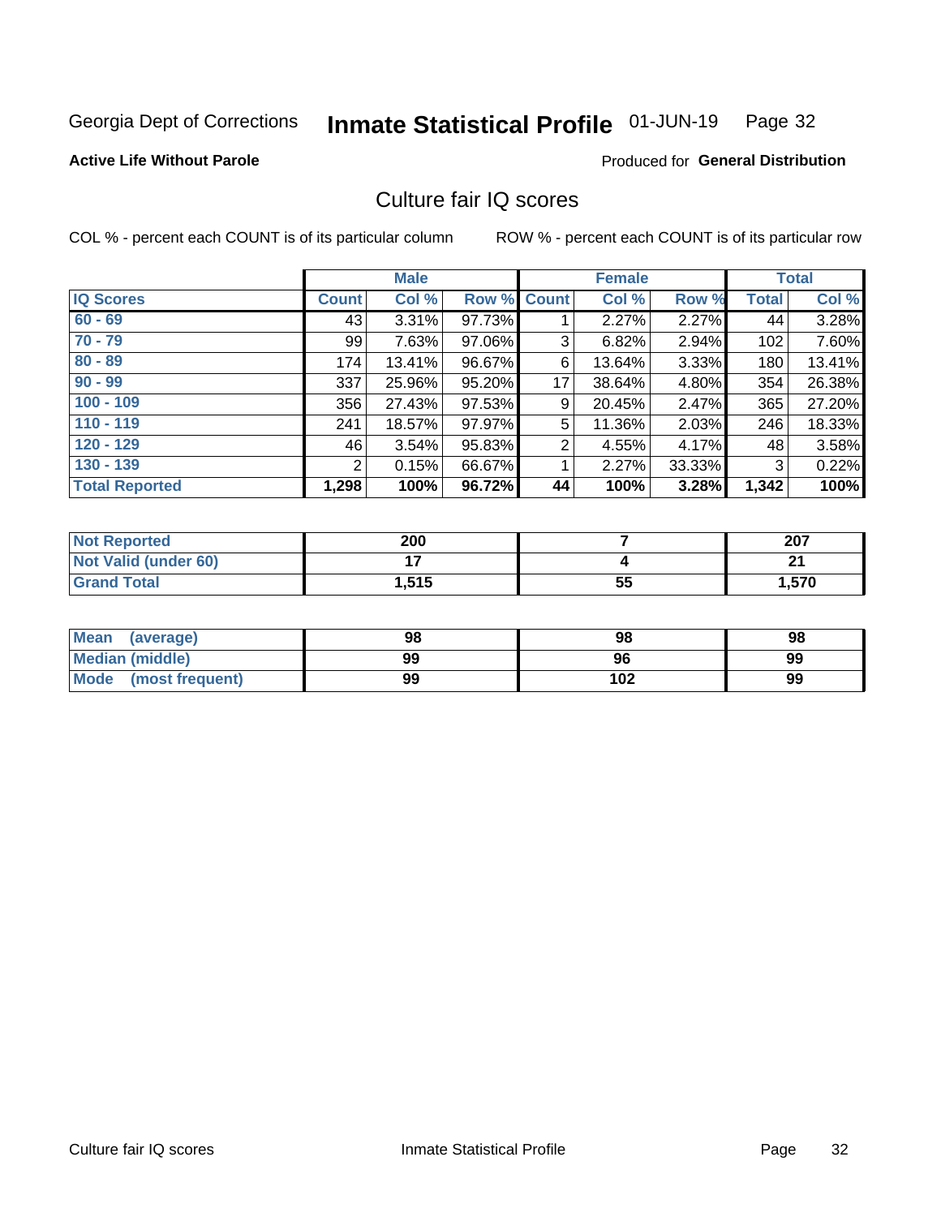Georgia Dept of Corrections **Inmate Statistical Profile** 01-JUN-19 Page 32

**Active Life Without Parole**

Produced for **General Distribution**

## Culture fair IQ scores

COL % - percent each COUNT is of its particular column

ROW % - percent each COUNT is of its particular row

| | Male | | | Female | | | Total | |
|---|---|---|---|---|---|---|---|---|
| **IQ Scores** | **Count** | **Col %** | **Row %** | **Count** | **Col %** | **Row %** | **Total** | **Col %** |
| **60 - 69** | 43 | 3.31% | 97.73% | 1 | 2.27% | 2.27% | 44 | 3.28% |
| **70 - 79** | 99 | 7.63% | 97.06% | 3 | 6.82% | 2.94% | 102 | 7.60% |
| **80 - 89** | 174 | 13.41% | 96.67% | 6 | 13.64% | 3.33% | 180 | 13.41% |
| **90 - 99** | 337 | 25.96% | 95.20% | 17 | 38.64% | 4.80% | 354 | 26.38% |
| **100 - 109** | 356 | 27.43% | 97.53% | 9 | 20.45% | 2.47% | 365 | 27.20% |
| **110 - 119** | 241 | 18.57% | 97.97% | 5 | 11.36% | 2.03% | 246 | 18.33% |
| **120 - 129** | 46 | 3.54% | 95.83% | 2 | 4.55% | 4.17% | 48 | 3.58% |
| **130 - 139** | 2 | 0.15% | 66.67% | 1 | 2.27% | 33.33% | 3 | 0.22% |
| **Total Reported** | **1,298** | **100%** | **96.72%** | **44** | **100%** | **3.28%** | **1,342** | **100%** |

| | Male | Female | Total |
|---|---|---|---|
| **Not Reported** | **200** | **7** | **207** |
| **Not Valid (under 60)** | **17** | **4** | **21** |
| **Grand Total** | **1,515** | **55** | **1,570** |

| | Male | Female | Total |
|---|---|---|---|
| **Mean (average)** | **98** | **98** | **98** |
| **Median (middle)** | **99** | **96** | **99** |
| **Mode (most frequent)** | **99** | **102** | **99** |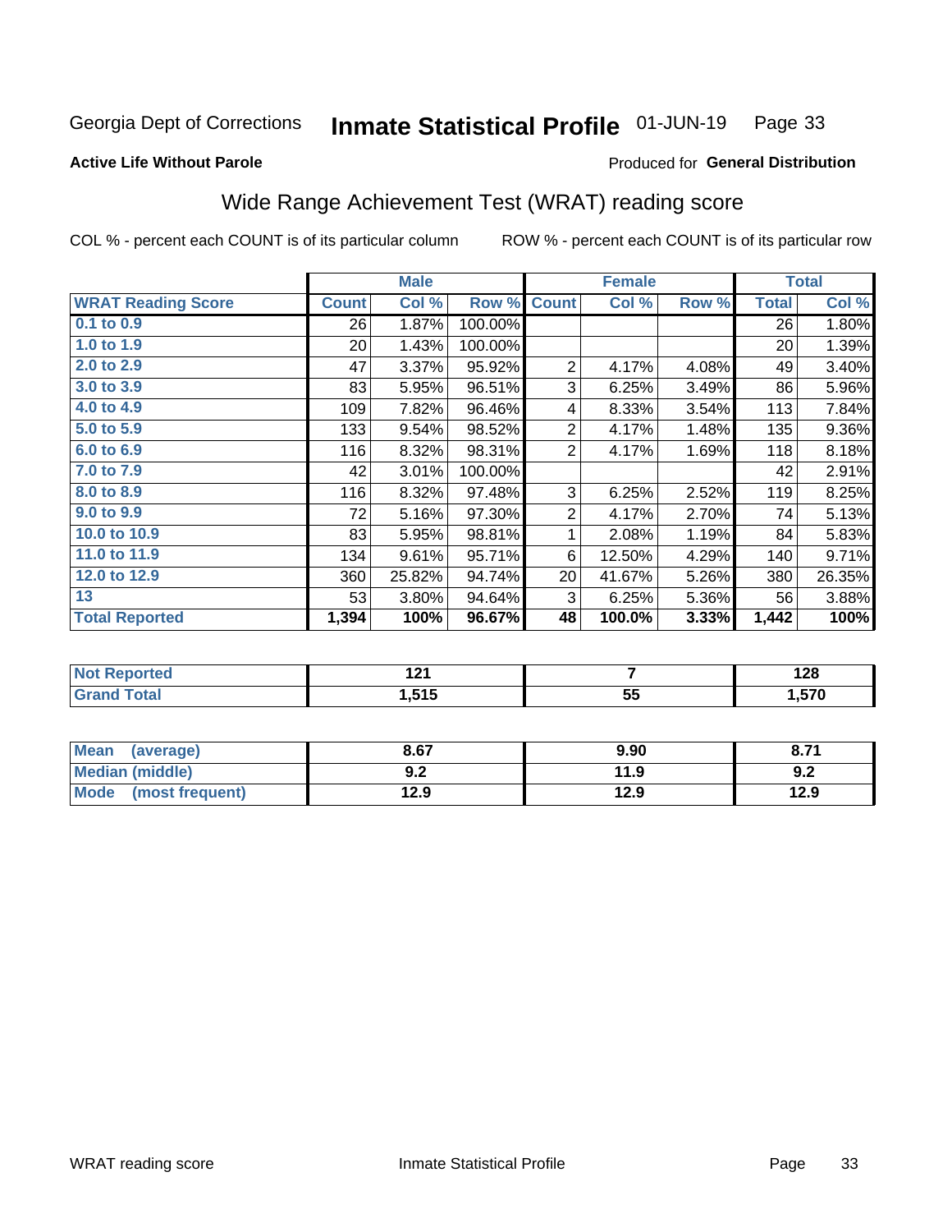Georgia Dept of Corrections **Inmate Statistical Profile** 01-JUN-19 Page 33

**Active Life Without Parole**

Produced for **General Distribution**

## Wide Range Achievement Test (WRAT) reading score

COL % - percent each COUNT is of its particular column ROW % - percent each COUNT is of its particular row

| | Male | | | Female | | | Total | |
|---|---|---|---|---|---|---|---|---|
| **WRAT Reading Score** | **Count** | **Col %** | **Row %** | **Count** | **Col %** | **Row %** | **Total** | **Col %** |
| 0.1 to 0.9 | 26 | 1.87% | 100.00% | | | | 26 | 1.80% |
| 1.0 to 1.9 | 20 | 1.43% | 100.00% | | | | 20 | 1.39% |
| 2.0 to 2.9 | 47 | 3.37% | 95.92% | 2 | 4.17% | 4.08% | 49 | 3.40% |
| 3.0 to 3.9 | 83 | 5.95% | 96.51% | 3 | 6.25% | 3.49% | 86 | 5.96% |
| 4.0 to 4.9 | 109 | 7.82% | 96.46% | 4 | 8.33% | 3.54% | 113 | 7.84% |
| 5.0 to 5.9 | 133 | 9.54% | 98.52% | 2 | 4.17% | 1.48% | 135 | 9.36% |
| 6.0 to 6.9 | 116 | 8.32% | 98.31% | 2 | 4.17% | 1.69% | 118 | 8.18% |
| 7.0 to 7.9 | 42 | 3.01% | 100.00% | | | | 42 | 2.91% |
| 8.0 to 8.9 | 116 | 8.32% | 97.48% | 3 | 6.25% | 2.52% | 119 | 8.25% |
| 9.0 to 9.9 | 72 | 5.16% | 97.30% | 2 | 4.17% | 2.70% | 74 | 5.13% |
| 10.0 to 10.9 | 83 | 5.95% | 98.81% | 1 | 2.08% | 1.19% | 84 | 5.83% |
| 11.0 to 11.9 | 134 | 9.61% | 95.71% | 6 | 12.50% | 4.29% | 140 | 9.71% |
| 12.0 to 12.9 | 360 | 25.82% | 94.74% | 20 | 41.67% | 5.26% | 380 | 26.35% |
| 13 | 53 | 3.80% | 94.64% | 3 | 6.25% | 5.36% | 56 | 3.88% |
| **Total Reported** | **1,394** | **100%** | **96.67%** | **48** | **100.0%** | **3.33%** | **1,442** | **100%** |

| | Male | Female | Total |
|---|---|---|---|
| **Not Reported** | **121** | **7** | **128** |
| **Grand Total** | **1,515** | **55** | **1,570** |

| | Male | Female | Total |
|---|---|---|---|
| **Mean (average)** | **8.67** | **9.90** | **8.71** |
| **Median (middle)** | **9.2** | **11.9** | **9.2** |
| **Mode (most frequent)** | **12.9** | **12.9** | **12.9** |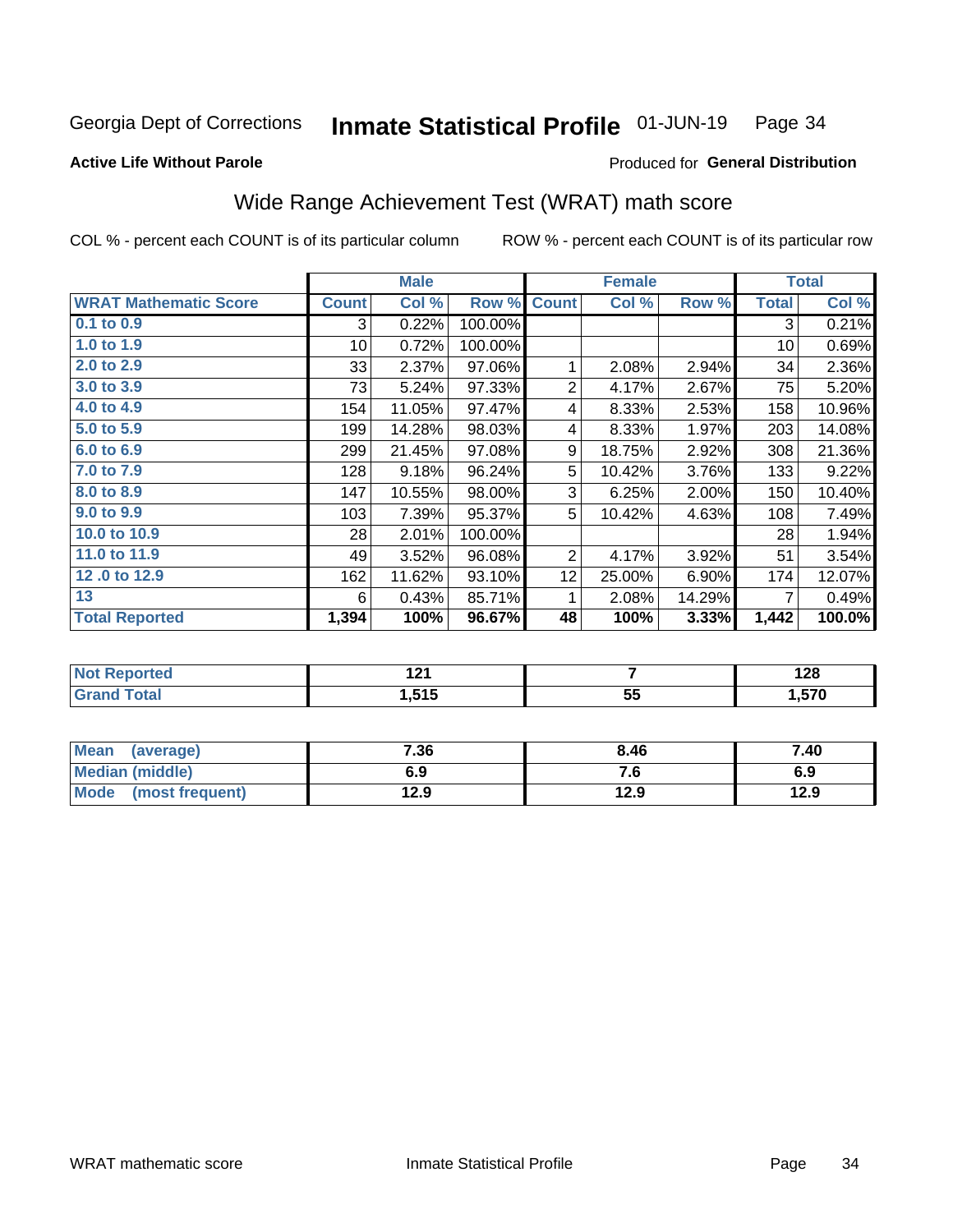Georgia Dept of Corrections **Inmate Statistical Profile** 01-JUN-19

**Active Life Without Parole**

Produced for **General Distribution**

## Wide Range Achievement Test (WRAT) math score

COL % - percent each COUNT is of its particular column ROW % - percent each COUNT is of its particular row

| | Male | | | Female | | | Total | |
|---|---|---|---|---|---|---|---|---|
| **WRAT Mathematic Score** | **Count** | **Col %** | **Row %** | **Count** | **Col %** | **Row %** | **Total** | **Col %** |
| 0.1 to 0.9 | 3 | 0.22% | 100.00% | | | | 3 | 0.21% |
| 1.0 to 1.9 | 10 | 0.72% | 100.00% | | | | 10 | 0.69% |
| 2.0 to 2.9 | 33 | 2.37% | 97.06% | 1 | 2.08% | 2.94% | 34 | 2.36% |
| 3.0 to 3.9 | 73 | 5.24% | 97.33% | 2 | 4.17% | 2.67% | 75 | 5.20% |
| 4.0 to 4.9 | 154 | 11.05% | 97.47% | 4 | 8.33% | 2.53% | 158 | 10.96% |
| 5.0 to 5.9 | 199 | 14.28% | 98.03% | 4 | 8.33% | 1.97% | 203 | 14.08% |
| 6.0 to 6.9 | 299 | 21.45% | 97.08% | 9 | 18.75% | 2.92% | 308 | 21.36% |
| 7.0 to 7.9 | 128 | 9.18% | 96.24% | 5 | 10.42% | 3.76% | 133 | 9.22% |
| 8.0 to 8.9 | 147 | 10.55% | 98.00% | 3 | 6.25% | 2.00% | 150 | 10.40% |
| 9.0 to 9.9 | 103 | 7.39% | 95.37% | 5 | 10.42% | 4.63% | 108 | 7.49% |
| 10.0 to 10.9 | 28 | 2.01% | 100.00% | | | | 28 | 1.94% |
| 11.0 to 11.9 | 49 | 3.52% | 96.08% | 2 | 4.17% | 3.92% | 51 | 3.54% |
| 12 .0 to 12.9 | 162 | 11.62% | 93.10% | 12 | 25.00% | 6.90% | 174 | 12.07% |
| 13 | 6 | 0.43% | 85.71% | 1 | 2.08% | 14.29% | 7 | 0.49% |
| **Total Reported** | **1,394** | **100%** | **96.67%** | **48** | **100%** | **3.33%** | **1,442** | **100.0%** |

| | Male | Female | Total |
|---|---|---|---|
| Not Reported | 121 | 7 | 128 |
| Grand Total | 1,515 | 55 | 1,570 |

| | Male | Female | Total |
|---|---|---|---|
| Mean (average) | 7.36 | 8.46 | 7.40 |
| Median (middle) | 6.9 | 7.6 | 6.9 |
| Mode (most frequent) | 12.9 | 12.9 | 12.9 |

WRAT mathematic score Inmate Statistical Profile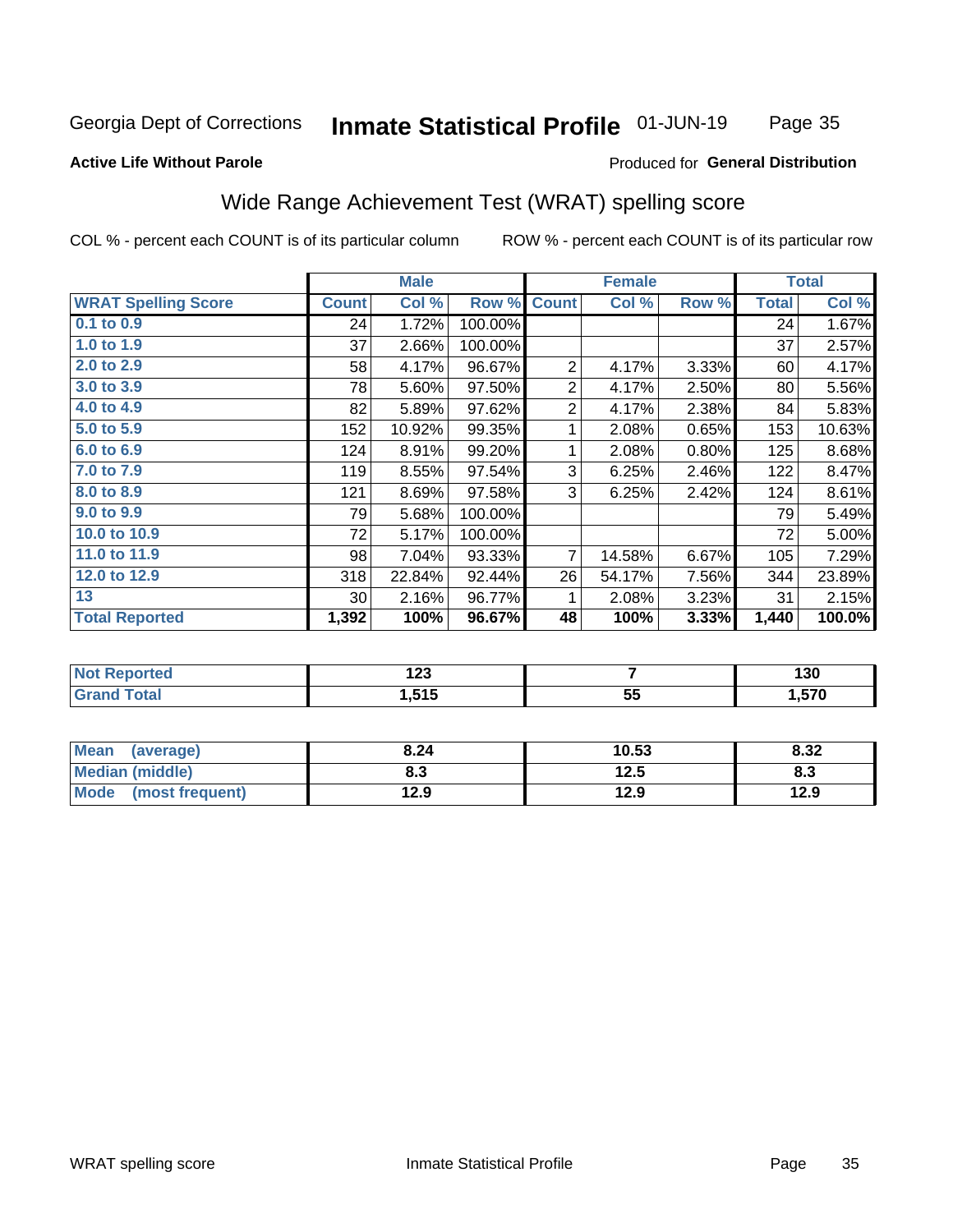Georgia Dept of Corrections **Inmate Statistical Profile** 01-JUN-19 Page 35

**Active Life Without Parole**

Produced for **General Distribution**

## Wide Range Achievement Test (WRAT) spelling score

COL % - percent each COUNT is of its particular column ROW % - percent each COUNT is of its particular row

| | Male | | | Female | | | Total | |
|---|---|---|---|---|---|---|---|---|
| **WRAT Spelling Score** | **Count** | **Col %** | **Row %** | **Count** | **Col %** | **Row %** | **Total** | **Col %** |
| 0.1 to 0.9 | 24 | 1.72% | 100.00% | | | | 24 | 1.67% |
| 1.0 to 1.9 | 37 | 2.66% | 100.00% | | | | 37 | 2.57% |
| 2.0 to 2.9 | 58 | 4.17% | 96.67% | 2 | 4.17% | 3.33% | 60 | 4.17% |
| 3.0 to 3.9 | 78 | 5.60% | 97.50% | 2 | 4.17% | 2.50% | 80 | 5.56% |
| 4.0 to 4.9 | 82 | 5.89% | 97.62% | 2 | 4.17% | 2.38% | 84 | 5.83% |
| 5.0 to 5.9 | 152 | 10.92% | 99.35% | 1 | 2.08% | 0.65% | 153 | 10.63% |
| 6.0 to 6.9 | 124 | 8.91% | 99.20% | 1 | 2.08% | 0.80% | 125 | 8.68% |
| 7.0 to 7.9 | 119 | 8.55% | 97.54% | 3 | 6.25% | 2.46% | 122 | 8.47% |
| 8.0 to 8.9 | 121 | 8.69% | 97.58% | 3 | 6.25% | 2.42% | 124 | 8.61% |
| 9.0 to 9.9 | 79 | 5.68% | 100.00% | | | | 79 | 5.49% |
| 10.0 to 10.9 | 72 | 5.17% | 100.00% | | | | 72 | 5.00% |
| 11.0 to 11.9 | 98 | 7.04% | 93.33% | 7 | 14.58% | 6.67% | 105 | 7.29% |
| 12.0 to 12.9 | 318 | 22.84% | 92.44% | 26 | 54.17% | 7.56% | 344 | 23.89% |
| 13 | 30 | 2.16% | 96.77% | 1 | 2.08% | 3.23% | 31 | 2.15% |
| **Total Reported** | **1,392** | **100%** | **96.67%** | **48** | **100%** | **3.33%** | **1,440** | **100.0%** |

| | Male | Female | Total |
|---|---|---|---|
| Not Reported | 123 | 7 | 130 |
| Grand Total | 1,515 | 55 | 1,570 |

| | Male | Female | Total |
|---|---|---|---|
| Mean (average) | 8.24 | 10.53 | 8.32 |
| Median (middle) | 8.3 | 12.5 | 8.3 |
| Mode (most frequent) | 12.9 | 12.9 | 12.9 |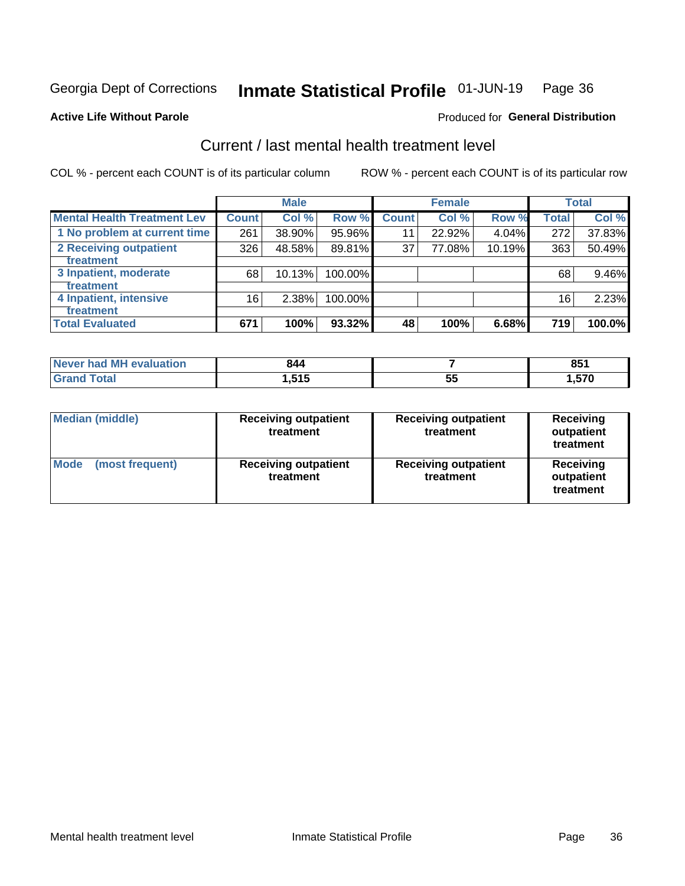Georgia Dept of Corrections **Inmate Statistical Profile** 01-JUN-19

**Active Life Without Parole**

Produced for **General Distribution**

## Current / last mental health treatment level

COL % - percent each COUNT is of its particular column

ROW % - percent each COUNT is of its particular row

| | Male | | | Female | | | Total | |
|---|---|---|---|---|---|---|---|---|
| **Mental Health Treatment Lev** | **Count** | **Col %** | **Row %** | **Count** | **Col %** | **Row %** | **Total** | **Col %** |
| 1 No problem at current time | 261 | 38.90% | 95.96% | 11 | 22.92% | 4.04% | 272 | 37.83% |
| 2 Receiving outpatient treatment | 326 | 48.58% | 89.81% | 37 | 77.08% | 10.19% | 363 | 50.49% |
| 3 Inpatient, moderate treatment | 68 | 10.13% | 100.00% | | | | 68 | 9.46% |
| 4 Inpatient, intensive treatment | 16 | 2.38% | 100.00% | | | | 16 | 2.23% |
| **Total Evaluated** | **671** | **100%** | **93.32%** | **48** | **100%** | **6.68%** | **719** | **100.0%** |

| | Male | Female | Total |
|---|---|---|---|
| **Never had MH evaluation** | **844** | **7** | **851** |
| **Grand Total** | **1,515** | **55** | **1,570** |

| | Male | Female | Total |
|---|---|---|---|
| **Median (middle)** | **Receiving outpatient treatment** | **Receiving outpatient treatment** | **Receiving outpatient treatment** |
| **Mode (most frequent)** | **Receiving outpatient treatment** | **Receiving outpatient treatment** | **Receiving outpatient treatment** |

Mental health treatment level Inmate Statistical Profile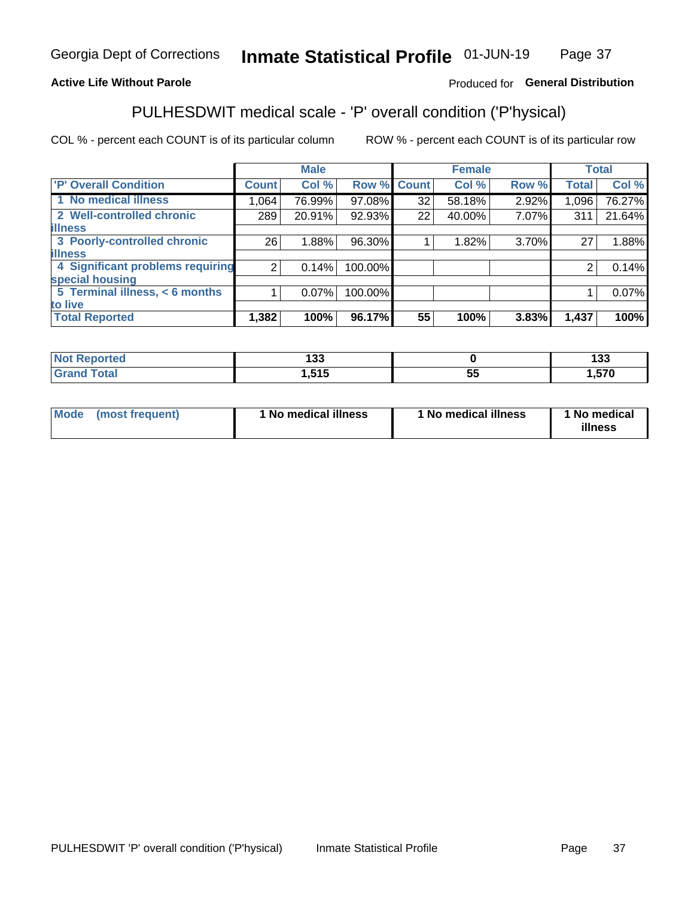Georgia Dept of Corrections **Inmate Statistical Profile** 01-JUN-19

**Active Life Without Parole**

Produced for **General Distribution**

## PULHESDWIT medical scale - 'P' overall condition ('P'hysical)

COL % - percent each COUNT is of its particular column

ROW % - percent each COUNT is of its particular row

| | Male | | | Female | | | Total | |
|---|---|---|---|---|---|---|---|---|
| 'P' Overall Condition | Count | Col % | Row % | Count | Col % | Row % | Total | Col % |
| 1 No medical illness | 1,064 | 76.99% | 97.08% | 32 | 58.18% | 2.92% | 1,096 | 76.27% |
| 2 Well-controlled chronic illness | 289 | 20.91% | 92.93% | 22 | 40.00% | 7.07% | 311 | 21.64% |
| 3 Poorly-controlled chronic illness | 26 | 1.88% | 96.30% | 1 | 1.82% | 3.70% | 27 | 1.88% |
| 4 Significant problems requiring special housing | 2 | 0.14% | 100.00% | | | | 2 | 0.14% |
| 5 Terminal illness, < 6 months to live | 1 | 0.07% | 100.00% | | | | 1 | 0.07% |
| **Total Reported** | **1,382** | **100%** | **96.17%** | **55** | **100%** | **3.83%** | **1,437** | **100%** |

| | Male | Female | Total |
|---|---|---|---|
| Not Reported | 133 | 0 | 133 |
| Grand Total | 1,515 | 55 | 1,570 |

| | Male | Female | Total |
|---|---|---|---|
| Mode (most frequent) | 1 No medical illness | 1 No medical illness | 1 No medical illness |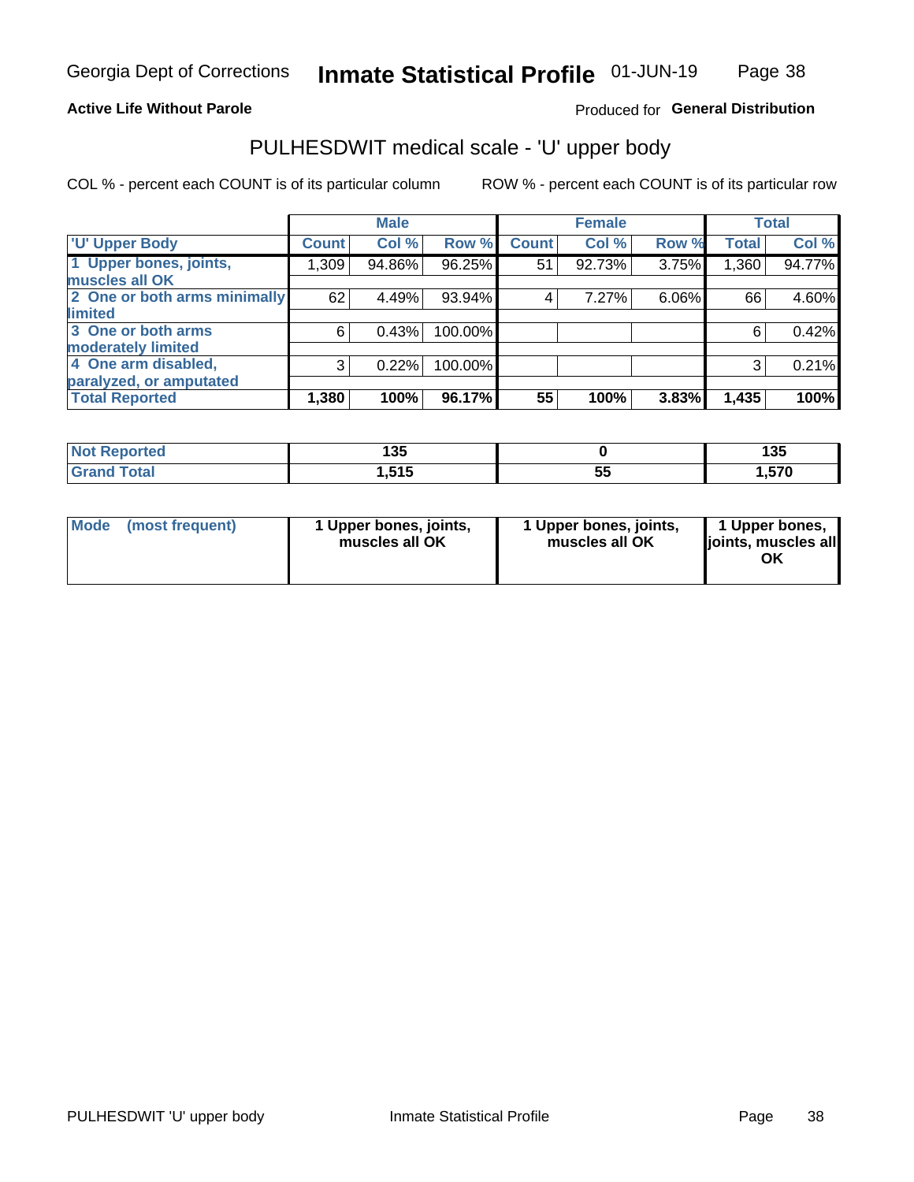**Active Life Without Parole**

Produced for **General Distribution**

## PULHESDWIT medical scale - 'U' upper body

COL % - percent each COUNT is of its particular column

ROW % - percent each COUNT is of its particular row

| | Male | | | Female | | | Total | |
|---|---|---|---|---|---|---|---|---|
| 'U' Upper Body | Count | Col % | Row % | Count | Col % | Row % | Total | Col % |
| 1 Upper bones, joints, muscles all OK | 1,309 | 94.86% | 96.25% | 51 | 92.73% | 3.75% | 1,360 | 94.77% |
| 2 One or both arms minimally limited | 62 | 4.49% | 93.94% | 4 | 7.27% | 6.06% | 66 | 4.60% |
| 3 One or both arms moderately limited | 6 | 0.43% | 100.00% | | | | 6 | 0.42% |
| 4 One arm disabled, paralyzed, or amputated | 3 | 0.22% | 100.00% | | | | 3 | 0.21% |
| **Total Reported** | **1,380** | **100%** | **96.17%** | **55** | **100%** | **3.83%** | **1,435** | **100%** |

| | Male | Female | Total |
|---|---|---|---|
| Not Reported | 135 | 0 | 135 |
| Grand Total | 1,515 | 55 | 1,570 |

| | Male | Female | Total |
|---|---|---|---|
| Mode (most frequent) | 1 Upper bones, joints, muscles all OK | 1 Upper bones, joints, muscles all OK | 1 Upper bones, joints, muscles all OK |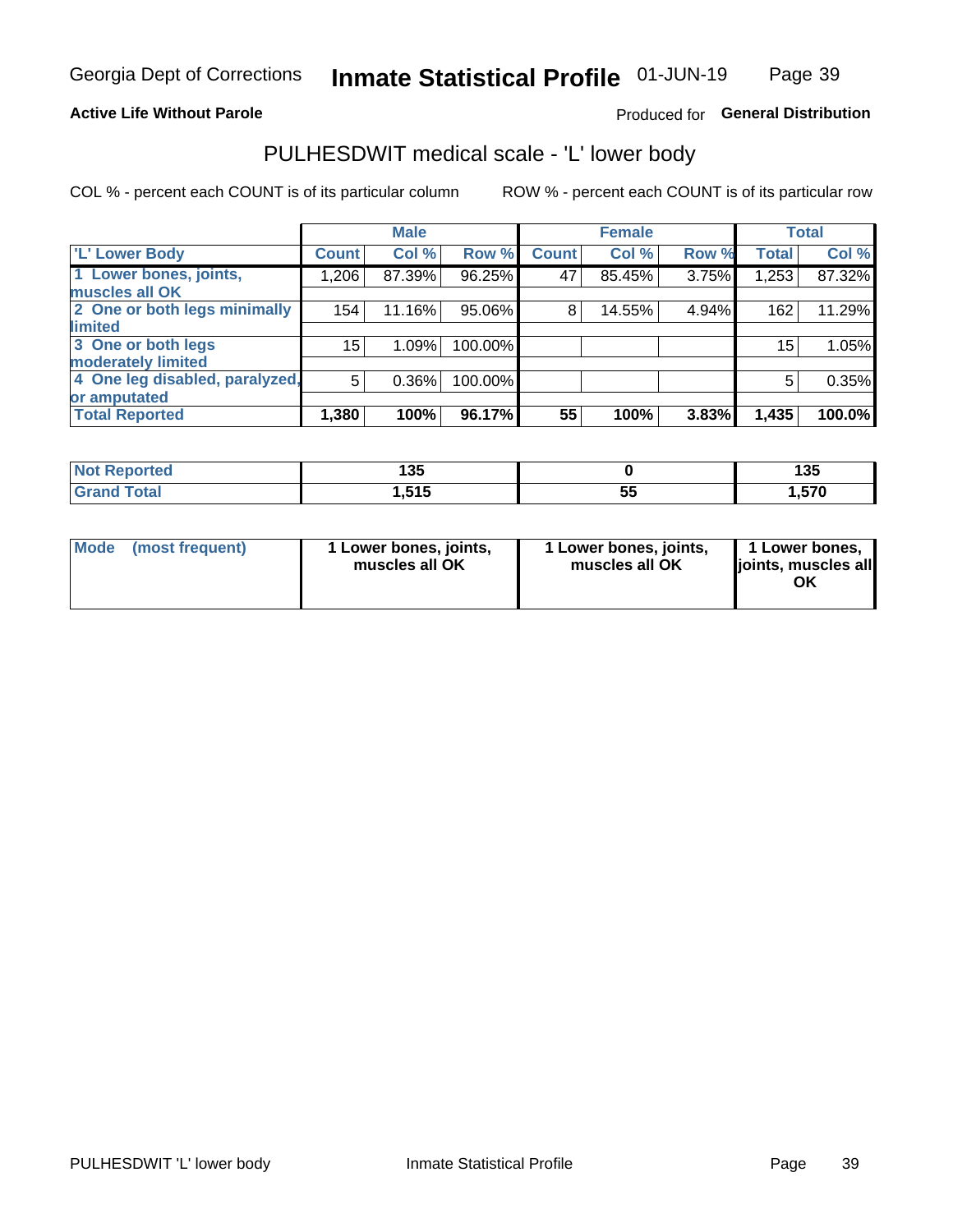**Active Life Without Parole** Produced for **General Distribution**

# PULHESDWIT medical scale - 'L' lower body

COL % - percent each COUNT is of its particular column ROW % - percent each COUNT is of its particular row

| | Male | | | Female | | | Total | |
|---|---|---|---|---|---|---|---|---|
| 'L' Lower Body | Count | Col % | Row % | Count | Col % | Row % | Total | Col % |
| 1 Lower bones, joints, muscles all OK | 1,206 | 87.39% | 96.25% | 47 | 85.45% | 3.75% | 1,253 | 87.32% |
| 2 One or both legs minimally limited | 154 | 11.16% | 95.06% | 8 | 14.55% | 4.94% | 162 | 11.29% |
| 3 One or both legs moderately limited | 15 | 1.09% | 100.00% | | | | 15 | 1.05% |
| 4 One leg disabled, paralyzed, or amputated | 5 | 0.36% | 100.00% | | | | 5 | 0.35% |
| **Total Reported** | **1,380** | **100%** | **96.17%** | **55** | **100%** | **3.83%** | **1,435** | **100.0%** |

| | Male | Female | Total |
|---|---|---|---|
| Not Reported | 135 | 0 | 135 |
| Grand Total | 1,515 | 55 | 1,570 |

| | Male | Female | Total |
|---|---|---|---|
| Mode (most frequent) | 1 Lower bones, joints, muscles all OK | 1 Lower bones, joints, muscles all OK | 1 Lower bones, joints, muscles all OK |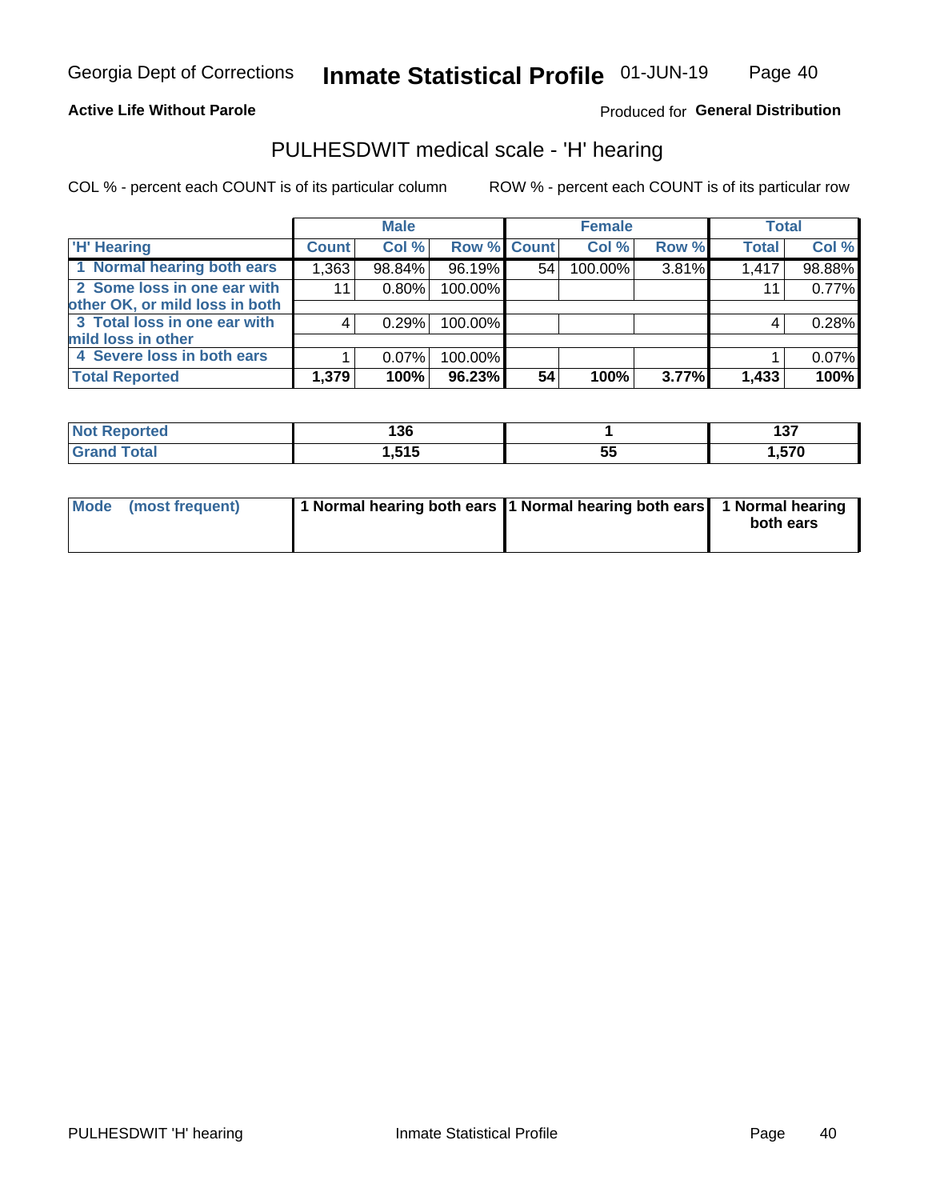**Active Life Without Parole**

Produced for **General Distribution**

## PULHESDWIT medical scale - 'H' hearing

COL % - percent each COUNT is of its particular column

ROW % - percent each COUNT is of its particular row

| | Male | | | Female | | | Total | |
|---|---|---|---|---|---|---|---|---|
| 'H' Hearing | Count | Col % | Row % | Count | Col % | Row % | Total | Col % |
| 1 Normal hearing both ears | 1,363 | 98.84% | 96.19% | 54 | 100.00% | 3.81% | 1,417 | 98.88% |
| 2 Some loss in one ear with other OK, or mild loss in both | 11 | 0.80% | 100.00% | | | | 11 | 0.77% |
| 3 Total loss in one ear with mild loss in other | 4 | 0.29% | 100.00% | | | | 4 | 0.28% |
| 4 Severe loss in both ears | 1 | 0.07% | 100.00% | | | | 1 | 0.07% |
| **Total Reported** | **1,379** | **100%** | **96.23%** | **54** | **100%** | **3.77%** | **1,433** | **100%** |

| | Male | Female | Total |
|---|---|---|---|
| Not Reported | 136 | 1 | 137 |
| Grand Total | 1,515 | 55 | 1,570 |

| | Male | Female | Total |
|---|---|---|---|
| Mode (most frequent) | 1 Normal hearing both ears | 1 Normal hearing both ears | 1 Normal hearing both ears |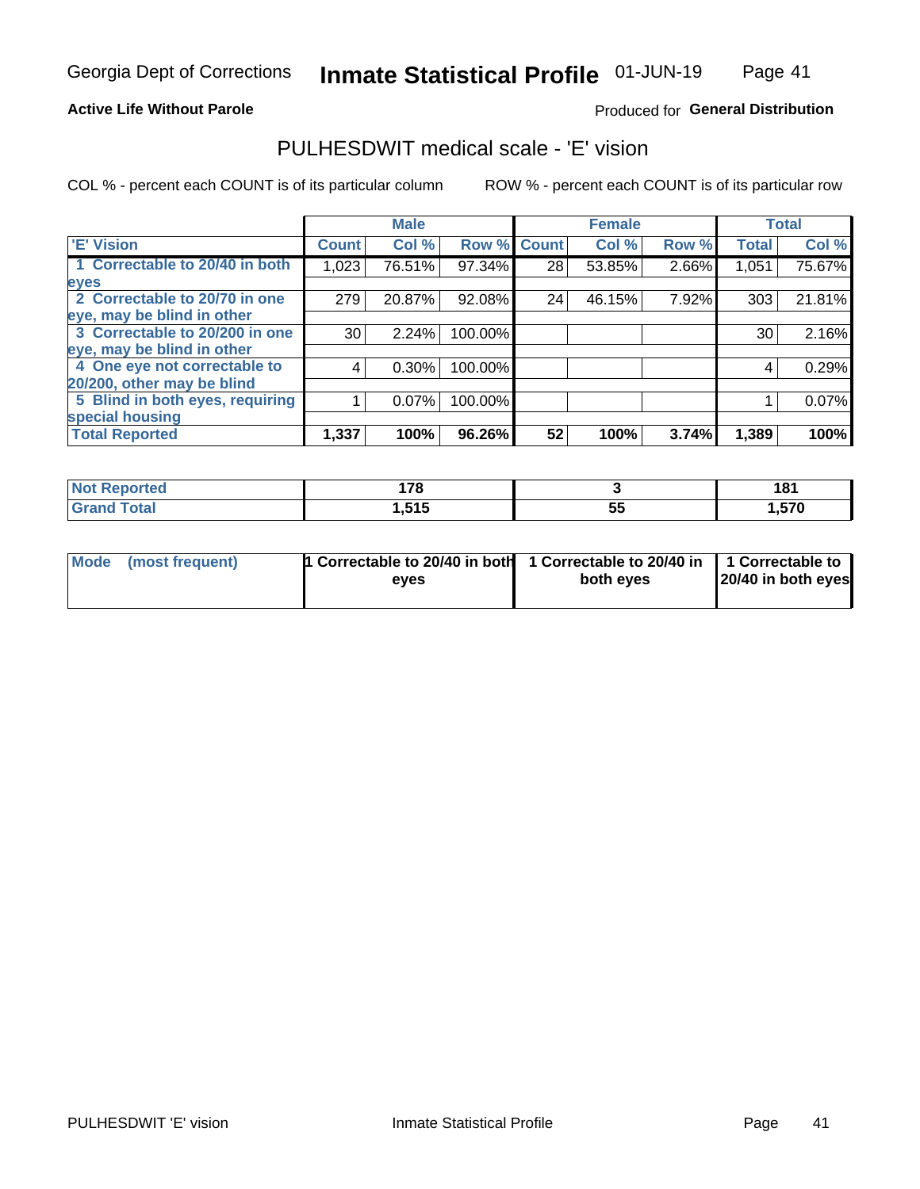Georgia Dept of Corrections **Inmate Statistical Profile** 01-JUN-19

**Active Life Without Parole**

Produced for **General Distribution**

## PULHESDWIT medical scale - 'E' vision

COL % - percent each COUNT is of its particular column ROW % - percent each COUNT is of its particular row

| | Male | | | Female | | | Total | |
|---|---|---|---|---|---|---|---|---|
| 'E' Vision | Count | Col % | Row % | Count | Col % | Row % | Total | Col % |
| 1 Correctable to 20/40 in both eyes | 1,023 | 76.51% | 97.34% | 28 | 53.85% | 2.66% | 1,051 | 75.67% |
| 2 Correctable to 20/70 in one eye, may be blind in other | 279 | 20.87% | 92.08% | 24 | 46.15% | 7.92% | 303 | 21.81% |
| 3 Correctable to 20/200 in one eye, may be blind in other | 30 | 2.24% | 100.00% | | | | 30 | 2.16% |
| 4 One eye not correctable to 20/200, other may be blind | 4 | 0.30% | 100.00% | | | | 4 | 0.29% |
| 5 Blind in both eyes, requiring special housing | 1 | 0.07% | 100.00% | | | | 1 | 0.07% |
| **Total Reported** | **1,337** | **100%** | **96.26%** | **52** | **100%** | **3.74%** | **1,389** | **100%** |

| | Male | Female | Total |
|---|---|---|---|
| **Not Reported** | **178** | **3** | **181** |
| **Grand Total** | **1,515** | **55** | **1,570** |

| | Male | Female | Total |
|---|---|---|---|
| **Mode (most frequent)** | **1 Correctable to 20/40 in both eyes** | **1 Correctable to 20/40 in both eyes** | **1 Correctable to 20/40 in both eyes** |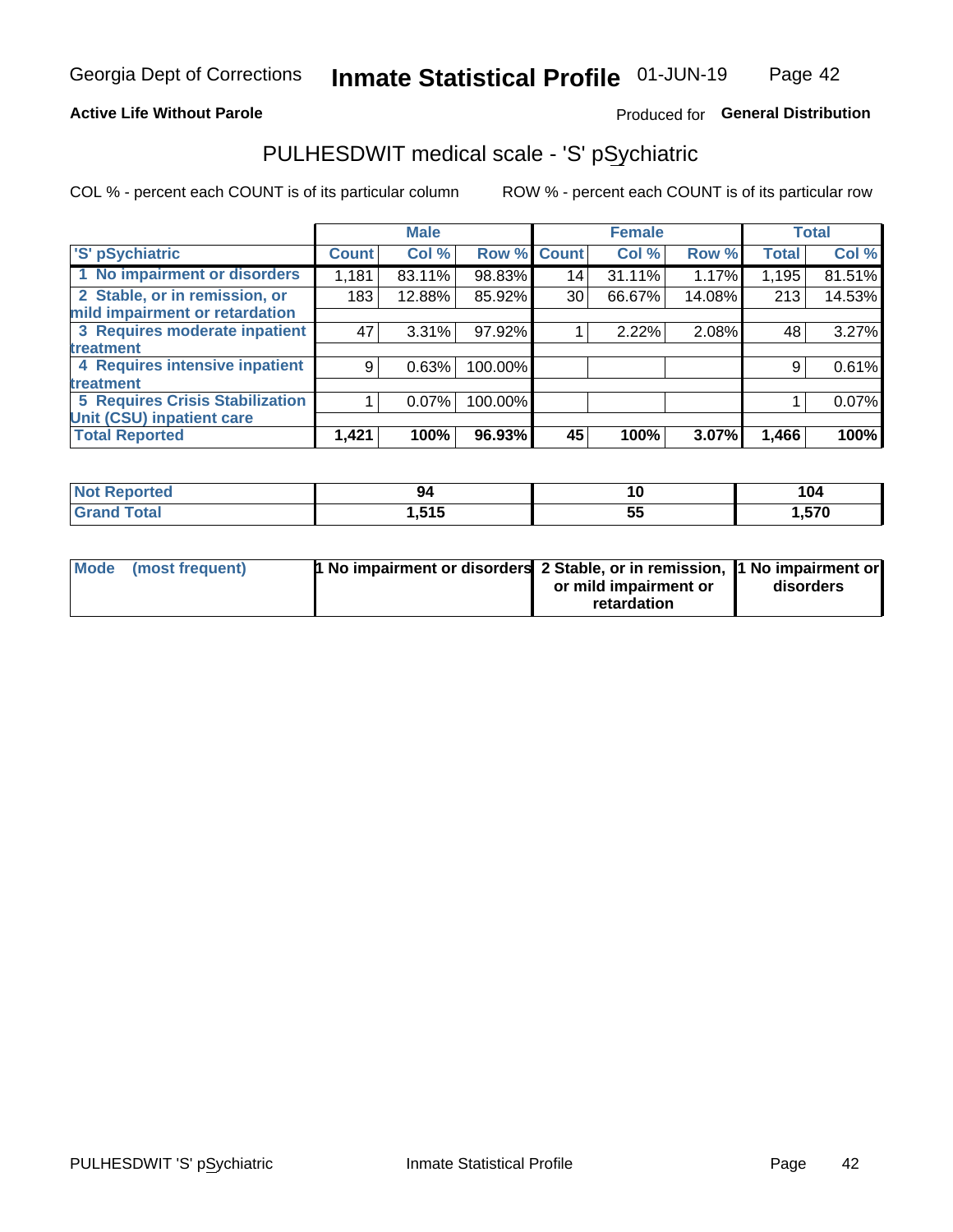Georgia Dept of Corrections **Inmate Statistical Profile** 01-JUN-19

**Active Life Without Parole**

Produced for **General Distribution**

## PULHESDWIT medical scale - 'S' pSychiatric

COL % - percent each COUNT is of its particular column

ROW % - percent each COUNT is of its particular row

| | Male | | | Female | | | Total | |
|---|---|---|---|---|---|---|---|---|
| 'S' pSychiatric | Count | Col % | Row % | Count | Col % | Row % | Total | Col % |
| 1 No impairment or disorders | 1,181 | 83.11% | 98.83% | 14 | 31.11% | 1.17% | 1,195 | 81.51% |
| 2 Stable, or in remission, or mild impairment or retardation | 183 | 12.88% | 85.92% | 30 | 66.67% | 14.08% | 213 | 14.53% |
| 3 Requires moderate inpatient treatment | 47 | 3.31% | 97.92% | 1 | 2.22% | 2.08% | 48 | 3.27% |
| 4 Requires intensive inpatient treatment | 9 | 0.63% | 100.00% | | | | 9 | 0.61% |
| 5 Requires Crisis Stabilization Unit (CSU) inpatient care | 1 | 0.07% | 100.00% | | | | 1 | 0.07% |
| **Total Reported** | **1,421** | **100%** | **96.93%** | **45** | **100%** | **3.07%** | **1,466** | **100%** |

| | Male | Female | Total |
|---|---|---|---|
| Not Reported | 94 | 10 | 104 |
| Grand Total | 1,515 | 55 | 1,570 |

| | Male | Female | Total |
|---|---|---|---|
| Mode (most frequent) | 1 No impairment or disorders | 2 Stable, or in remission, or mild impairment or retardation | 1 No impairment or disorders |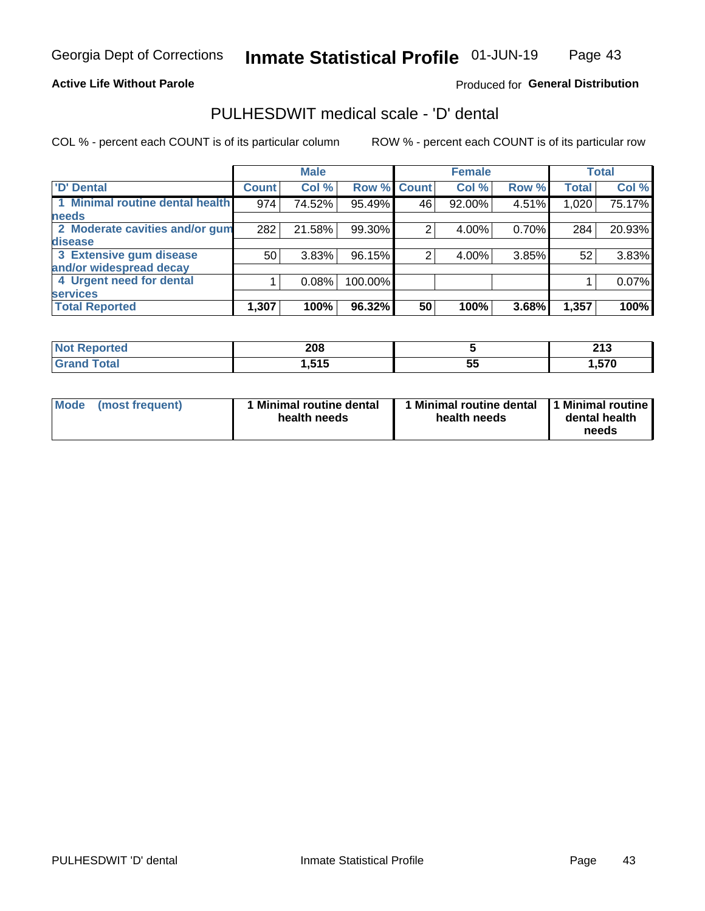Georgia Dept of Corrections **Inmate Statistical Profile** 01-JUN-19

**Active Life Without Parole** Produced for **General Distribution**

## PULHESDWIT medical scale - 'D' dental

COL % - percent each COUNT is of its particular column ROW % - percent each COUNT is of its particular row

| | Male | | | Female | | | Total | |
|---|---|---|---|---|---|---|---|---|
| 'D' Dental | Count | Col % | Row % | Count | Col % | Row % | Total | Col % |
| 1 Minimal routine dental health needs | 974 | 74.52% | 95.49% | 46 | 92.00% | 4.51% | 1,020 | 75.17% |
| 2 Moderate cavities and/or gum disease | 282 | 21.58% | 99.30% | 2 | 4.00% | 0.70% | 284 | 20.93% |
| 3 Extensive gum disease and/or widespread decay | 50 | 3.83% | 96.15% | 2 | 4.00% | 3.85% | 52 | 3.83% |
| 4 Urgent need for dental services | 1 | 0.08% | 100.00% | | | | 1 | 0.07% |
| **Total Reported** | **1,307** | **100%** | **96.32%** | **50** | **100%** | **3.68%** | **1,357** | **100%** |

| | Male | Female | Total |
|---|---|---|---|
| Not Reported | 208 | 5 | 213 |
| Grand Total | 1,515 | 55 | 1,570 |

| | Male | Female | Total |
|---|---|---|---|
| Mode (most frequent) | 1 Minimal routine dental health needs | 1 Minimal routine dental health needs | 1 Minimal routine dental health needs |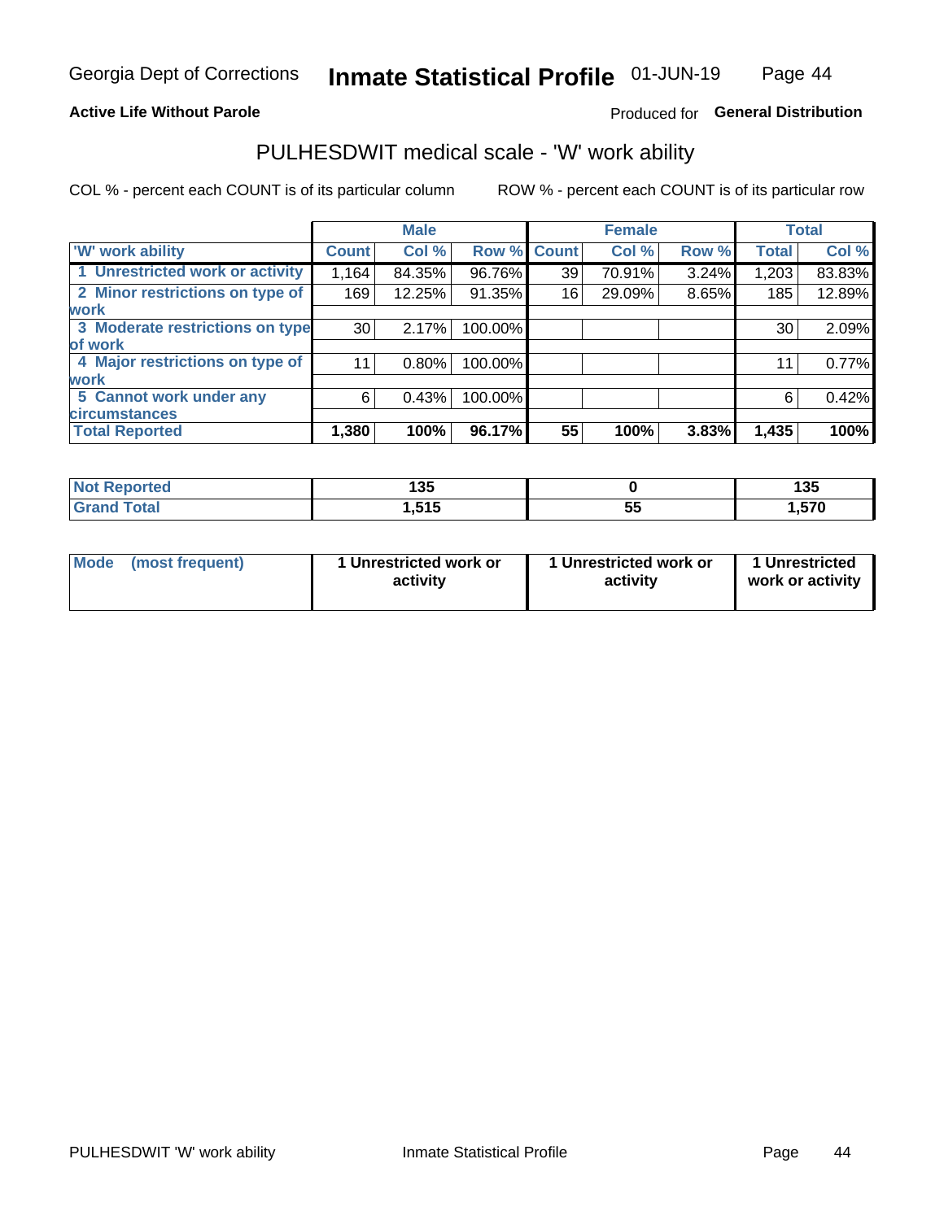Georgia Dept of Corrections **Inmate Statistical Profile** 01-JUN-19

**Active Life Without Parole**

Produced for **General Distribution**

## PULHESDWIT medical scale - 'W' work ability

COL % - percent each COUNT is of its particular column ROW % - percent each COUNT is of its particular row

| | Male | | | Female | | | Total | |
|---|---|---|---|---|---|---|---|---|
| 'W' work ability | Count | Col % | Row % | Count | Col % | Row % | Total | Col % |
| 1 Unrestricted work or activity | 1,164 | 84.35% | 96.76% | 39 | 70.91% | 3.24% | 1,203 | 83.83% |
| 2 Minor restrictions on type of work | 169 | 12.25% | 91.35% | 16 | 29.09% | 8.65% | 185 | 12.89% |
| 3 Moderate restrictions on type of work | 30 | 2.17% | 100.00% | | | | 30 | 2.09% |
| 4 Major restrictions on type of work | 11 | 0.80% | 100.00% | | | | 11 | 0.77% |
| 5 Cannot work under any circumstances | 6 | 0.43% | 100.00% | | | | 6 | 0.42% |
| **Total Reported** | **1,380** | **100%** | **96.17%** | **55** | **100%** | **3.83%** | **1,435** | **100%** |

| | Male | Female | Total |
|---|---|---|---|
| Not Reported | 135 | 0 | 135 |
| Grand Total | 1,515 | 55 | 1,570 |

| | Male | Female | Total |
|---|---|---|---|
| Mode (most frequent) | 1 Unrestricted work or activity | 1 Unrestricted work or activity | 1 Unrestricted work or activity |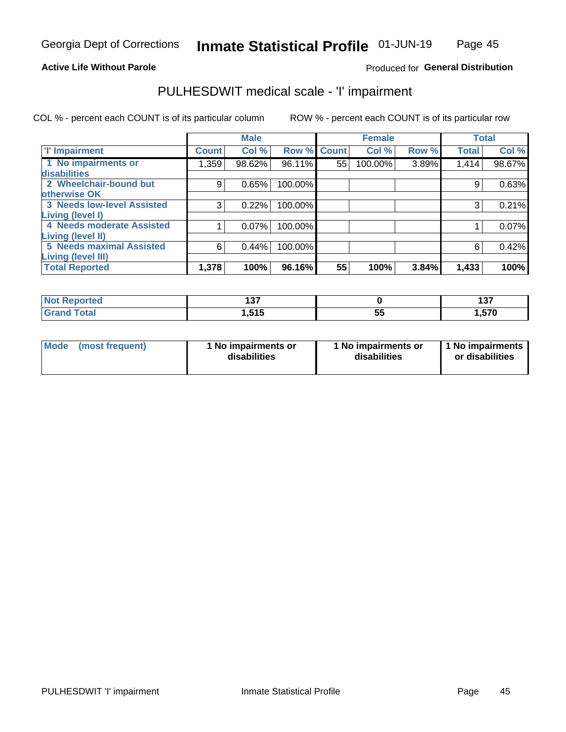Georgia Dept of Corrections **Inmate Statistical Profile** 01-JUN-19

**Active Life Without Parole**

Produced for **General Distribution**

## PULHESDWIT medical scale - 'I' impairment

COL % - percent each COUNT is of its particular column ROW % - percent each COUNT is of its particular row

| | Male | | | Female | | | Total | |
|---|---|---|---|---|---|---|---|---|
| 'I' Impairment | Count | Col % | Row % | Count | Col % | Row % | Total | Col % |
| 1 No impairments or disabilities | 1,359 | 98.62% | 96.11% | 55 | 100.00% | 3.89% | 1,414 | 98.67% |
| 2 Wheelchair-bound but otherwise OK | 9 | 0.65% | 100.00% | | | | 9 | 0.63% |
| 3 Needs low-level Assisted Living (level I) | 3 | 0.22% | 100.00% | | | | 3 | 0.21% |
| 4 Needs moderate Assisted Living (level II) | 1 | 0.07% | 100.00% | | | | 1 | 0.07% |
| 5 Needs maximal Assisted Living (level III) | 6 | 0.44% | 100.00% | | | | 6 | 0.42% |
| **Total Reported** | **1,378** | **100%** | **96.16%** | **55** | **100%** | **3.84%** | **1,433** | **100%** |

| | Male | Female | Total |
|---|---|---|---|
| Not Reported | 137 | 0 | 137 |
| Grand Total | 1,515 | 55 | 1,570 |

| | Male | Female | Total |
|---|---|---|---|
| Mode (most frequent) | 1 No impairments or disabilities | 1 No impairments or disabilities | 1 No impairments or disabilities |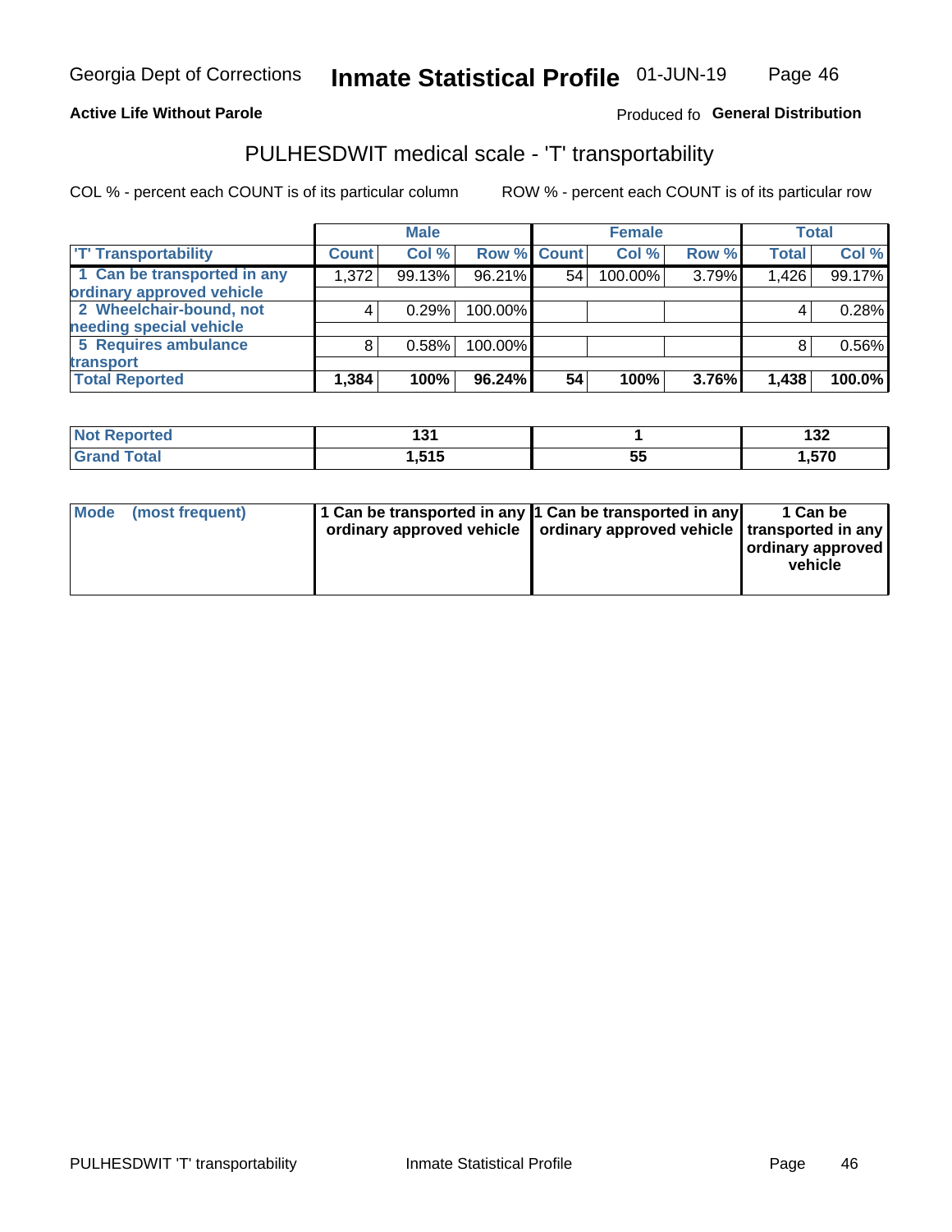Georgia Dept of Corrections **Inmate Statistical Profile** 01-JUN-19

**Active Life Without Parole**

Produced fo **General Distribution**

## PULHESDWIT medical scale - 'T' transportability

COL % - percent each COUNT is of its particular column ROW % - percent each COUNT is of its particular row

| | Male | | | Female | | | Total | |
|---|---|---|---|---|---|---|---|---|
| 'T' Transportability | Count | Col % | Row % | Count | Col % | Row % | Total | Col % |
| 1 Can be transported in any ordinary approved vehicle | 1,372 | 99.13% | 96.21% | 54 | 100.00% | 3.79% | 1,426 | 99.17% |
| 2 Wheelchair-bound, not needing special vehicle | 4 | 0.29% | 100.00% | | | | 4 | 0.28% |
| 5 Requires ambulance transport | 8 | 0.58% | 100.00% | | | | 8 | 0.56% |
| **Total Reported** | **1,384** | **100%** | **96.24%** | **54** | **100%** | **3.76%** | **1,438** | **100.0%** |

| | Male | Female | Total |
|---|---|---|---|
| Not Reported | 131 | 1 | 132 |
| Grand Total | 1,515 | 55 | 1,570 |

| | Male | Female | Total |
|---|---|---|---|
| Mode (most frequent) | 1 Can be transported in any ordinary approved vehicle | 1 Can be transported in any ordinary approved vehicle | 1 Can be transported in any ordinary approved vehicle |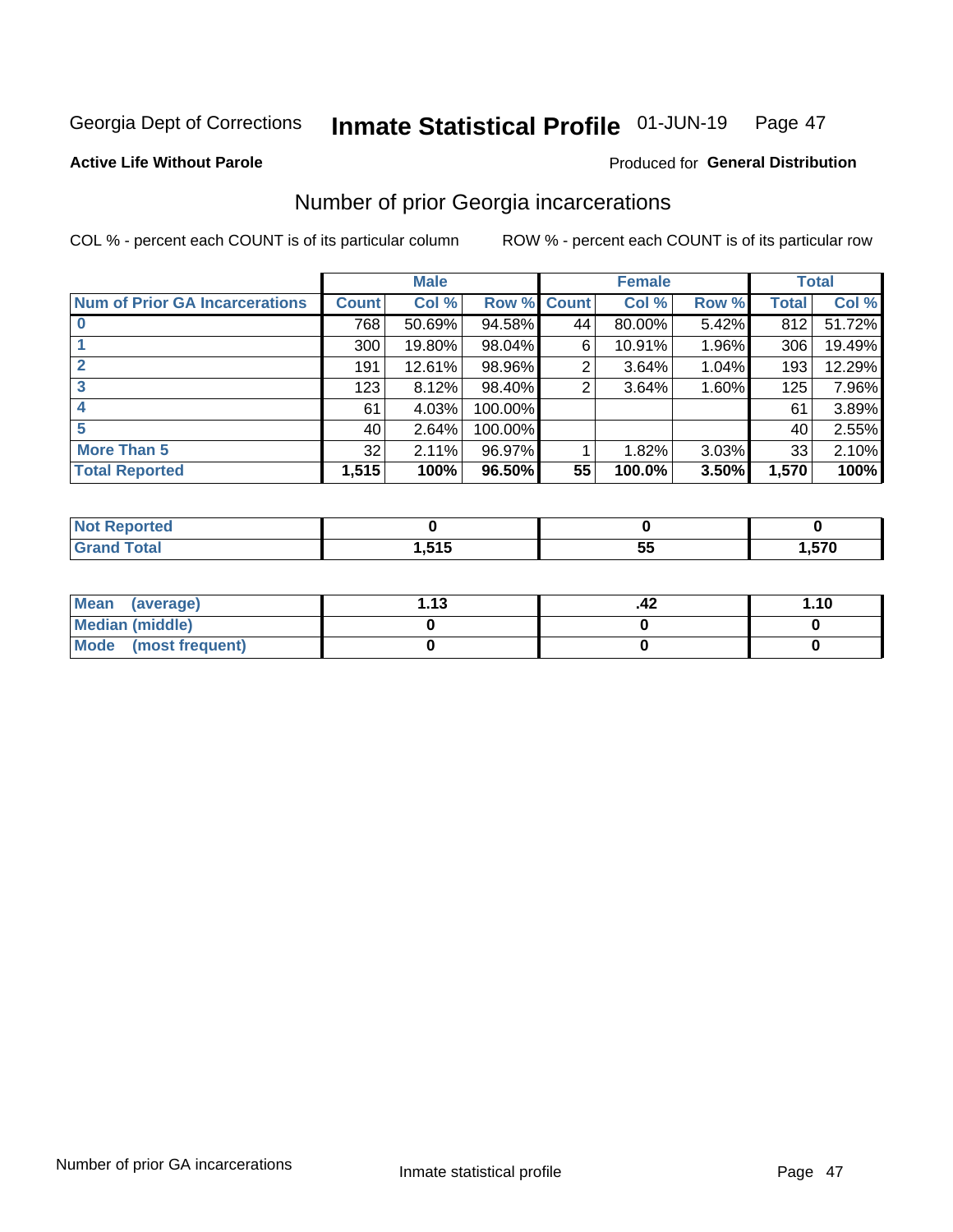Georgia Dept of Corrections **Inmate Statistical Profile** 01-JUN-19

**Active Life Without Parole**

Produced for **General Distribution**

## Number of prior Georgia incarcerations

COL % - percent each COUNT is of its particular column

ROW % - percent each COUNT is of its particular row

| | Male | | | Female | | | Total | |
|---|---|---|---|---|---|---|---|---|
| **Num of Prior GA Incarcerations** | **Count** | **Col %** | **Row %** | **Count** | **Col %** | **Row %** | **Total** | **Col %** |
| **0** | 768 | 50.69% | 94.58% | 44 | 80.00% | 5.42% | 812 | 51.72% |
| **1** | 300 | 19.80% | 98.04% | 6 | 10.91% | 1.96% | 306 | 19.49% |
| **2** | 191 | 12.61% | 98.96% | 2 | 3.64% | 1.04% | 193 | 12.29% |
| **3** | 123 | 8.12% | 98.40% | 2 | 3.64% | 1.60% | 125 | 7.96% |
| **4** | 61 | 4.03% | 100.00% | | | | 61 | 3.89% |
| **5** | 40 | 2.64% | 100.00% | | | | 40 | 2.55% |
| **More Than 5** | 32 | 2.11% | 96.97% | 1 | 1.82% | 3.03% | 33 | 2.10% |
| **Total Reported** | **1,515** | **100%** | **96.50%** | **55** | **100.0%** | **3.50%** | **1,570** | **100%** |

| | Male | Female | Total |
|---|---|---|---|
| **Not Reported** | **0** | **0** | **0** |
| **Grand Total** | **1,515** | **55** | **1,570** |

| | Male | Female | Total |
|---|---|---|---|
| **Mean (average)** | **1.13** | **.42** | **1.10** |
| **Median (middle)** | **0** | **0** | **0** |
| **Mode (most frequent)** | **0** | **0** | **0** |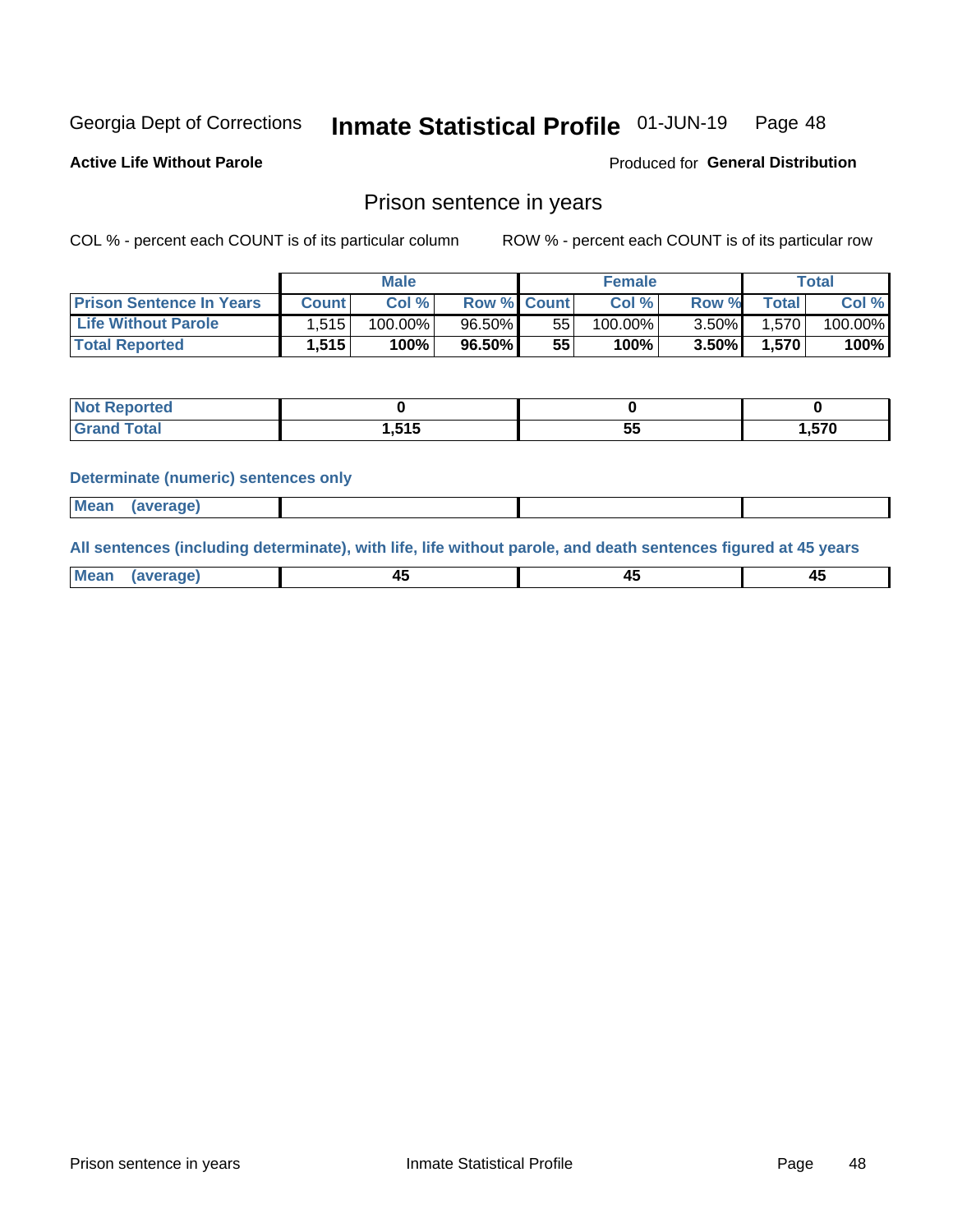Georgia Dept of Corrections **Inmate Statistical Profile** 01-JUN-19 Page 48

**Active Life Without Parole**

Produced for **General Distribution**

## Prison sentence in years

COL % - percent each COUNT is of its particular column ROW % - percent each COUNT is of its particular row

| | Male | | | Female | | | Total | |
|---|---|---|---|---|---|---|---|---|
| **Prison Sentence In Years** | **Count** | **Col %** | **Row %** | **Count** | **Col %** | **Row %** | **Total** | **Col %** |
| Life Without Parole | 1,515 | 100.00% | 96.50% | 55 | 100.00% | 3.50% | 1,570 | 100.00% |
| **Total Reported** | **1,515** | **100%** | **96.50%** | **55** | **100%** | **3.50%** | **1,570** | **100%** |

| | Male | Female | Total |
|---|---|---|---|
| **Not Reported** | **0** | **0** | **0** |
| **Grand Total** | **1,515** | **55** | **1,570** |

### Determinate (numeric) sentences only

| | Male | Female | Total |
|---|---|---|---|
| **Mean (average)** | | | |

### All sentences (including determinate), with life, life without parole, and death sentences figured at 45 years

| | Male | Female | Total |
|---|---|---|---|
| **Mean (average)** | **45** | **45** | **45** |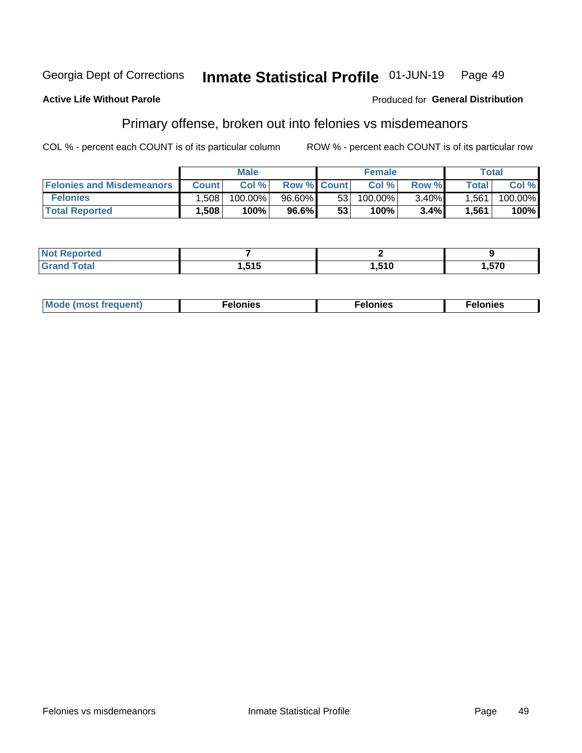Georgia Dept of Corrections **Inmate Statistical Profile** 01-JUN-19

**Active Life Without Parole**

Produced for **General Distribution**

## Primary offense, broken out into felonies vs misdemeanors

COL % - percent each COUNT is of its particular column ROW % - percent each COUNT is of its particular row

| | Male | | | Female | | | Total | |
|---|---|---|---|---|---|---|---|---|
| **Felonies and Misdemeanors** | **Count** | **Col %** | **Row %** | **Count** | **Col %** | **Row %** | **Total** | **Col %** |
| **Felonies** | 1,508 | 100.00% | 96.60% | 53 | 100.00% | 3.40% | 1,561 | 100.00% |
| **Total Reported** | **1,508** | **100%** | **96.6%** | **53** | **100%** | **3.4%** | **1,561** | **100%** |

| | Male | Female | Total |
|---|---|---|---|
| **Not Reported** | **7** | **2** | **9** |
| **Grand Total** | **1,515** | **1,510** | **1,570** |

| | Male | Female | Total |
|---|---|---|---|
| **Mode (most frequent)** | **Felonies** | **Felonies** | **Felonies** |

Felonies vs misdemeanors Inmate Statistical Profile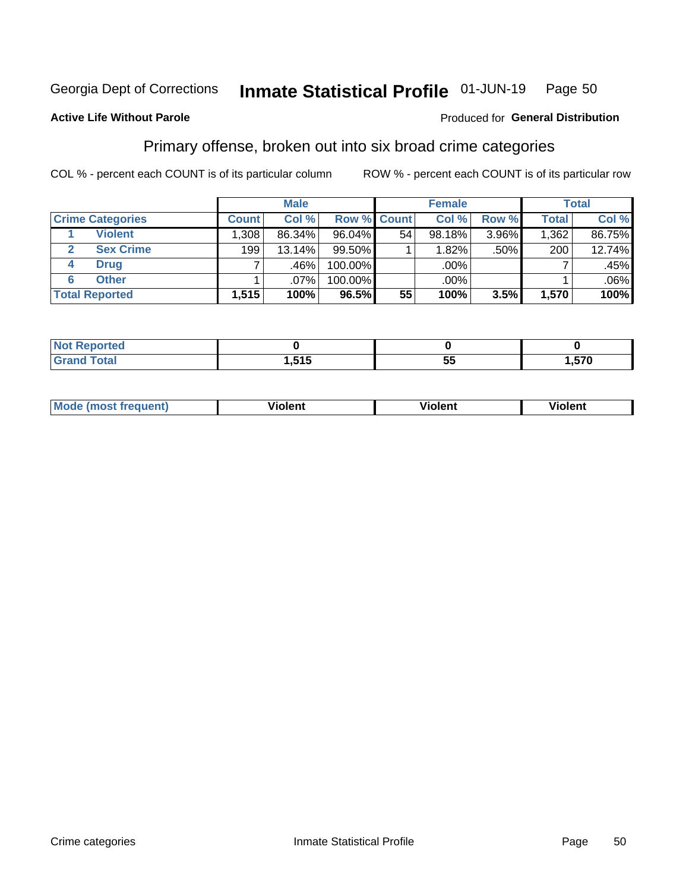Georgia Dept of Corrections **Inmate Statistical Profile** 01-JUN-19 Page 50

**Active Life Without Parole**

Produced for **General Distribution**

## Primary offense, broken out into six broad crime categories

COL % - percent each COUNT is of its particular column

ROW % - percent each COUNT is of its particular row

| | | Male | | | Female | | | Total | |
|---|---|---|---|---|---|---|---|---|---|
| Crime Categories | | Count | Col % | Row % | Count | Col % | Row % | Total | Col % |
| 1 | Violent | 1,308 | 86.34% | 96.04% | 54 | 98.18% | 3.96% | 1,362 | 86.75% |
| 2 | Sex Crime | 199 | 13.14% | 99.50% | 1 | 1.82% | .50% | 200 | 12.74% |
| 4 | Drug | 7 | .46% | 100.00% | | .00% | | 7 | .45% |
| 6 | Other | 1 | .07% | 100.00% | | .00% | | 1 | .06% |
| **Total Reported** | | **1,515** | **100%** | **96.5%** | **55** | **100%** | **3.5%** | **1,570** | **100%** |

| | Male | Female | Total |
|---|---|---|---|
| Not Reported | **0** | **0** | **0** |
| Grand Total | **1,515** | **55** | **1,570** |

| | Male | Female | Total |
|---|---|---|---|
| Mode (most frequent) | **Violent** | **Violent** | **Violent** |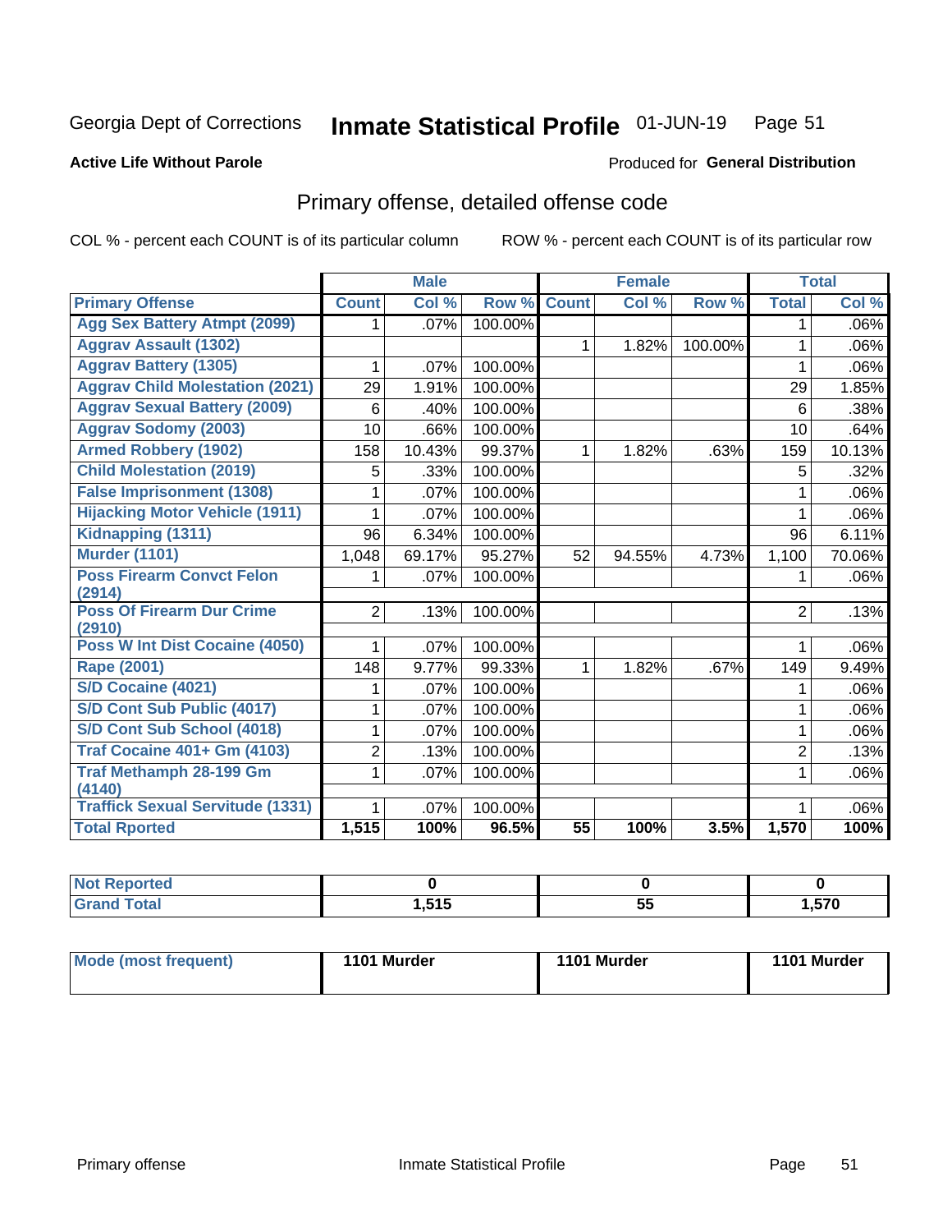Georgia Dept of Corrections **Inmate Statistical Profile** 01-JUN-19

**Active Life Without Parole**

Produced for **General Distribution**

## Primary offense, detailed offense code

COL % - percent each COUNT is of its particular column    ROW % - percent each COUNT is of its particular row

| | Male | | | Female | | | Total | |
|---|---|---|---|---|---|---|---|---|
| **Primary Offense** | **Count** | **Col %** | **Row %** | **Count** | **Col %** | **Row %** | **Total** | **Col %** |
| Agg Sex Battery Atmpt (2099) | 1 | .07% | 100.00% | | | | 1 | .06% |
| Aggrav Assault (1302) | | | | 1 | 1.82% | 100.00% | 1 | .06% |
| Aggrav Battery (1305) | 1 | .07% | 100.00% | | | | 1 | .06% |
| Aggrav Child Molestation (2021) | 29 | 1.91% | 100.00% | | | | 29 | 1.85% |
| Aggrav Sexual Battery (2009) | 6 | .40% | 100.00% | | | | 6 | .38% |
| Aggrav Sodomy (2003) | 10 | .66% | 100.00% | | | | 10 | .64% |
| Armed Robbery (1902) | 158 | 10.43% | 99.37% | 1 | 1.82% | .63% | 159 | 10.13% |
| Child Molestation (2019) | 5 | .33% | 100.00% | | | | 5 | .32% |
| False Imprisonment (1308) | 1 | .07% | 100.00% | | | | 1 | .06% |
| Hijacking Motor Vehicle (1911) | 1 | .07% | 100.00% | | | | 1 | .06% |
| Kidnapping (1311) | 96 | 6.34% | 100.00% | | | | 96 | 6.11% |
| Murder (1101) | 1,048 | 69.17% | 95.27% | 52 | 94.55% | 4.73% | 1,100 | 70.06% |
| Poss Firearm Convct Felon (2914) | 1 | .07% | 100.00% | | | | 1 | .06% |
| Poss Of Firearm Dur Crime (2910) | 2 | .13% | 100.00% | | | | 2 | .13% |
| Poss W Int Dist Cocaine (4050) | 1 | .07% | 100.00% | | | | 1 | .06% |
| Rape (2001) | 148 | 9.77% | 99.33% | 1 | 1.82% | .67% | 149 | 9.49% |
| S/D Cocaine (4021) | 1 | .07% | 100.00% | | | | 1 | .06% |
| S/D Cont Sub Public (4017) | 1 | .07% | 100.00% | | | | 1 | .06% |
| S/D Cont Sub School (4018) | 1 | .07% | 100.00% | | | | 1 | .06% |
| Traf Cocaine 401+ Gm (4103) | 2 | .13% | 100.00% | | | | 2 | .13% |
| Traf Methamph 28-199 Gm (4140) | 1 | .07% | 100.00% | | | | 1 | .06% |
| Traffick Sexual Servitude (1331) | 1 | .07% | 100.00% | | | | 1 | .06% |
| **Total Rported** | **1,515** | **100%** | **96.5%** | **55** | **100%** | **3.5%** | **1,570** | **100%** |

| | Male | Female | Total |
|---|---|---|---|
| Not Reported | 0 | 0 | 0 |
| Grand Total | 1,515 | 55 | 1,570 |

| | Male | Female | Total |
|---|---|---|---|
| Mode (most frequent) | 1101 Murder | 1101 Murder | 1101 Murder |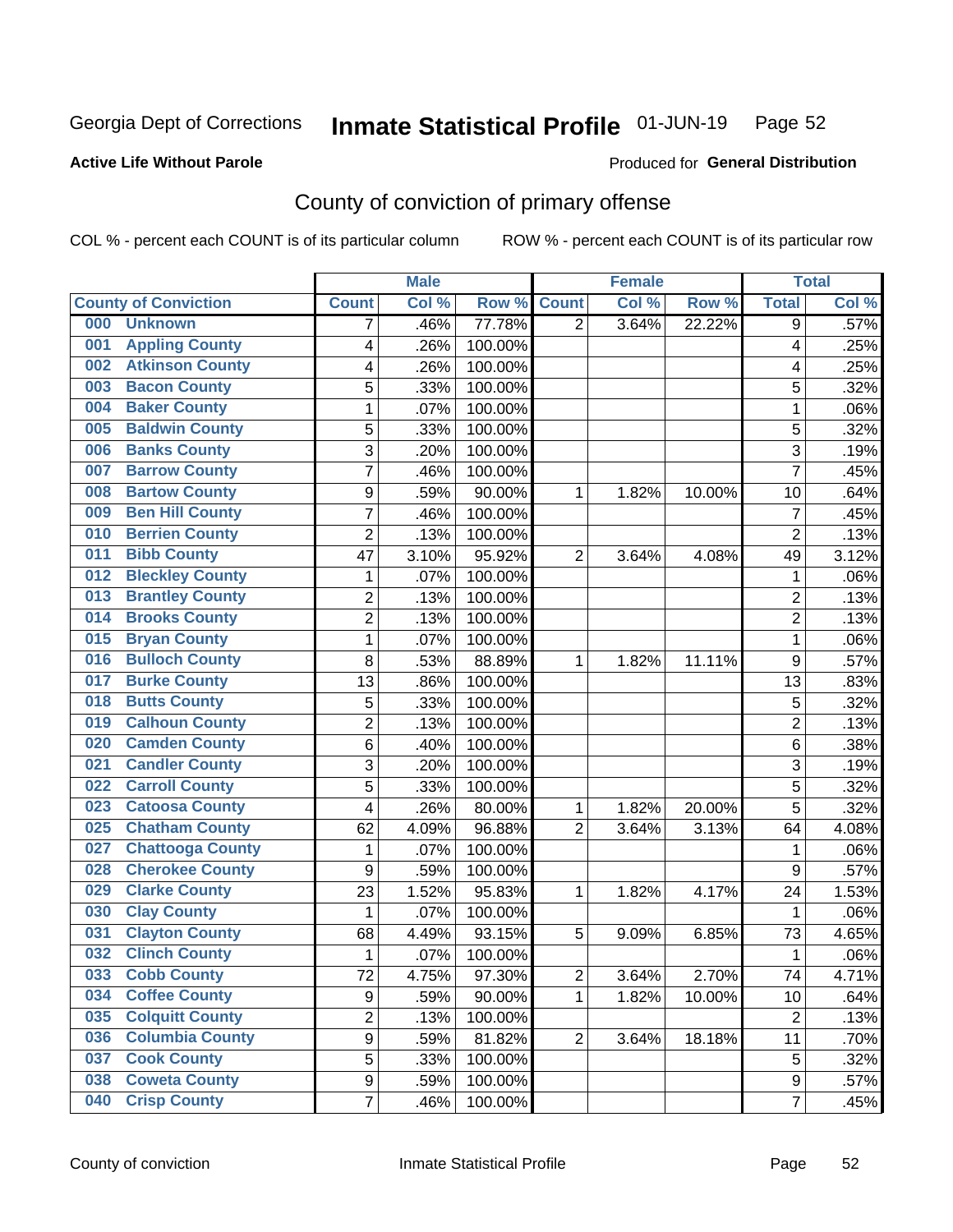Georgia Dept of Corrections **Inmate Statistical Profile** 01-JUN-19 Page 52

**Active Life Without Parole**

Produced for **General Distribution**

## County of conviction of primary offense

COL % - percent each COUNT is of its particular column ROW % - percent each COUNT is of its particular row

| County of Conviction | Male | | | Female | | | Total | |
|---|---|---|---|---|---|---|---|---|
| | Count | Col % | Row % | Count | Col % | Row % | Total | Col % |
| 000 Unknown | 7 | .46% | 77.78% | 2 | 3.64% | 22.22% | 9 | .57% |
| 001 Appling County | 4 | .26% | 100.00% | | | | 4 | .25% |
| 002 Atkinson County | 4 | .26% | 100.00% | | | | 4 | .25% |
| 003 Bacon County | 5 | .33% | 100.00% | | | | 5 | .32% |
| 004 Baker County | 1 | .07% | 100.00% | | | | 1 | .06% |
| 005 Baldwin County | 5 | .33% | 100.00% | | | | 5 | .32% |
| 006 Banks County | 3 | .20% | 100.00% | | | | 3 | .19% |
| 007 Barrow County | 7 | .46% | 100.00% | | | | 7 | .45% |
| 008 Bartow County | 9 | .59% | 90.00% | 1 | 1.82% | 10.00% | 10 | .64% |
| 009 Ben Hill County | 7 | .46% | 100.00% | | | | 7 | .45% |
| 010 Berrien County | 2 | .13% | 100.00% | | | | 2 | .13% |
| 011 Bibb County | 47 | 3.10% | 95.92% | 2 | 3.64% | 4.08% | 49 | 3.12% |
| 012 Bleckley County | 1 | .07% | 100.00% | | | | 1 | .06% |
| 013 Brantley County | 2 | .13% | 100.00% | | | | 2 | .13% |
| 014 Brooks County | 2 | .13% | 100.00% | | | | 2 | .13% |
| 015 Bryan County | 1 | .07% | 100.00% | | | | 1 | .06% |
| 016 Bulloch County | 8 | .53% | 88.89% | 1 | 1.82% | 11.11% | 9 | .57% |
| 017 Burke County | 13 | .86% | 100.00% | | | | 13 | .83% |
| 018 Butts County | 5 | .33% | 100.00% | | | | 5 | .32% |
| 019 Calhoun County | 2 | .13% | 100.00% | | | | 2 | .13% |
| 020 Camden County | 6 | .40% | 100.00% | | | | 6 | .38% |
| 021 Candler County | 3 | .20% | 100.00% | | | | 3 | .19% |
| 022 Carroll County | 5 | .33% | 100.00% | | | | 5 | .32% |
| 023 Catoosa County | 4 | .26% | 80.00% | 1 | 1.82% | 20.00% | 5 | .32% |
| 025 Chatham County | 62 | 4.09% | 96.88% | 2 | 3.64% | 3.13% | 64 | 4.08% |
| 027 Chattooga County | 1 | .07% | 100.00% | | | | 1 | .06% |
| 028 Cherokee County | 9 | .59% | 100.00% | | | | 9 | .57% |
| 029 Clarke County | 23 | 1.52% | 95.83% | 1 | 1.82% | 4.17% | 24 | 1.53% |
| 030 Clay County | 1 | .07% | 100.00% | | | | 1 | .06% |
| 031 Clayton County | 68 | 4.49% | 93.15% | 5 | 9.09% | 6.85% | 73 | 4.65% |
| 032 Clinch County | 1 | .07% | 100.00% | | | | 1 | .06% |
| 033 Cobb County | 72 | 4.75% | 97.30% | 2 | 3.64% | 2.70% | 74 | 4.71% |
| 034 Coffee County | 9 | .59% | 90.00% | 1 | 1.82% | 10.00% | 10 | .64% |
| 035 Colquitt County | 2 | .13% | 100.00% | | | | 2 | .13% |
| 036 Columbia County | 9 | .59% | 81.82% | 2 | 3.64% | 18.18% | 11 | .70% |
| 037 Cook County | 5 | .33% | 100.00% | | | | 5 | .32% |
| 038 Coweta County | 9 | .59% | 100.00% | | | | 9 | .57% |
| 040 Crisp County | 7 | .46% | 100.00% | | | | 7 | .45% |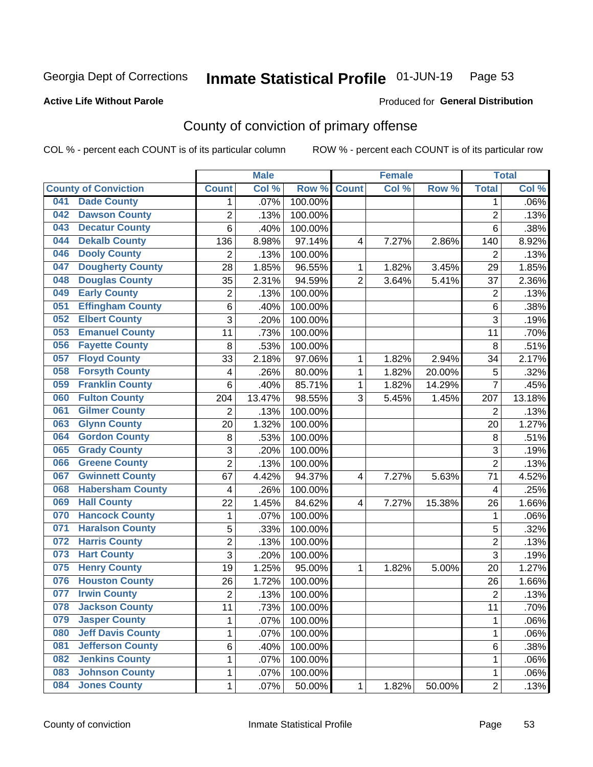Georgia Dept of Corrections **Inmate Statistical Profile** 01-JUN-19 Page 53

**Active Life Without Parole**

Produced for **General Distribution**

## County of conviction of primary offense

COL % - percent each COUNT is of its particular column ROW % - percent each COUNT is of its particular row

| County of Conviction | Male | | | Female | | | Total | |
|---|---|---|---|---|---|---|---|---|
| | Count | Col % | Row % | Count | Col % | Row % | Total | Col % |
| 041 Dade County | 1 | .07% | 100.00% | | | | 1 | .06% |
| 042 Dawson County | 2 | .13% | 100.00% | | | | 2 | .13% |
| 043 Decatur County | 6 | .40% | 100.00% | | | | 6 | .38% |
| 044 Dekalb County | 136 | 8.98% | 97.14% | 4 | 7.27% | 2.86% | 140 | 8.92% |
| 046 Dooly County | 2 | .13% | 100.00% | | | | 2 | .13% |
| 047 Dougherty County | 28 | 1.85% | 96.55% | 1 | 1.82% | 3.45% | 29 | 1.85% |
| 048 Douglas County | 35 | 2.31% | 94.59% | 2 | 3.64% | 5.41% | 37 | 2.36% |
| 049 Early County | 2 | .13% | 100.00% | | | | 2 | .13% |
| 051 Effingham County | 6 | .40% | 100.00% | | | | 6 | .38% |
| 052 Elbert County | 3 | .20% | 100.00% | | | | 3 | .19% |
| 053 Emanuel County | 11 | .73% | 100.00% | | | | 11 | .70% |
| 056 Fayette County | 8 | .53% | 100.00% | | | | 8 | .51% |
| 057 Floyd County | 33 | 2.18% | 97.06% | 1 | 1.82% | 2.94% | 34 | 2.17% |
| 058 Forsyth County | 4 | .26% | 80.00% | 1 | 1.82% | 20.00% | 5 | .32% |
| 059 Franklin County | 6 | .40% | 85.71% | 1 | 1.82% | 14.29% | 7 | .45% |
| 060 Fulton County | 204 | 13.47% | 98.55% | 3 | 5.45% | 1.45% | 207 | 13.18% |
| 061 Gilmer County | 2 | .13% | 100.00% | | | | 2 | .13% |
| 063 Glynn County | 20 | 1.32% | 100.00% | | | | 20 | 1.27% |
| 064 Gordon County | 8 | .53% | 100.00% | | | | 8 | .51% |
| 065 Grady County | 3 | .20% | 100.00% | | | | 3 | .19% |
| 066 Greene County | 2 | .13% | 100.00% | | | | 2 | .13% |
| 067 Gwinnett County | 67 | 4.42% | 94.37% | 4 | 7.27% | 5.63% | 71 | 4.52% |
| 068 Habersham County | 4 | .26% | 100.00% | | | | 4 | .25% |
| 069 Hall County | 22 | 1.45% | 84.62% | 4 | 7.27% | 15.38% | 26 | 1.66% |
| 070 Hancock County | 1 | .07% | 100.00% | | | | 1 | .06% |
| 071 Haralson County | 5 | .33% | 100.00% | | | | 5 | .32% |
| 072 Harris County | 2 | .13% | 100.00% | | | | 2 | .13% |
| 073 Hart County | 3 | .20% | 100.00% | | | | 3 | .19% |
| 075 Henry County | 19 | 1.25% | 95.00% | 1 | 1.82% | 5.00% | 20 | 1.27% |
| 076 Houston County | 26 | 1.72% | 100.00% | | | | 26 | 1.66% |
| 077 Irwin County | 2 | .13% | 100.00% | | | | 2 | .13% |
| 078 Jackson County | 11 | .73% | 100.00% | | | | 11 | .70% |
| 079 Jasper County | 1 | .07% | 100.00% | | | | 1 | .06% |
| 080 Jeff Davis County | 1 | .07% | 100.00% | | | | 1 | .06% |
| 081 Jefferson County | 6 | .40% | 100.00% | | | | 6 | .38% |
| 082 Jenkins County | 1 | .07% | 100.00% | | | | 1 | .06% |
| 083 Johnson County | 1 | .07% | 100.00% | | | | 1 | .06% |
| 084 Jones County | 1 | .07% | 50.00% | 1 | 1.82% | 50.00% | 2 | .13% |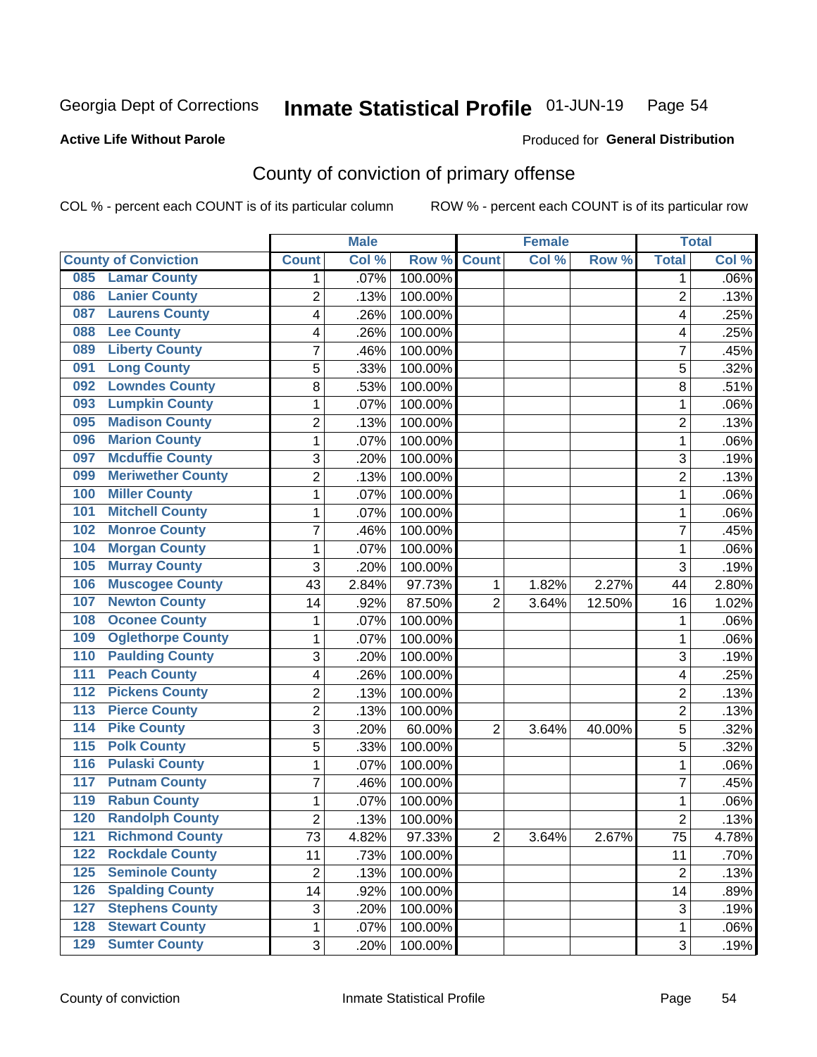Georgia Dept of Corrections **Inmate Statistical Profile** 01-JUN-19

**Active Life Without Parole**

Produced for **General Distribution**

## County of conviction of primary offense

COL % - percent each COUNT is of its particular column ROW % - percent each COUNT is of its particular row

| County of Conviction | Male | | | Female | | | Total | |
|---|---|---|---|---|---|---|---|---|
| | Count | Col % | Row % | Count | Col % | Row % | Total | Col % |
| 085 Lamar County | 1 | .07% | 100.00% | | | | 1 | .06% |
| 086 Lanier County | 2 | .13% | 100.00% | | | | 2 | .13% |
| 087 Laurens County | 4 | .26% | 100.00% | | | | 4 | .25% |
| 088 Lee County | 4 | .26% | 100.00% | | | | 4 | .25% |
| 089 Liberty County | 7 | .46% | 100.00% | | | | 7 | .45% |
| 091 Long County | 5 | .33% | 100.00% | | | | 5 | .32% |
| 092 Lowndes County | 8 | .53% | 100.00% | | | | 8 | .51% |
| 093 Lumpkin County | 1 | .07% | 100.00% | | | | 1 | .06% |
| 095 Madison County | 2 | .13% | 100.00% | | | | 2 | .13% |
| 096 Marion County | 1 | .07% | 100.00% | | | | 1 | .06% |
| 097 Mcduffie County | 3 | .20% | 100.00% | | | | 3 | .19% |
| 099 Meriwether County | 2 | .13% | 100.00% | | | | 2 | .13% |
| 100 Miller County | 1 | .07% | 100.00% | | | | 1 | .06% |
| 101 Mitchell County | 1 | .07% | 100.00% | | | | 1 | .06% |
| 102 Monroe County | 7 | .46% | 100.00% | | | | 7 | .45% |
| 104 Morgan County | 1 | .07% | 100.00% | | | | 1 | .06% |
| 105 Murray County | 3 | .20% | 100.00% | | | | 3 | .19% |
| 106 Muscogee County | 43 | 2.84% | 97.73% | 1 | 1.82% | 2.27% | 44 | 2.80% |
| 107 Newton County | 14 | .92% | 87.50% | 2 | 3.64% | 12.50% | 16 | 1.02% |
| 108 Oconee County | 1 | .07% | 100.00% | | | | 1 | .06% |
| 109 Oglethorpe County | 1 | .07% | 100.00% | | | | 1 | .06% |
| 110 Paulding County | 3 | .20% | 100.00% | | | | 3 | .19% |
| 111 Peach County | 4 | .26% | 100.00% | | | | 4 | .25% |
| 112 Pickens County | 2 | .13% | 100.00% | | | | 2 | .13% |
| 113 Pierce County | 2 | .13% | 100.00% | | | | 2 | .13% |
| 114 Pike County | 3 | .20% | 60.00% | 2 | 3.64% | 40.00% | 5 | .32% |
| 115 Polk County | 5 | .33% | 100.00% | | | | 5 | .32% |
| 116 Pulaski County | 1 | .07% | 100.00% | | | | 1 | .06% |
| 117 Putnam County | 7 | .46% | 100.00% | | | | 7 | .45% |
| 119 Rabun County | 1 | .07% | 100.00% | | | | 1 | .06% |
| 120 Randolph County | 2 | .13% | 100.00% | | | | 2 | .13% |
| 121 Richmond County | 73 | 4.82% | 97.33% | 2 | 3.64% | 2.67% | 75 | 4.78% |
| 122 Rockdale County | 11 | .73% | 100.00% | | | | 11 | .70% |
| 125 Seminole County | 2 | .13% | 100.00% | | | | 2 | .13% |
| 126 Spalding County | 14 | .92% | 100.00% | | | | 14 | .89% |
| 127 Stephens County | 3 | .20% | 100.00% | | | | 3 | .19% |
| 128 Stewart County | 1 | .07% | 100.00% | | | | 1 | .06% |
| 129 Sumter County | 3 | .20% | 100.00% | | | | 3 | .19% |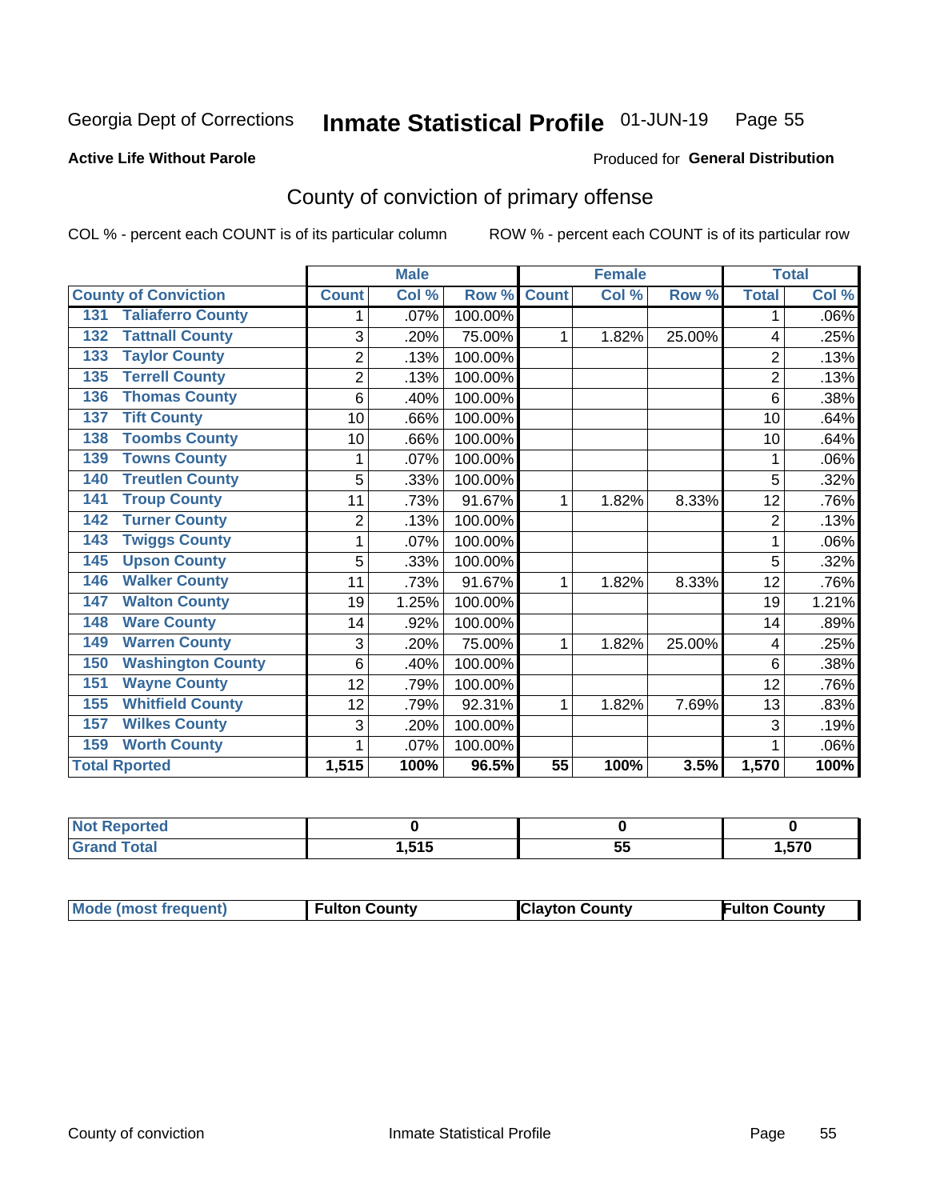Georgia Dept of Corrections **Inmate Statistical Profile** 01-JUN-19

**Active Life Without Parole**

Produced for **General Distribution**

## County of conviction of primary offense

COL % - percent each COUNT is of its particular column ROW % - percent each COUNT is of its particular row

| County of Conviction | Male | | | Female | | | Total | |
|---|---|---|---|---|---|---|---|---|
| | Count | Col % | Row % | Count | Col % | Row % | Total | Col % |
| 131 Taliaferro County | 1 | .07% | 100.00% | | | | 1 | .06% |
| 132 Tattnall County | 3 | .20% | 75.00% | 1 | 1.82% | 25.00% | 4 | .25% |
| 133 Taylor County | 2 | .13% | 100.00% | | | | 2 | .13% |
| 135 Terrell County | 2 | .13% | 100.00% | | | | 2 | .13% |
| 136 Thomas County | 6 | .40% | 100.00% | | | | 6 | .38% |
| 137 Tift County | 10 | .66% | 100.00% | | | | 10 | .64% |
| 138 Toombs County | 10 | .66% | 100.00% | | | | 10 | .64% |
| 139 Towns County | 1 | .07% | 100.00% | | | | 1 | .06% |
| 140 Treutlen County | 5 | .33% | 100.00% | | | | 5 | .32% |
| 141 Troup County | 11 | .73% | 91.67% | 1 | 1.82% | 8.33% | 12 | .76% |
| 142 Turner County | 2 | .13% | 100.00% | | | | 2 | .13% |
| 143 Twiggs County | 1 | .07% | 100.00% | | | | 1 | .06% |
| 145 Upson County | 5 | .33% | 100.00% | | | | 5 | .32% |
| 146 Walker County | 11 | .73% | 91.67% | 1 | 1.82% | 8.33% | 12 | .76% |
| 147 Walton County | 19 | 1.25% | 100.00% | | | | 19 | 1.21% |
| 148 Ware County | 14 | .92% | 100.00% | | | | 14 | .89% |
| 149 Warren County | 3 | .20% | 75.00% | 1 | 1.82% | 25.00% | 4 | .25% |
| 150 Washington County | 6 | .40% | 100.00% | | | | 6 | .38% |
| 151 Wayne County | 12 | .79% | 100.00% | | | | 12 | .76% |
| 155 Whitfield County | 12 | .79% | 92.31% | 1 | 1.82% | 7.69% | 13 | .83% |
| 157 Wilkes County | 3 | .20% | 100.00% | | | | 3 | .19% |
| 159 Worth County | 1 | .07% | 100.00% | | | | 1 | .06% |
| **Total Rported** | **1,515** | **100%** | **96.5%** | **55** | **100%** | **3.5%** | **1,570** | **100%** |

| | Male | Female | Total |
|---|---|---|---|
| Not Reported | **0** | **0** | **0** |
| Grand Total | **1,515** | **55** | **1,570** |

| | Male | Female | Total |
|---|---|---|---|
| Mode (most frequent) | **Fulton County** | **Clayton County** | **Fulton County** |

County of conviction Inmate Statistical Profile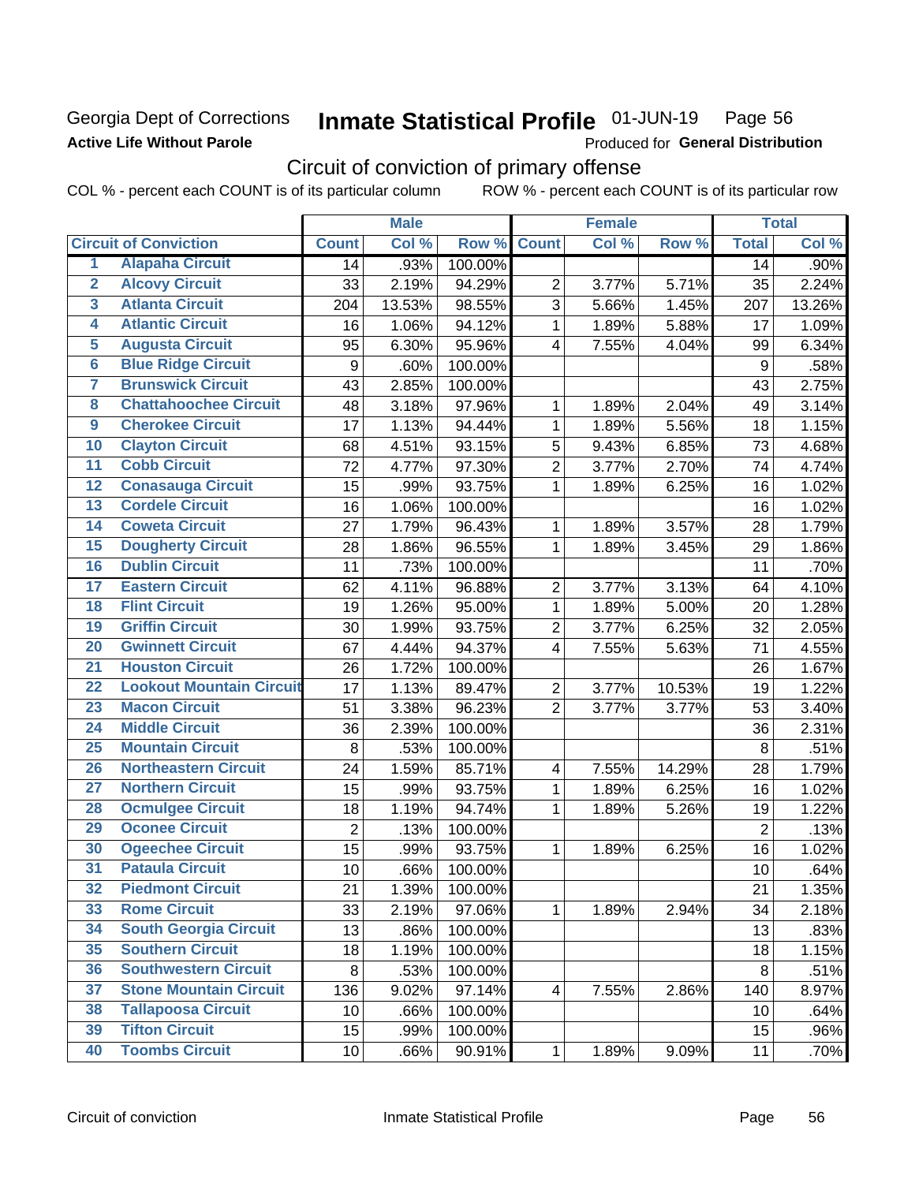Georgia Dept of Corrections **Inmate Statistical Profile** 01-JUN-19 Page 56

**Active Life Without Parole**

Produced for **General Distribution**

## Circuit of conviction of primary offense

COL % - percent each COUNT is of its particular column ROW % - percent each COUNT is of its particular row

| | | Male | | | Female | | | Total | |
|---|---|---|---|---|---|---|---|---|---|
| **Circuit of Conviction** | | **Count** | **Col %** | **Row %** | **Count** | **Col %** | **Row %** | **Total** | **Col %** |
| 1 | Alapaha Circuit | 14 | .93% | 100.00% | | | | 14 | .90% |
| 2 | Alcovy Circuit | 33 | 2.19% | 94.29% | 2 | 3.77% | 5.71% | 35 | 2.24% |
| 3 | Atlanta Circuit | 204 | 13.53% | 98.55% | 3 | 5.66% | 1.45% | 207 | 13.26% |
| 4 | Atlantic Circuit | 16 | 1.06% | 94.12% | 1 | 1.89% | 5.88% | 17 | 1.09% |
| 5 | Augusta Circuit | 95 | 6.30% | 95.96% | 4 | 7.55% | 4.04% | 99 | 6.34% |
| 6 | Blue Ridge Circuit | 9 | .60% | 100.00% | | | | 9 | .58% |
| 7 | Brunswick Circuit | 43 | 2.85% | 100.00% | | | | 43 | 2.75% |
| 8 | Chattahoochee Circuit | 48 | 3.18% | 97.96% | 1 | 1.89% | 2.04% | 49 | 3.14% |
| 9 | Cherokee Circuit | 17 | 1.13% | 94.44% | 1 | 1.89% | 5.56% | 18 | 1.15% |
| 10 | Clayton Circuit | 68 | 4.51% | 93.15% | 5 | 9.43% | 6.85% | 73 | 4.68% |
| 11 | Cobb Circuit | 72 | 4.77% | 97.30% | 2 | 3.77% | 2.70% | 74 | 4.74% |
| 12 | Conasauga Circuit | 15 | .99% | 93.75% | 1 | 1.89% | 6.25% | 16 | 1.02% |
| 13 | Cordele Circuit | 16 | 1.06% | 100.00% | | | | 16 | 1.02% |
| 14 | Coweta Circuit | 27 | 1.79% | 96.43% | 1 | 1.89% | 3.57% | 28 | 1.79% |
| 15 | Dougherty Circuit | 28 | 1.86% | 96.55% | 1 | 1.89% | 3.45% | 29 | 1.86% |
| 16 | Dublin Circuit | 11 | .73% | 100.00% | | | | 11 | .70% |
| 17 | Eastern Circuit | 62 | 4.11% | 96.88% | 2 | 3.77% | 3.13% | 64 | 4.10% |
| 18 | Flint Circuit | 19 | 1.26% | 95.00% | 1 | 1.89% | 5.00% | 20 | 1.28% |
| 19 | Griffin Circuit | 30 | 1.99% | 93.75% | 2 | 3.77% | 6.25% | 32 | 2.05% |
| 20 | Gwinnett Circuit | 67 | 4.44% | 94.37% | 4 | 7.55% | 5.63% | 71 | 4.55% |
| 21 | Houston Circuit | 26 | 1.72% | 100.00% | | | | 26 | 1.67% |
| 22 | Lookout Mountain Circuit | 17 | 1.13% | 89.47% | 2 | 3.77% | 10.53% | 19 | 1.22% |
| 23 | Macon Circuit | 51 | 3.38% | 96.23% | 2 | 3.77% | 3.77% | 53 | 3.40% |
| 24 | Middle Circuit | 36 | 2.39% | 100.00% | | | | 36 | 2.31% |
| 25 | Mountain Circuit | 8 | .53% | 100.00% | | | | 8 | .51% |
| 26 | Northeastern Circuit | 24 | 1.59% | 85.71% | 4 | 7.55% | 14.29% | 28 | 1.79% |
| 27 | Northern Circuit | 15 | .99% | 93.75% | 1 | 1.89% | 6.25% | 16 | 1.02% |
| 28 | Ocmulgee Circuit | 18 | 1.19% | 94.74% | 1 | 1.89% | 5.26% | 19 | 1.22% |
| 29 | Oconee Circuit | 2 | .13% | 100.00% | | | | 2 | .13% |
| 30 | Ogeechee Circuit | 15 | .99% | 93.75% | 1 | 1.89% | 6.25% | 16 | 1.02% |
| 31 | Pataula Circuit | 10 | .66% | 100.00% | | | | 10 | .64% |
| 32 | Piedmont Circuit | 21 | 1.39% | 100.00% | | | | 21 | 1.35% |
| 33 | Rome Circuit | 33 | 2.19% | 97.06% | 1 | 1.89% | 2.94% | 34 | 2.18% |
| 34 | South Georgia Circuit | 13 | .86% | 100.00% | | | | 13 | .83% |
| 35 | Southern Circuit | 18 | 1.19% | 100.00% | | | | 18 | 1.15% |
| 36 | Southwestern Circuit | 8 | .53% | 100.00% | | | | 8 | .51% |
| 37 | Stone Mountain Circuit | 136 | 9.02% | 97.14% | 4 | 7.55% | 2.86% | 140 | 8.97% |
| 38 | Tallapoosa Circuit | 10 | .66% | 100.00% | | | | 10 | .64% |
| 39 | Tifton Circuit | 15 | .99% | 100.00% | | | | 15 | .96% |
| 40 | Toombs Circuit | 10 | .66% | 90.91% | 1 | 1.89% | 9.09% | 11 | .70% |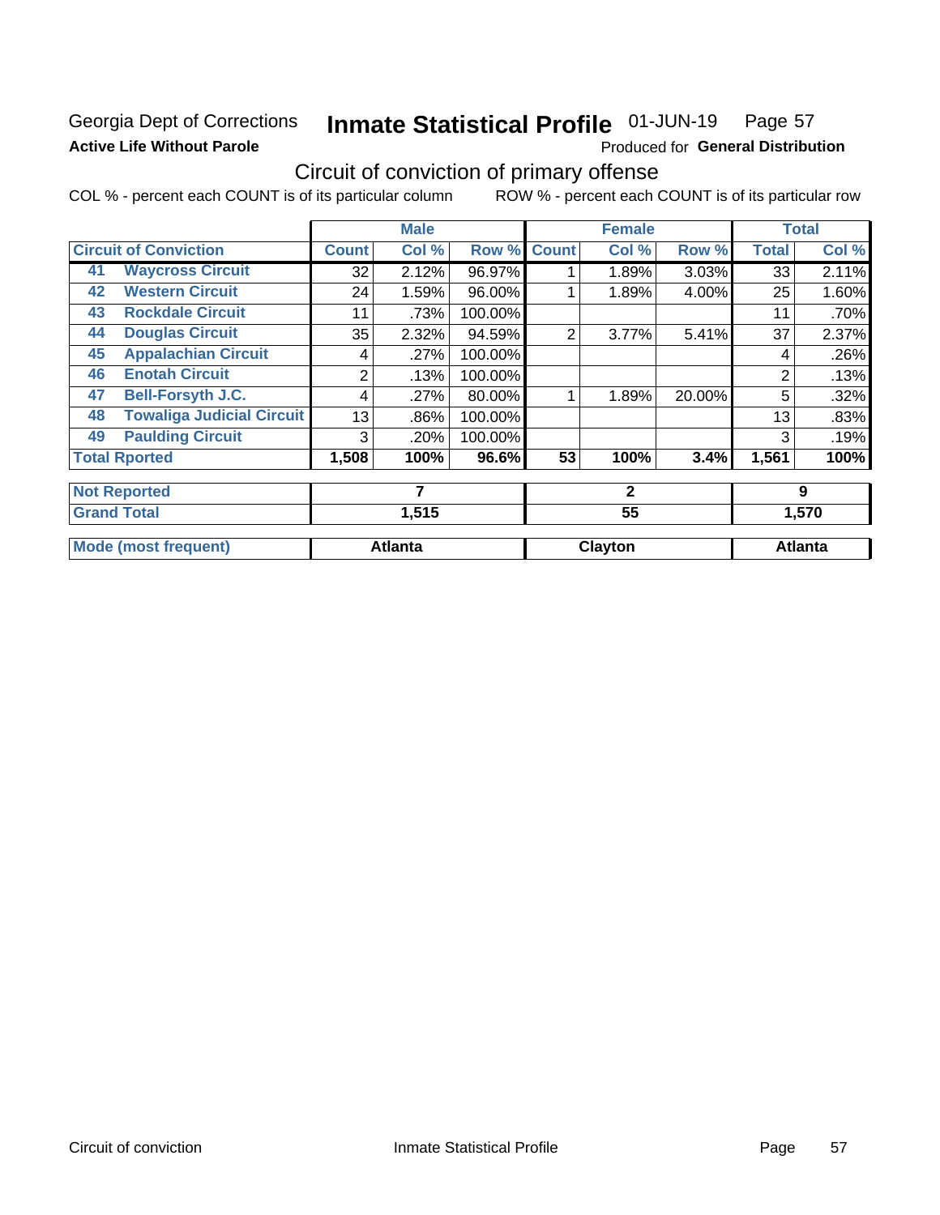Georgia Dept of Corrections

**Active Life Without Parole**

# Inmate Statistical Profile 01-JUN-19 Page 57

Produced for **General Distribution**

## Circuit of conviction of primary offense

COL % - percent each COUNT is of its particular column ROW % - percent each COUNT is of its particular row

| Circuit of Conviction | | Male | | | Female | | | Total | |
|---|---|---|---|---|---|---|---|---|---|
| | | Count | Col % | Row % | Count | Col % | Row % | Total | Col % |
| 41 | Waycross Circuit | 32 | 2.12% | 96.97% | 1 | 1.89% | 3.03% | 33 | 2.11% |
| 42 | Western Circuit | 24 | 1.59% | 96.00% | 1 | 1.89% | 4.00% | 25 | 1.60% |
| 43 | Rockdale Circuit | 11 | .73% | 100.00% | | | | 11 | .70% |
| 44 | Douglas Circuit | 35 | 2.32% | 94.59% | 2 | 3.77% | 5.41% | 37 | 2.37% |
| 45 | Appalachian Circuit | 4 | .27% | 100.00% | | | | 4 | .26% |
| 46 | Enotah Circuit | 2 | .13% | 100.00% | | | | 2 | .13% |
| 47 | Bell-Forsyth J.C. | 4 | .27% | 80.00% | 1 | 1.89% | 20.00% | 5 | .32% |
| 48 | Towaliga Judicial Circuit | 13 | .86% | 100.00% | | | | 13 | .83% |
| 49 | Paulding Circuit | 3 | .20% | 100.00% | | | | 3 | .19% |
| **Total Rported** | | **1,508** | **100%** | **96.6%** | **53** | **100%** | **3.4%** | **1,561** | **100%** |
| **Not Reported** | | **7** | | | **2** | | | **9** | |
| **Grand Total** | | **1,515** | | | **55** | | | **1,570** | |
| **Mode (most frequent)** | | **Atlanta** | | | **Clayton** | | | **Atlanta** | |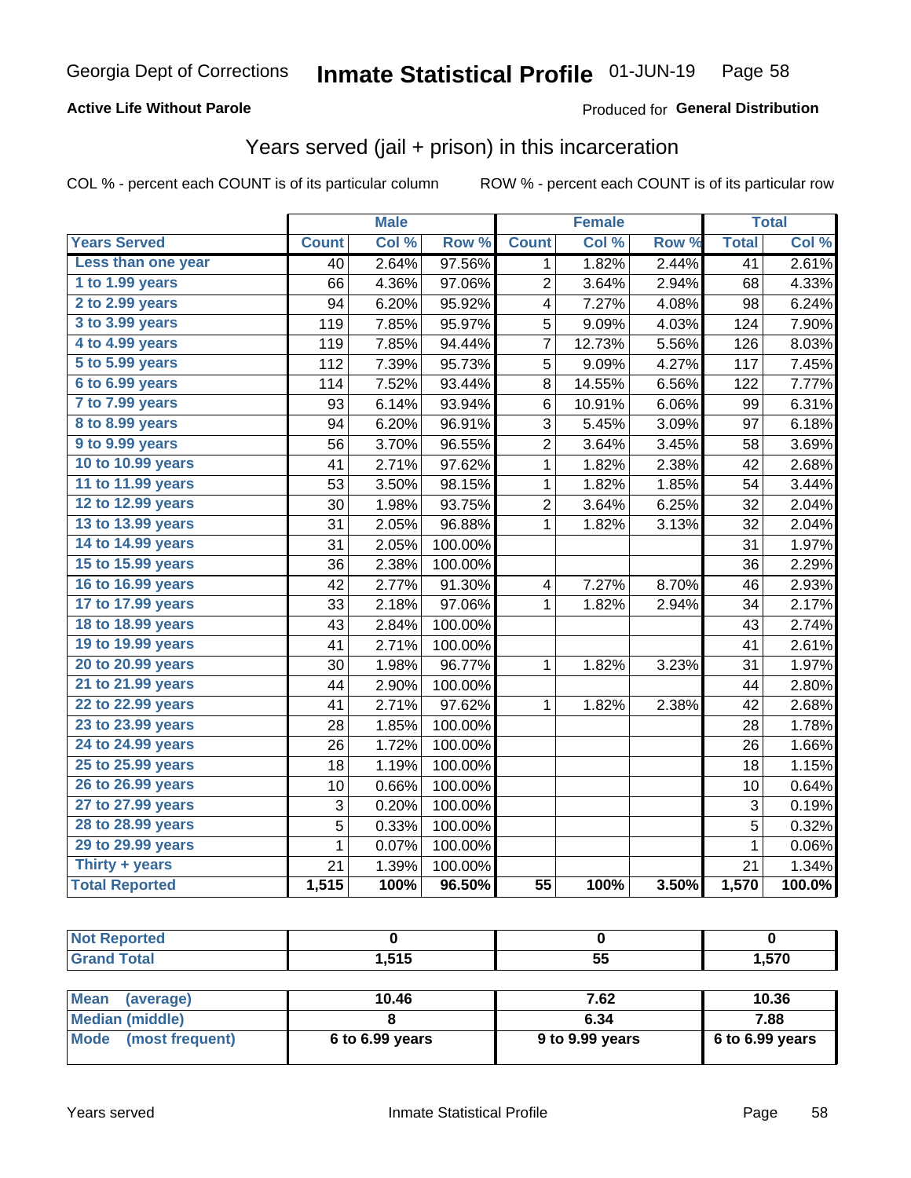Georgia Dept of Corrections **Inmate Statistical Profile** 01-JUN-19

**Active Life Without Parole**

Produced for **General Distribution**

## Years served (jail + prison) in this incarceration

COL % - percent each COUNT is of its particular column

ROW % - percent each COUNT is of its particular row

| | Male | | | Female | | | Total | |
|---|---|---|---|---|---|---|---|---|
| **Years Served** | **Count** | **Col %** | **Row %** | **Count** | **Col %** | **Row %** | **Total** | **Col %** |
| Less than one year | 40 | 2.64% | 97.56% | 1 | 1.82% | 2.44% | 41 | 2.61% |
| 1 to 1.99 years | 66 | 4.36% | 97.06% | 2 | 3.64% | 2.94% | 68 | 4.33% |
| 2 to 2.99 years | 94 | 6.20% | 95.92% | 4 | 7.27% | 4.08% | 98 | 6.24% |
| 3 to 3.99 years | 119 | 7.85% | 95.97% | 5 | 9.09% | 4.03% | 124 | 7.90% |
| 4 to 4.99 years | 119 | 7.85% | 94.44% | 7 | 12.73% | 5.56% | 126 | 8.03% |
| 5 to 5.99 years | 112 | 7.39% | 95.73% | 5 | 9.09% | 4.27% | 117 | 7.45% |
| 6 to 6.99 years | 114 | 7.52% | 93.44% | 8 | 14.55% | 6.56% | 122 | 7.77% |
| 7 to 7.99 years | 93 | 6.14% | 93.94% | 6 | 10.91% | 6.06% | 99 | 6.31% |
| 8 to 8.99 years | 94 | 6.20% | 96.91% | 3 | 5.45% | 3.09% | 97 | 6.18% |
| 9 to 9.99 years | 56 | 3.70% | 96.55% | 2 | 3.64% | 3.45% | 58 | 3.69% |
| 10 to 10.99 years | 41 | 2.71% | 97.62% | 1 | 1.82% | 2.38% | 42 | 2.68% |
| 11 to 11.99 years | 53 | 3.50% | 98.15% | 1 | 1.82% | 1.85% | 54 | 3.44% |
| 12 to 12.99 years | 30 | 1.98% | 93.75% | 2 | 3.64% | 6.25% | 32 | 2.04% |
| 13 to 13.99 years | 31 | 2.05% | 96.88% | 1 | 1.82% | 3.13% | 32 | 2.04% |
| 14 to 14.99 years | 31 | 2.05% | 100.00% | | | | 31 | 1.97% |
| 15 to 15.99 years | 36 | 2.38% | 100.00% | | | | 36 | 2.29% |
| 16 to 16.99 years | 42 | 2.77% | 91.30% | 4 | 7.27% | 8.70% | 46 | 2.93% |
| 17 to 17.99 years | 33 | 2.18% | 97.06% | 1 | 1.82% | 2.94% | 34 | 2.17% |
| 18 to 18.99 years | 43 | 2.84% | 100.00% | | | | 43 | 2.74% |
| 19 to 19.99 years | 41 | 2.71% | 100.00% | | | | 41 | 2.61% |
| 20 to 20.99 years | 30 | 1.98% | 96.77% | 1 | 1.82% | 3.23% | 31 | 1.97% |
| 21 to 21.99 years | 44 | 2.90% | 100.00% | | | | 44 | 2.80% |
| 22 to 22.99 years | 41 | 2.71% | 97.62% | 1 | 1.82% | 2.38% | 42 | 2.68% |
| 23 to 23.99 years | 28 | 1.85% | 100.00% | | | | 28 | 1.78% |
| 24 to 24.99 years | 26 | 1.72% | 100.00% | | | | 26 | 1.66% |
| 25 to 25.99 years | 18 | 1.19% | 100.00% | | | | 18 | 1.15% |
| 26 to 26.99 years | 10 | 0.66% | 100.00% | | | | 10 | 0.64% |
| 27 to 27.99 years | 3 | 0.20% | 100.00% | | | | 3 | 0.19% |
| 28 to 28.99 years | 5 | 0.33% | 100.00% | | | | 5 | 0.32% |
| 29 to 29.99 years | 1 | 0.07% | 100.00% | | | | 1 | 0.06% |
| Thirty + years | 21 | 1.39% | 100.00% | | | | 21 | 1.34% |
| **Total Reported** | **1,515** | **100%** | **96.50%** | **55** | **100%** | **3.50%** | **1,570** | **100.0%** |

| | Male | Female | Total |
|---|---|---|---|
| Not Reported | 0 | 0 | 0 |
| Grand Total | 1,515 | 55 | 1,570 |

| | Male | Female | Total |
|---|---|---|---|
| Mean (average) | 10.46 | 7.62 | 10.36 |
| Median (middle) | 8 | 6.34 | 7.88 |
| Mode (most frequent) | 6 to 6.99 years | 9 to 9.99 years | 6 to 6.99 years |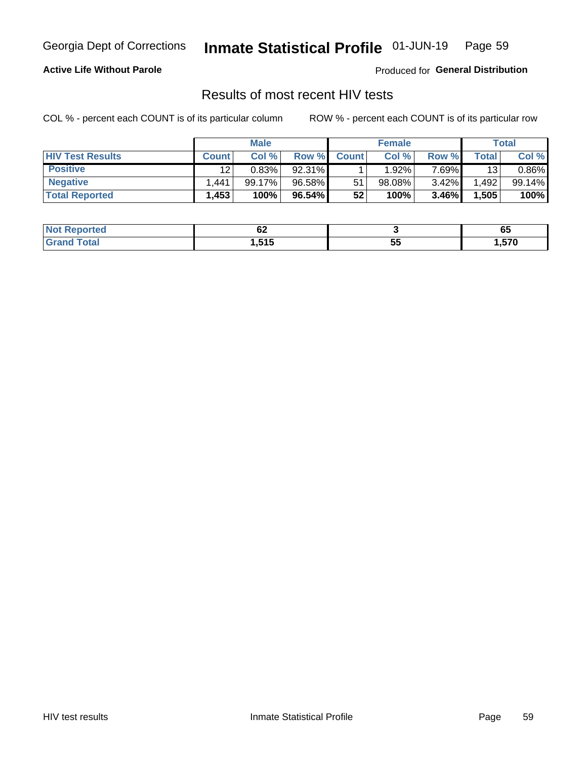Georgia Dept of Corrections **Inmate Statistical Profile** 01-JUN-19 Page 59

**Active Life Without Parole**

Produced for **General Distribution**

## Results of most recent HIV tests

COL % - percent each COUNT is of its particular column ROW % - percent each COUNT is of its particular row

| | Male | | | Female | | | Total | |
|---|---|---|---|---|---|---|---|---|
| **HIV Test Results** | **Count** | **Col %** | **Row %** | **Count** | **Col %** | **Row %** | **Total** | **Col %** |
| **Positive** | 12 | 0.83% | 92.31% | 1 | 1.92% | 7.69% | 13 | 0.86% |
| **Negative** | 1,441 | 99.17% | 96.58% | 51 | 98.08% | 3.42% | 1,492 | 99.14% |
| **Total Reported** | **1,453** | **100%** | **96.54%** | **52** | **100%** | **3.46%** | **1,505** | **100%** |

| | Male | Female | Total |
|---|---|---|---|
| **Not Reported** | **62** | **3** | **65** |
| **Grand Total** | **1,515** | **55** | **1,570** |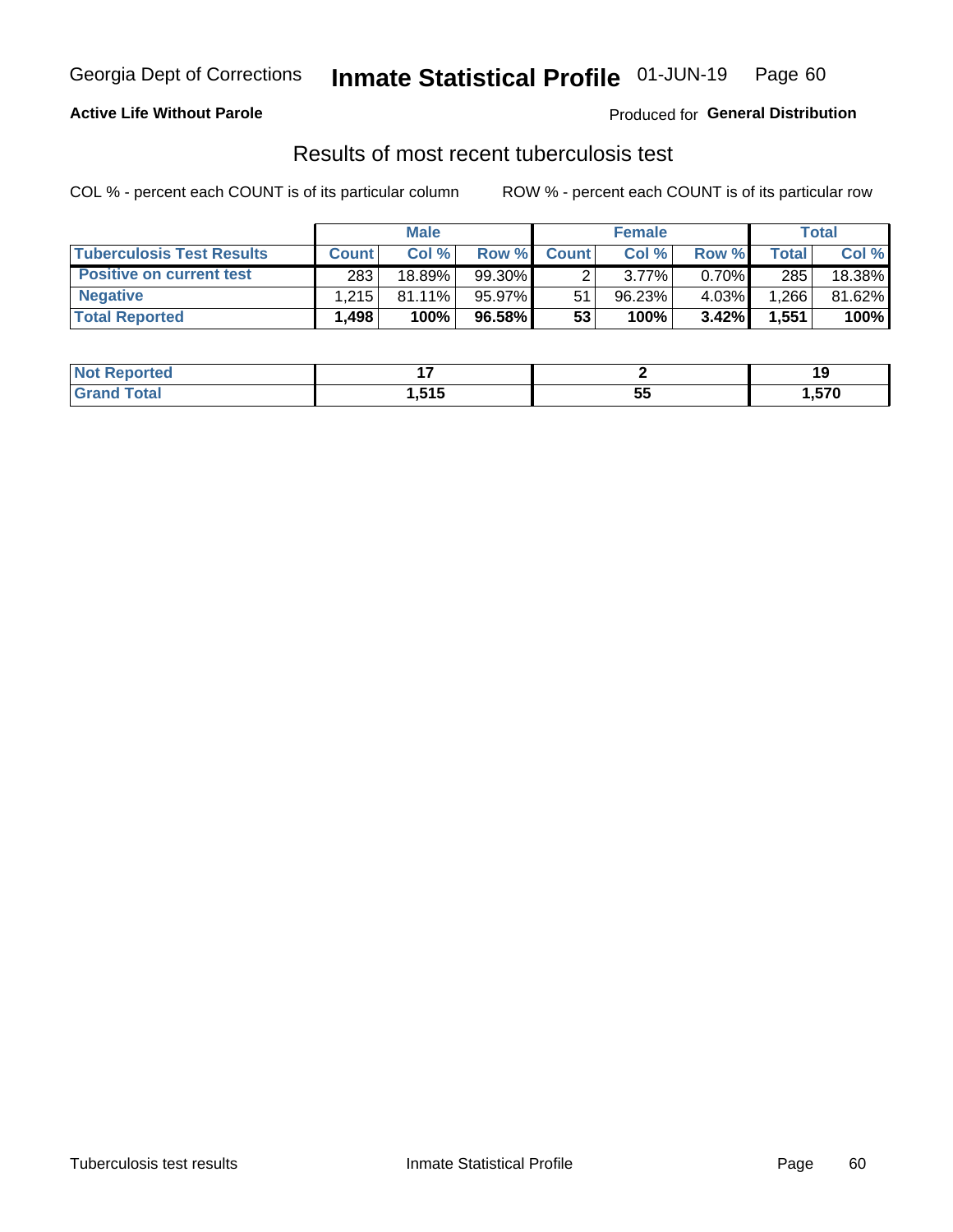**Active Life Without Parole**

Produced for **General Distribution**

## Results of most recent tuberculosis test

COL % - percent each COUNT is of its particular column

ROW % - percent each COUNT is of its particular row

| | Male | | | Female | | | Total | |
|---|---|---|---|---|---|---|---|---|
| **Tuberculosis Test Results** | **Count** | **Col %** | **Row %** | **Count** | **Col %** | **Row %** | **Total** | **Col %** |
| **Positive on current test** | 283 | 18.89% | 99.30% | 2 | 3.77% | 0.70% | 285 | 18.38% |
| **Negative** | 1,215 | 81.11% | 95.97% | 51 | 96.23% | 4.03% | 1,266 | 81.62% |
| **Total Reported** | **1,498** | **100%** | **96.58%** | **53** | **100%** | **3.42%** | **1,551** | **100%** |

| | Male | Female | Total |
|---|---|---|---|
| **Not Reported** | **17** | **2** | **19** |
| **Grand Total** | **1,515** | **55** | **1,570** |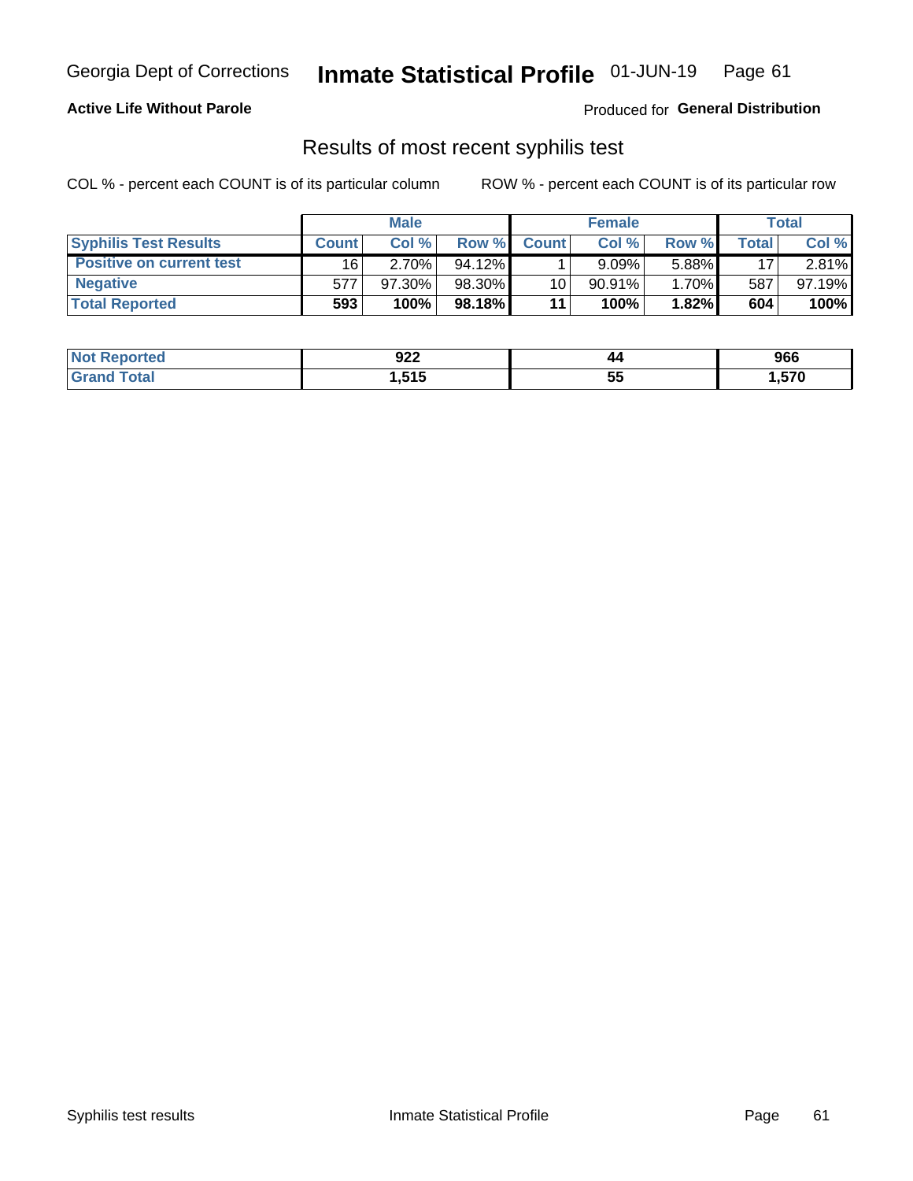Georgia Dept of Corrections **Inmate Statistical Profile** 01-JUN-19 Page 61

**Active Life Without Parole**

Produced for **General Distribution**

## Results of most recent syphilis test

COL % - percent each COUNT is of its particular column

ROW % - percent each COUNT is of its particular row

| | Male | | | Female | | | Total | |
|---|---|---|---|---|---|---|---|---|
| **Syphilis Test Results** | **Count** | **Col %** | **Row %** | **Count** | **Col %** | **Row %** | **Total** | **Col %** |
| **Positive on current test** | 16 | 2.70% | 94.12% | 1 | 9.09% | 5.88% | 17 | 2.81% |
| **Negative** | 577 | 97.30% | 98.30% | 10 | 90.91% | 1.70% | 587 | 97.19% |
| **Total Reported** | **593** | **100%** | **98.18%** | **11** | **100%** | **1.82%** | **604** | **100%** |

| | Male | Female | Total |
|---|---|---|---|
| **Not Reported** | **922** | **44** | **966** |
| **Grand Total** | **1,515** | **55** | **1,570** |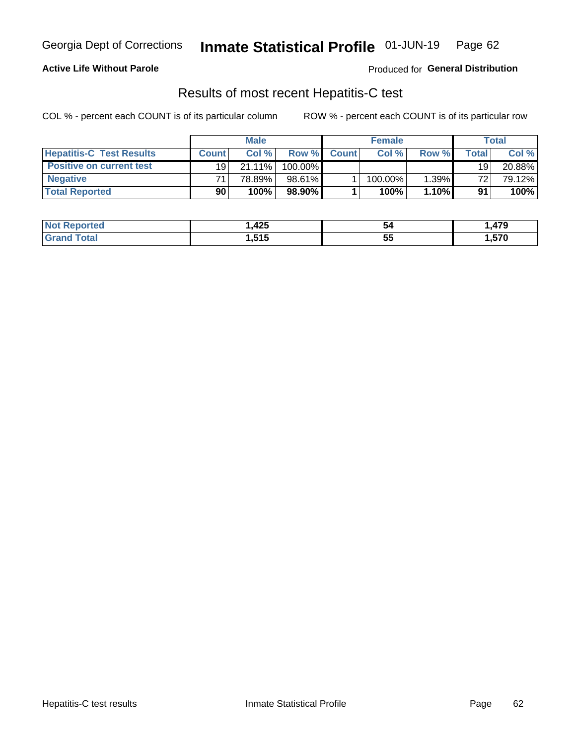Georgia Dept of Corrections **Inmate Statistical Profile** 01-JUN-19

**Active Life Without Parole**

Produced for **General Distribution**

## Results of most recent Hepatitis-C test

COL % - percent each COUNT is of its particular column ROW % - percent each COUNT is of its particular row

| | Male | | | Female | | | Total | |
|---|---|---|---|---|---|---|---|---|
| **Hepatitis-C Test Results** | **Count** | **Col %** | **Row %** | **Count** | **Col %** | **Row %** | **Total** | **Col %** |
| **Positive on current test** | 19 | 21.11% | 100.00% | | | | 19 | 20.88% |
| **Negative** | 71 | 78.89% | 98.61% | 1 | 100.00% | 1.39% | 72 | 79.12% |
| **Total Reported** | **90** | **100%** | **98.90%** | **1** | **100%** | **1.10%** | **91** | **100%** |

| | Male | Female | Total |
|---|---|---|---|
| **Not Reported** | **1,425** | **54** | **1,479** |
| **Grand Total** | **1,515** | **55** | **1,570** |

Hepatitis-C test results Inmate Statistical Profile